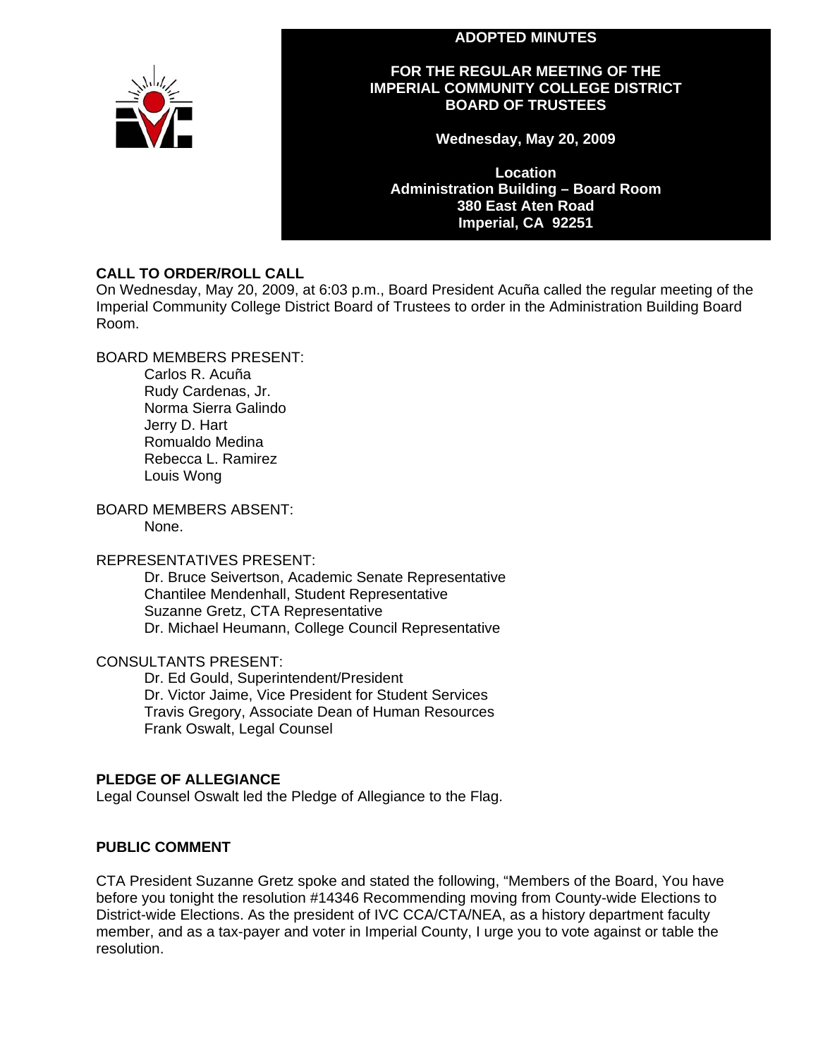# ADOPTED MINUTES

## FOR THE REGULAR MEETING OF THE IMPERIAL COMMUNITY COLLEGE DISTRICT BOARD OF TRUSTEES

**Wednesday, May 20, 2009**

**Location**
**Administration Building – Board Room**
**380 East Aten Road**
**Imperial, CA 92251**

### CALL TO ORDER/ROLL CALL

On Wednesday, May 20, 2009, at 6:03 p.m., Board President Acuña called the regular meeting of the Imperial Community College District Board of Trustees to order in the Administration Building Board Room.

BOARD MEMBERS PRESENT:

- Carlos R. Acuña
- Rudy Cardenas, Jr.
- Norma Sierra Galindo
- Jerry D. Hart
- Romualdo Medina
- Rebecca L. Ramirez
- Louis Wong

BOARD MEMBERS ABSENT:

- None.

REPRESENTATIVES PRESENT:

- Dr. Bruce Seivertson, Academic Senate Representative
- Chantilee Mendenhall, Student Representative
- Suzanne Gretz, CTA Representative
- Dr. Michael Heumann, College Council Representative

CONSULTANTS PRESENT:

- Dr. Ed Gould, Superintendent/President
- Dr. Victor Jaime, Vice President for Student Services
- Travis Gregory, Associate Dean of Human Resources
- Frank Oswalt, Legal Counsel

### PLEDGE OF ALLEGIANCE

Legal Counsel Oswalt led the Pledge of Allegiance to the Flag.

### PUBLIC COMMENT

CTA President Suzanne Gretz spoke and stated the following, "Members of the Board, You have before you tonight the resolution #14346 Recommending moving from County-wide Elections to District-wide Elections. As the president of IVC CCA/CTA/NEA, as a history department faculty member, and as a tax-payer and voter in Imperial County, I urge you to vote against or table the resolution.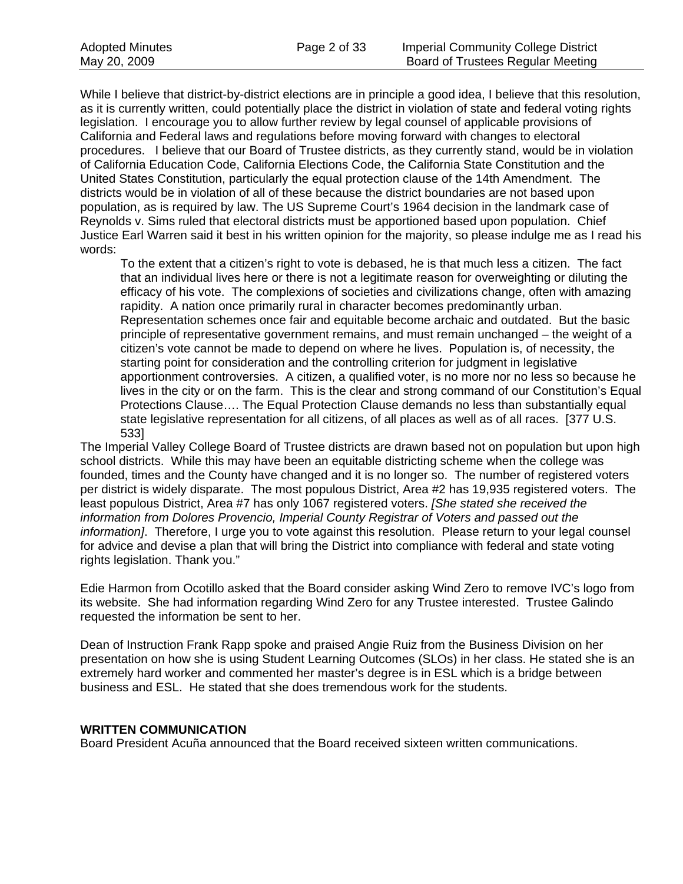While I believe that district-by-district elections are in principle a good idea, I believe that this resolution, as it is currently written, could potentially place the district in violation of state and federal voting rights legislation. I encourage you to allow further review by legal counsel of applicable provisions of California and Federal laws and regulations before moving forward with changes to electoral procedures. I believe that our Board of Trustee districts, as they currently stand, would be in violation of California Education Code, California Elections Code, the California State Constitution and the United States Constitution, particularly the equal protection clause of the 14th Amendment. The districts would be in violation of all of these because the district boundaries are not based upon population, as is required by law. The US Supreme Court's 1964 decision in the landmark case of Reynolds v. Sims ruled that electoral districts must be apportioned based upon population. Chief Justice Earl Warren said it best in his written opinion for the majority, so please indulge me as I read his words:

> To the extent that a citizen's right to vote is debased, he is that much less a citizen. The fact that an individual lives here or there is not a legitimate reason for overweighting or diluting the efficacy of his vote. The complexions of societies and civilizations change, often with amazing rapidity. A nation once primarily rural in character becomes predominantly urban. Representation schemes once fair and equitable become archaic and outdated. But the basic principle of representative government remains, and must remain unchanged – the weight of a citizen's vote cannot be made to depend on where he lives. Population is, of necessity, the starting point for consideration and the controlling criterion for judgment in legislative apportionment controversies. A citizen, a qualified voter, is no more nor no less so because he lives in the city or on the farm. This is the clear and strong command of our Constitution's Equal Protections Clause…. The Equal Protection Clause demands no less than substantially equal state legislative representation for all citizens, of all places as well as of all races. [377 U.S. 533]

The Imperial Valley College Board of Trustee districts are drawn based not on population but upon high school districts. While this may have been an equitable districting scheme when the college was founded, times and the County have changed and it is no longer so. The number of registered voters per district is widely disparate. The most populous District, Area #2 has 19,935 registered voters. The least populous District, Area #7 has only 1067 registered voters. *[She stated she received the information from Dolores Provencio, Imperial County Registrar of Voters and passed out the information]*. Therefore, I urge you to vote against this resolution. Please return to your legal counsel for advice and devise a plan that will bring the District into compliance with federal and state voting rights legislation. Thank you."

Edie Harmon from Ocotillo asked that the Board consider asking Wind Zero to remove IVC's logo from its website. She had information regarding Wind Zero for any Trustee interested. Trustee Galindo requested the information be sent to her.

Dean of Instruction Frank Rapp spoke and praised Angie Ruiz from the Business Division on her presentation on how she is using Student Learning Outcomes (SLOs) in her class. He stated she is an extremely hard worker and commented her master's degree is in ESL which is a bridge between business and ESL. He stated that she does tremendous work for the students.

**WRITTEN COMMUNICATION**

Board President Acuña announced that the Board received sixteen written communications.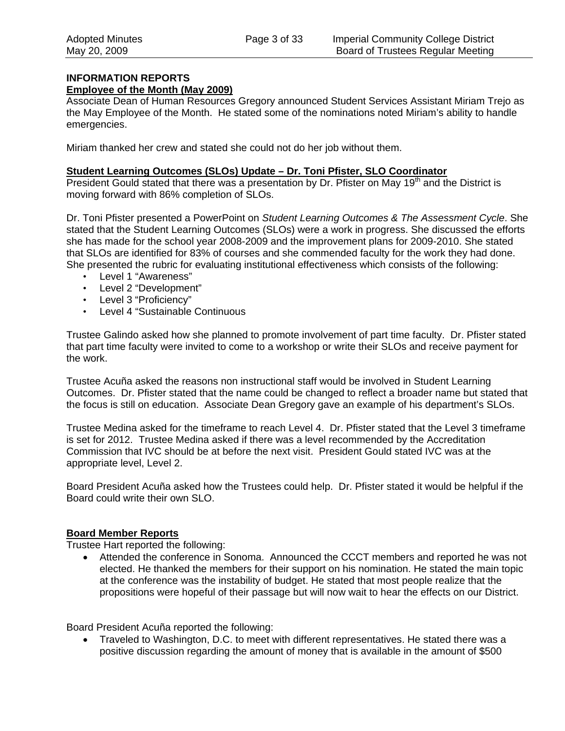## INFORMATION REPORTS

### Employee of the Month (May 2009)

Associate Dean of Human Resources Gregory announced Student Services Assistant Miriam Trejo as the May Employee of the Month. He stated some of the nominations noted Miriam's ability to handle emergencies.

Miriam thanked her crew and stated she could not do her job without them.

### Student Learning Outcomes (SLOs) Update – Dr. Toni Pfister, SLO Coordinator

President Gould stated that there was a presentation by Dr. Pfister on May 19th and the District is moving forward with 86% completion of SLOs.

Dr. Toni Pfister presented a PowerPoint on *Student Learning Outcomes & The Assessment Cycle*. She stated that the Student Learning Outcomes (SLOs) were a work in progress. She discussed the efforts she has made for the school year 2008-2009 and the improvement plans for 2009-2010. She stated that SLOs are identified for 83% of courses and she commended faculty for the work they had done. She presented the rubric for evaluating institutional effectiveness which consists of the following:

- Level 1 "Awareness"
- Level 2 "Development"
- Level 3 "Proficiency"
- Level 4 "Sustainable Continuous

Trustee Galindo asked how she planned to promote involvement of part time faculty. Dr. Pfister stated that part time faculty were invited to come to a workshop or write their SLOs and receive payment for the work.

Trustee Acuña asked the reasons non instructional staff would be involved in Student Learning Outcomes. Dr. Pfister stated that the name could be changed to reflect a broader name but stated that the focus is still on education. Associate Dean Gregory gave an example of his department's SLOs.

Trustee Medina asked for the timeframe to reach Level 4. Dr. Pfister stated that the Level 3 timeframe is set for 2012. Trustee Medina asked if there was a level recommended by the Accreditation Commission that IVC should be at before the next visit. President Gould stated IVC was at the appropriate level, Level 2.

Board President Acuña asked how the Trustees could help. Dr. Pfister stated it would be helpful if the Board could write their own SLO.

### Board Member Reports

Trustee Hart reported the following:

- Attended the conference in Sonoma. Announced the CCCT members and reported he was not elected. He thanked the members for their support on his nomination. He stated the main topic at the conference was the instability of budget. He stated that most people realize that the propositions were hopeful of their passage but will now wait to hear the effects on our District.

Board President Acuña reported the following:

- Traveled to Washington, D.C. to meet with different representatives. He stated there was a positive discussion regarding the amount of money that is available in the amount of $500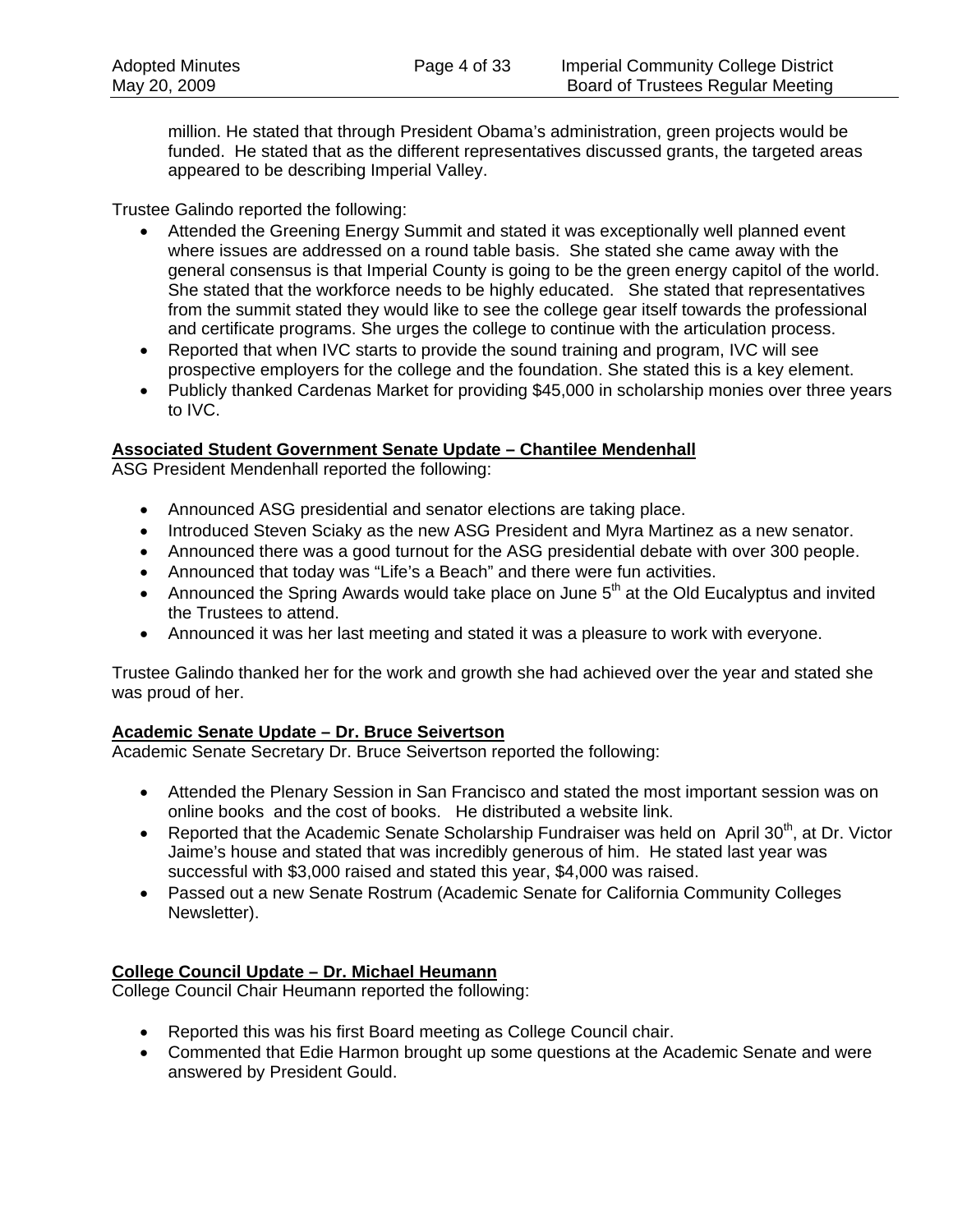million. He stated that through President Obama's administration, green projects would be funded. He stated that as the different representatives discussed grants, the targeted areas appeared to be describing Imperial Valley.

Trustee Galindo reported the following:

- Attended the Greening Energy Summit and stated it was exceptionally well planned event where issues are addressed on a round table basis. She stated she came away with the general consensus is that Imperial County is going to be the green energy capitol of the world. She stated that the workforce needs to be highly educated. She stated that representatives from the summit stated they would like to see the college gear itself towards the professional and certificate programs. She urges the college to continue with the articulation process.
- Reported that when IVC starts to provide the sound training and program, IVC will see prospective employers for the college and the foundation. She stated this is a key element.
- Publicly thanked Cardenas Market for providing $45,000 in scholarship monies over three years to IVC.

**Associated Student Government Senate Update – Chantilee Mendenhall**

ASG President Mendenhall reported the following:

- Announced ASG presidential and senator elections are taking place.
- Introduced Steven Sciaky as the new ASG President and Myra Martinez as a new senator.
- Announced there was a good turnout for the ASG presidential debate with over 300 people.
- Announced that today was "Life's a Beach" and there were fun activities.
- Announced the Spring Awards would take place on June 5th at the Old Eucalyptus and invited the Trustees to attend.
- Announced it was her last meeting and stated it was a pleasure to work with everyone.

Trustee Galindo thanked her for the work and growth she had achieved over the year and stated she was proud of her.

**Academic Senate Update – Dr. Bruce Seivertson**

Academic Senate Secretary Dr. Bruce Seivertson reported the following:

- Attended the Plenary Session in San Francisco and stated the most important session was on online books and the cost of books. He distributed a website link.
- Reported that the Academic Senate Scholarship Fundraiser was held on April 30th, at Dr. Victor Jaime's house and stated that was incredibly generous of him. He stated last year was successful with $3,000 raised and stated this year, $4,000 was raised.
- Passed out a new Senate Rostrum (Academic Senate for California Community Colleges Newsletter).

**College Council Update – Dr. Michael Heumann**

College Council Chair Heumann reported the following:

- Reported this was his first Board meeting as College Council chair.
- Commented that Edie Harmon brought up some questions at the Academic Senate and were answered by President Gould.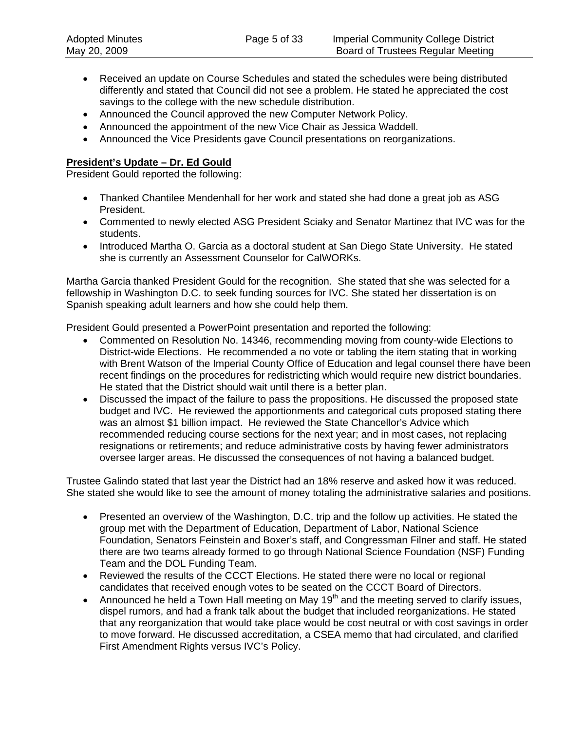- Received an update on Course Schedules and stated the schedules were being distributed differently and stated that Council did not see a problem. He stated he appreciated the cost savings to the college with the new schedule distribution.
- Announced the Council approved the new Computer Network Policy.
- Announced the appointment of the new Vice Chair as Jessica Waddell.
- Announced the Vice Presidents gave Council presentations on reorganizations.

**President's Update – Dr. Ed Gould**

President Gould reported the following:

- Thanked Chantilee Mendenhall for her work and stated she had done a great job as ASG President.
- Commented to newly elected ASG President Sciaky and Senator Martinez that IVC was for the students.
- Introduced Martha O. Garcia as a doctoral student at San Diego State University. He stated she is currently an Assessment Counselor for CalWORKs.

Martha Garcia thanked President Gould for the recognition. She stated that she was selected for a fellowship in Washington D.C. to seek funding sources for IVC. She stated her dissertation is on Spanish speaking adult learners and how she could help them.

President Gould presented a PowerPoint presentation and reported the following:

- Commented on Resolution No. 14346, recommending moving from county-wide Elections to District-wide Elections. He recommended a no vote or tabling the item stating that in working with Brent Watson of the Imperial County Office of Education and legal counsel there have been recent findings on the procedures for redistricting which would require new district boundaries. He stated that the District should wait until there is a better plan.
- Discussed the impact of the failure to pass the propositions. He discussed the proposed state budget and IVC. He reviewed the apportionments and categorical cuts proposed stating there was an almost $1 billion impact. He reviewed the State Chancellor's Advice which recommended reducing course sections for the next year; and in most cases, not replacing resignations or retirements; and reduce administrative costs by having fewer administrators oversee larger areas. He discussed the consequences of not having a balanced budget.

Trustee Galindo stated that last year the District had an 18% reserve and asked how it was reduced. She stated she would like to see the amount of money totaling the administrative salaries and positions.

- Presented an overview of the Washington, D.C. trip and the follow up activities. He stated the group met with the Department of Education, Department of Labor, National Science Foundation, Senators Feinstein and Boxer's staff, and Congressman Filner and staff. He stated there are two teams already formed to go through National Science Foundation (NSF) Funding Team and the DOL Funding Team.
- Reviewed the results of the CCCT Elections. He stated there were no local or regional candidates that received enough votes to be seated on the CCCT Board of Directors.
- Announced he held a Town Hall meeting on May 19th and the meeting served to clarify issues, dispel rumors, and had a frank talk about the budget that included reorganizations. He stated that any reorganization that would take place would be cost neutral or with cost savings in order to move forward. He discussed accreditation, a CSEA memo that had circulated, and clarified First Amendment Rights versus IVC's Policy.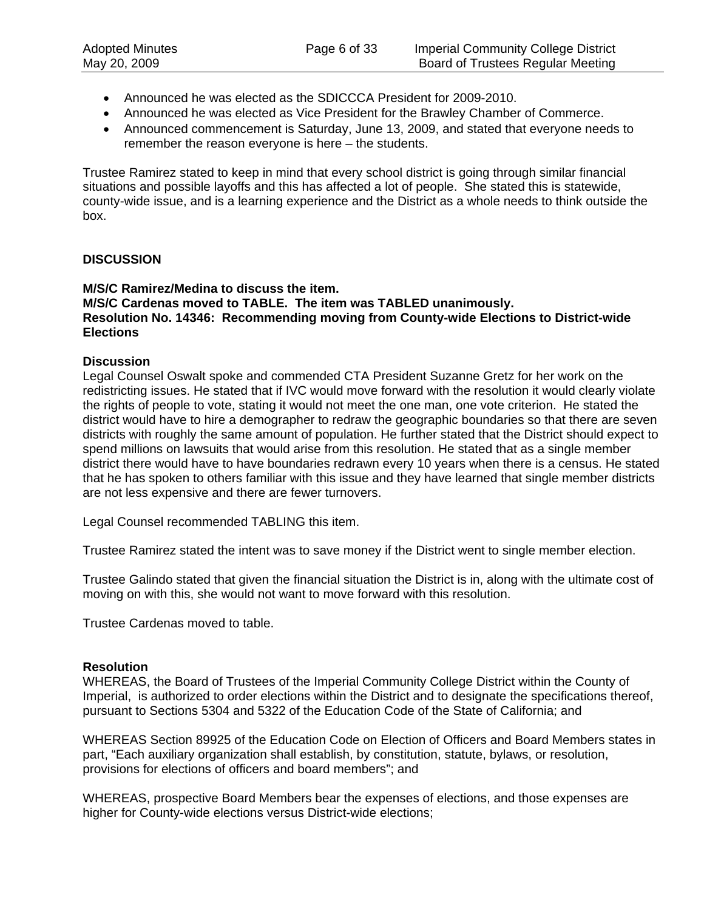- Announced he was elected as the SDICCCA President for 2009-2010.
- Announced he was elected as Vice President for the Brawley Chamber of Commerce.
- Announced commencement is Saturday, June 13, 2009, and stated that everyone needs to remember the reason everyone is here – the students.

Trustee Ramirez stated to keep in mind that every school district is going through similar financial situations and possible layoffs and this has affected a lot of people. She stated this is statewide, county-wide issue, and is a learning experience and the District as a whole needs to think outside the box.

**DISCUSSION**

**M/S/C Ramirez/Medina to discuss the item.**
**M/S/C Cardenas moved to TABLE. The item was TABLED unanimously.**
**Resolution No. 14346: Recommending moving from County-wide Elections to District-wide Elections**

**Discussion**
Legal Counsel Oswalt spoke and commended CTA President Suzanne Gretz for her work on the redistricting issues. He stated that if IVC would move forward with the resolution it would clearly violate the rights of people to vote, stating it would not meet the one man, one vote criterion. He stated the district would have to hire a demographer to redraw the geographic boundaries so that there are seven districts with roughly the same amount of population. He further stated that the District should expect to spend millions on lawsuits that would arise from this resolution. He stated that as a single member district there would have to have boundaries redrawn every 10 years when there is a census. He stated that he has spoken to others familiar with this issue and they have learned that single member districts are not less expensive and there are fewer turnovers.

Legal Counsel recommended TABLING this item.

Trustee Ramirez stated the intent was to save money if the District went to single member election.

Trustee Galindo stated that given the financial situation the District is in, along with the ultimate cost of moving on with this, she would not want to move forward with this resolution.

Trustee Cardenas moved to table.

**Resolution**
WHEREAS, the Board of Trustees of the Imperial Community College District within the County of Imperial, is authorized to order elections within the District and to designate the specifications thereof, pursuant to Sections 5304 and 5322 of the Education Code of the State of California; and

WHEREAS Section 89925 of the Education Code on Election of Officers and Board Members states in part, "Each auxiliary organization shall establish, by constitution, statute, bylaws, or resolution, provisions for elections of officers and board members"; and

WHEREAS, prospective Board Members bear the expenses of elections, and those expenses are higher for County-wide elections versus District-wide elections;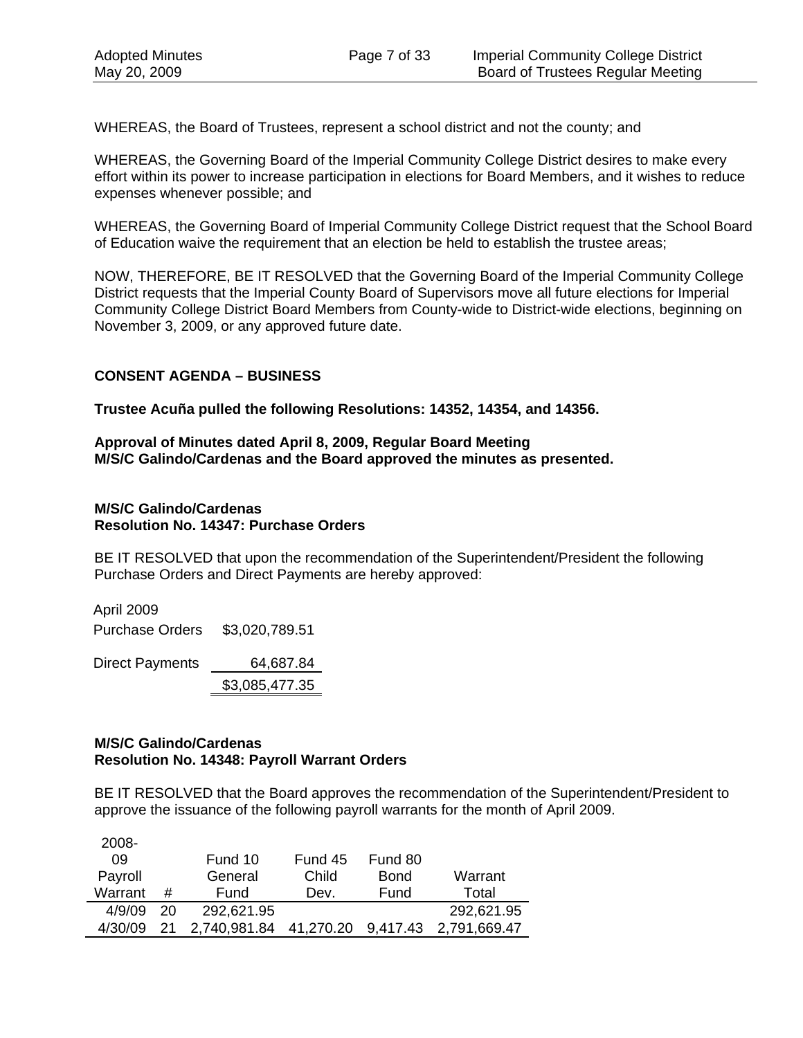WHEREAS, the Board of Trustees, represent a school district and not the county; and

WHEREAS, the Governing Board of the Imperial Community College District desires to make every effort within its power to increase participation in elections for Board Members, and it wishes to reduce expenses whenever possible; and

WHEREAS, the Governing Board of Imperial Community College District request that the School Board of Education waive the requirement that an election be held to establish the trustee areas;

NOW, THEREFORE, BE IT RESOLVED that the Governing Board of the Imperial Community College District requests that the Imperial County Board of Supervisors move all future elections for Imperial Community College District Board Members from County-wide to District-wide elections, beginning on November 3, 2009, or any approved future date.

**CONSENT AGENDA – BUSINESS**

**Trustee Acuña pulled the following Resolutions: 14352, 14354, and 14356.**

**Approval of Minutes dated April 8, 2009, Regular Board Meeting**
**M/S/C Galindo/Cardenas and the Board approved the minutes as presented.**

**M/S/C Galindo/Cardenas**
**Resolution No. 14347: Purchase Orders**

BE IT RESOLVED that upon the recommendation of the Superintendent/President the following Purchase Orders and Direct Payments are hereby approved:

| April 2009 | |
|---|---|
| Purchase Orders | $3,020,789.51 |
| Direct Payments | 64,687.84 |
| | $3,085,477.35 |

**M/S/C Galindo/Cardenas**
**Resolution No. 14348: Payroll Warrant Orders**

BE IT RESOLVED that the Board approves the recommendation of the Superintendent/President to approve the issuance of the following payroll warrants for the month of April 2009.

| 2008-09 Payroll Warrant | # | Fund 10 General Fund | Fund 45 Child Dev. | Fund 80 Bond Fund | Warrant Total |
|---|---|---|---|---|---|
| 4/9/09 | 20 | 292,621.95 | | | 292,621.95 |
| 4/30/09 | 21 | 2,740,981.84 | 41,270.20 | 9,417.43 | 2,791,669.47 |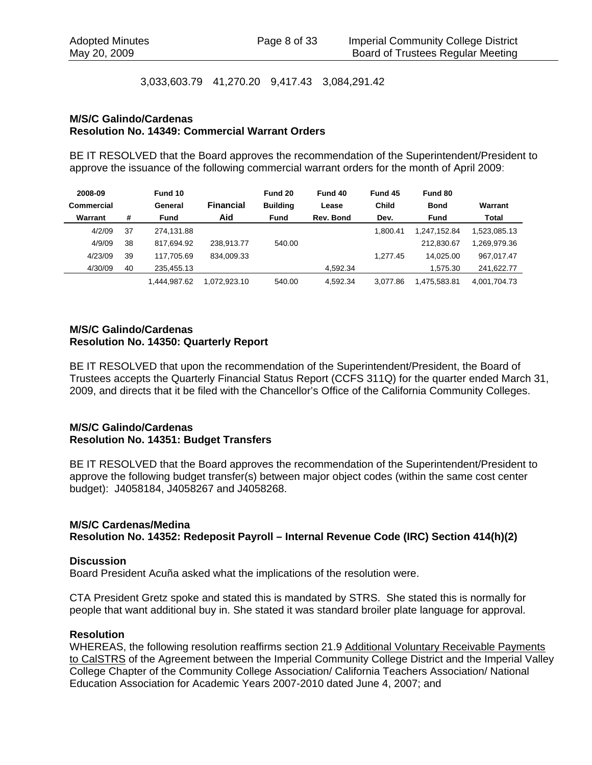3,033,603.79 41,270.20 9,417.43 3,084,291.42

**M/S/C Galindo/Cardenas**
**Resolution No. 14349: Commercial Warrant Orders**

BE IT RESOLVED that the Board approves the recommendation of the Superintendent/President to approve the issuance of the following commercial warrant orders for the month of April 2009:

| 2008-09 Commercial Warrant | # | Fund 10 General Fund | Financial Aid | Fund 20 Building Fund | Fund 40 Lease Rev. Bond | Fund 45 Child Dev. | Fund 80 Bond Fund | Warrant Total |
|---|---|---|---|---|---|---|---|---|
| 4/2/09 | 37 | 274,131.88 | | | | 1,800.41 | 1,247,152.84 | 1,523,085.13 |
| 4/9/09 | 38 | 817,694.92 | 238,913.77 | 540.00 | | | 212,830.67 | 1,269,979.36 |
| 4/23/09 | 39 | 117,705.69 | 834,009.33 | | | 1,277.45 | 14,025.00 | 967,017.47 |
| 4/30/09 | 40 | 235,455.13 | | | 4,592.34 | | 1,575.30 | 241,622.77 |
| | | 1,444,987.62 | 1,072,923.10 | 540.00 | 4,592.34 | 3,077.86 | 1,475,583.81 | 4,001,704.73 |

**M/S/C Galindo/Cardenas**
**Resolution No. 14350: Quarterly Report**

BE IT RESOLVED that upon the recommendation of the Superintendent/President, the Board of Trustees accepts the Quarterly Financial Status Report (CCFS 311Q) for the quarter ended March 31, 2009, and directs that it be filed with the Chancellor's Office of the California Community Colleges.

**M/S/C Galindo/Cardenas**
**Resolution No. 14351: Budget Transfers**

BE IT RESOLVED that the Board approves the recommendation of the Superintendent/President to approve the following budget transfer(s) between major object codes (within the same cost center budget): J4058184, J4058267 and J4058268.

**M/S/C Cardenas/Medina**
**Resolution No. 14352: Redeposit Payroll – Internal Revenue Code (IRC) Section 414(h)(2)**

**Discussion**
Board President Acuña asked what the implications of the resolution were.

CTA President Gretz spoke and stated this is mandated by STRS. She stated this is normally for people that want additional buy in. She stated it was standard broiler plate language for approval.

**Resolution**
WHEREAS, the following resolution reaffirms section 21.9 Additional Voluntary Receivable Payments to CalSTRS of the Agreement between the Imperial Community College District and the Imperial Valley College Chapter of the Community College Association/ California Teachers Association/ National Education Association for Academic Years 2007-2010 dated June 4, 2007; and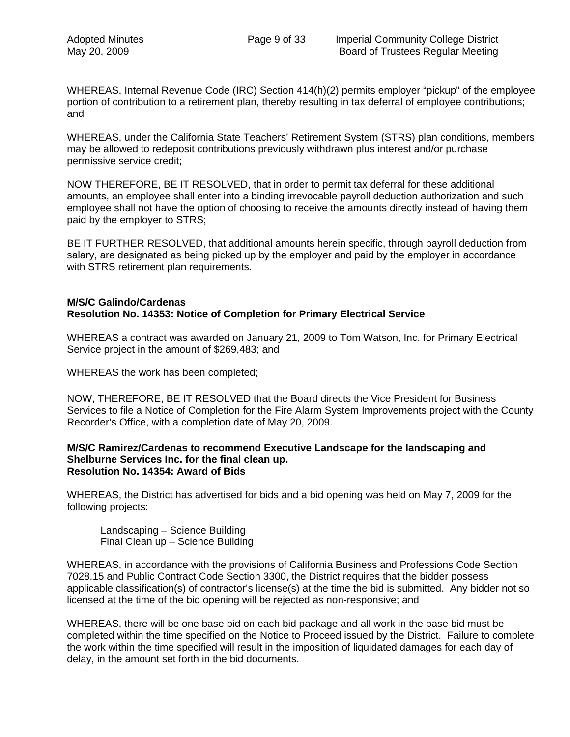WHEREAS, Internal Revenue Code (IRC) Section 414(h)(2) permits employer "pickup" of the employee portion of contribution to a retirement plan, thereby resulting in tax deferral of employee contributions; and

WHEREAS, under the California State Teachers' Retirement System (STRS) plan conditions, members may be allowed to redeposit contributions previously withdrawn plus interest and/or purchase permissive service credit;

NOW THEREFORE, BE IT RESOLVED, that in order to permit tax deferral for these additional amounts, an employee shall enter into a binding irrevocable payroll deduction authorization and such employee shall not have the option of choosing to receive the amounts directly instead of having them paid by the employer to STRS;

BE IT FURTHER RESOLVED, that additional amounts herein specific, through payroll deduction from salary, are designated as being picked up by the employer and paid by the employer in accordance with STRS retirement plan requirements.

**M/S/C Galindo/Cardenas**
**Resolution No. 14353: Notice of Completion for Primary Electrical Service**

WHEREAS a contract was awarded on January 21, 2009 to Tom Watson, Inc. for Primary Electrical Service project in the amount of $269,483; and

WHEREAS the work has been completed;

NOW, THEREFORE, BE IT RESOLVED that the Board directs the Vice President for Business Services to file a Notice of Completion for the Fire Alarm System Improvements project with the County Recorder's Office, with a completion date of May 20, 2009.

**M/S/C Ramirez/Cardenas to recommend Executive Landscape for the landscaping and Shelburne Services Inc. for the final clean up.**
**Resolution No. 14354: Award of Bids**

WHEREAS, the District has advertised for bids and a bid opening was held on May 7, 2009 for the following projects:

Landscaping – Science Building
Final Clean up – Science Building

WHEREAS, in accordance with the provisions of California Business and Professions Code Section 7028.15 and Public Contract Code Section 3300, the District requires that the bidder possess applicable classification(s) of contractor's license(s) at the time the bid is submitted. Any bidder not so licensed at the time of the bid opening will be rejected as non-responsive; and

WHEREAS, there will be one base bid on each bid package and all work in the base bid must be completed within the time specified on the Notice to Proceed issued by the District. Failure to complete the work within the time specified will result in the imposition of liquidated damages for each day of delay, in the amount set forth in the bid documents.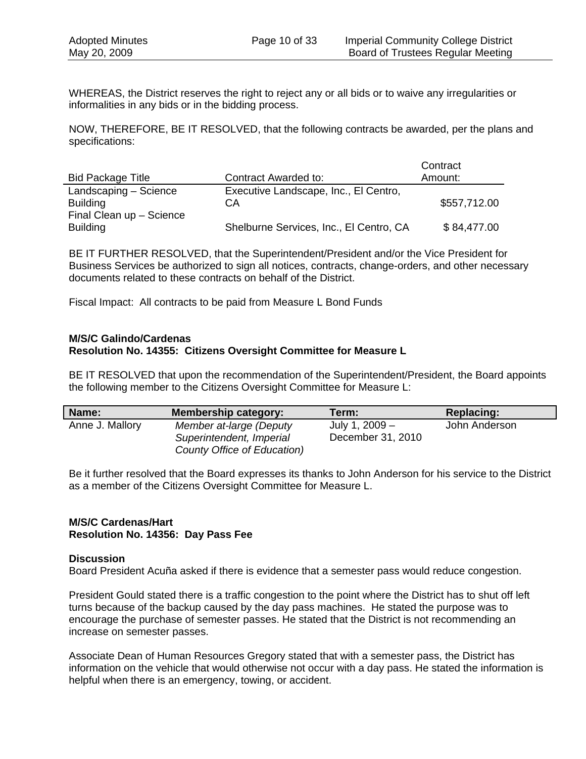WHEREAS, the District reserves the right to reject any or all bids or to waive any irregularities or informalities in any bids or in the bidding process.

NOW, THEREFORE, BE IT RESOLVED, that the following contracts be awarded, per the plans and specifications:

| Bid Package Title | Contract Awarded to: | Contract Amount: |
|---|---|---|
| Landscaping – Science Building | Executive Landscape, Inc., El Centro, CA | $557,712.00 |
| Final Clean up – Science Building | Shelburne Services, Inc., El Centro, CA | $ 84,477.00 |

BE IT FURTHER RESOLVED, that the Superintendent/President and/or the Vice President for Business Services be authorized to sign all notices, contracts, change-orders, and other necessary documents related to these contracts on behalf of the District.

Fiscal Impact: All contracts to be paid from Measure L Bond Funds

**M/S/C Galindo/Cardenas**
**Resolution No. 14355: Citizens Oversight Committee for Measure L**

BE IT RESOLVED that upon the recommendation of the Superintendent/President, the Board appoints the following member to the Citizens Oversight Committee for Measure L:

| Name: | Membership category: | Term: | Replacing: |
|---|---|---|---|
| Anne J. Mallory | *Member at-large (Deputy Superintendent, Imperial County Office of Education)* | July 1, 2009 – December 31, 2010 | John Anderson |

Be it further resolved that the Board expresses its thanks to John Anderson for his service to the District as a member of the Citizens Oversight Committee for Measure L.

**M/S/C Cardenas/Hart**
**Resolution No. 14356: Day Pass Fee**

**Discussion**
Board President Acuña asked if there is evidence that a semester pass would reduce congestion.

President Gould stated there is a traffic congestion to the point where the District has to shut off left turns because of the backup caused by the day pass machines. He stated the purpose was to encourage the purchase of semester passes. He stated that the District is not recommending an increase on semester passes.

Associate Dean of Human Resources Gregory stated that with a semester pass, the District has information on the vehicle that would otherwise not occur with a day pass. He stated the information is helpful when there is an emergency, towing, or accident.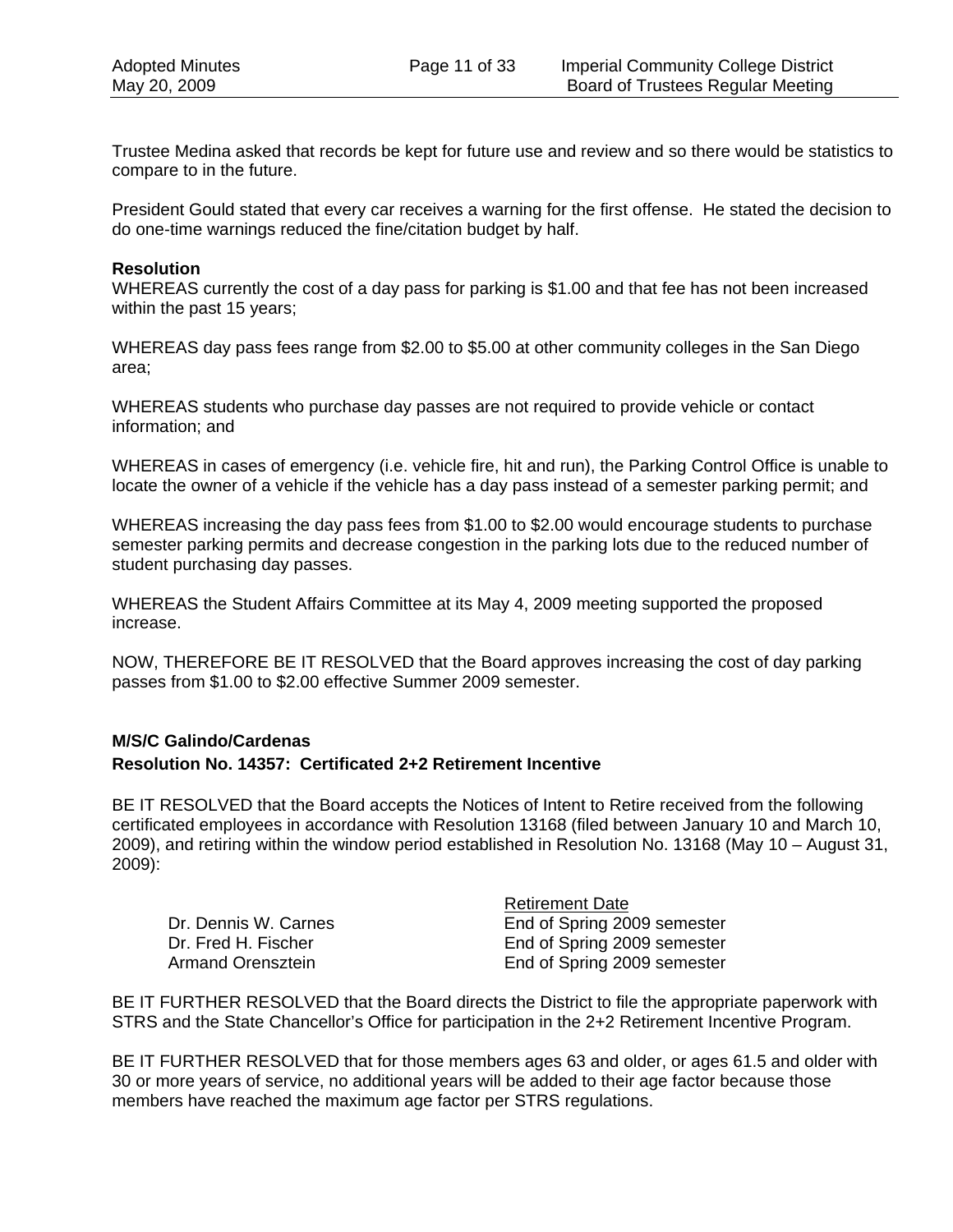Trustee Medina asked that records be kept for future use and review and so there would be statistics to compare to in the future.

President Gould stated that every car receives a warning for the first offense. He stated the decision to do one-time warnings reduced the fine/citation budget by half.

**Resolution**

WHEREAS currently the cost of a day pass for parking is $1.00 and that fee has not been increased within the past 15 years;

WHEREAS day pass fees range from $2.00 to $5.00 at other community colleges in the San Diego area;

WHEREAS students who purchase day passes are not required to provide vehicle or contact information; and

WHEREAS in cases of emergency (i.e. vehicle fire, hit and run), the Parking Control Office is unable to locate the owner of a vehicle if the vehicle has a day pass instead of a semester parking permit; and

WHEREAS increasing the day pass fees from $1.00 to $2.00 would encourage students to purchase semester parking permits and decrease congestion in the parking lots due to the reduced number of student purchasing day passes.

WHEREAS the Student Affairs Committee at its May 4, 2009 meeting supported the proposed increase.

NOW, THEREFORE BE IT RESOLVED that the Board approves increasing the cost of day parking passes from $1.00 to $2.00 effective Summer 2009 semester.

**M/S/C Galindo/Cardenas**

**Resolution No. 14357: Certificated 2+2 Retirement Incentive**

BE IT RESOLVED that the Board accepts the Notices of Intent to Retire received from the following certificated employees in accordance with Resolution 13168 (filed between January 10 and March 10, 2009), and retiring within the window period established in Resolution No. 13168 (May 10 – August 31, 2009):

| | Retirement Date |
|---|---|
| Dr. Dennis W. Carnes | End of Spring 2009 semester |
| Dr. Fred H. Fischer | End of Spring 2009 semester |
| Armand Orensztein | End of Spring 2009 semester |

BE IT FURTHER RESOLVED that the Board directs the District to file the appropriate paperwork with STRS and the State Chancellor's Office for participation in the 2+2 Retirement Incentive Program.

BE IT FURTHER RESOLVED that for those members ages 63 and older, or ages 61.5 and older with 30 or more years of service, no additional years will be added to their age factor because those members have reached the maximum age factor per STRS regulations.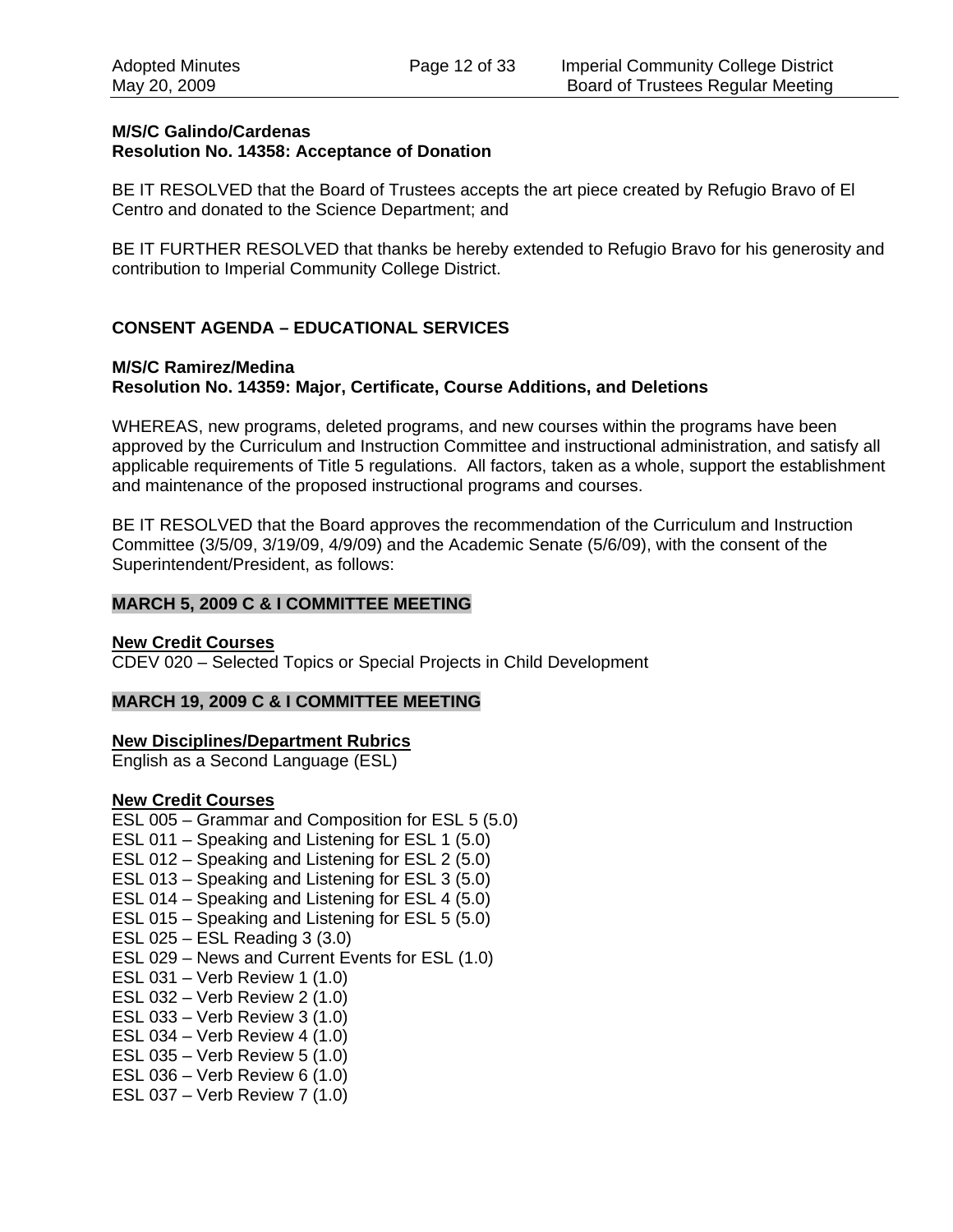**M/S/C Galindo/Cardenas**
**Resolution No. 14358: Acceptance of Donation**

BE IT RESOLVED that the Board of Trustees accepts the art piece created by Refugio Bravo of El Centro and donated to the Science Department; and

BE IT FURTHER RESOLVED that thanks be hereby extended to Refugio Bravo for his generosity and contribution to Imperial Community College District.

## CONSENT AGENDA – EDUCATIONAL SERVICES

**M/S/C Ramirez/Medina**
**Resolution No. 14359: Major, Certificate, Course Additions, and Deletions**

WHEREAS, new programs, deleted programs, and new courses within the programs have been approved by the Curriculum and Instruction Committee and instructional administration, and satisfy all applicable requirements of Title 5 regulations. All factors, taken as a whole, support the establishment and maintenance of the proposed instructional programs and courses.

BE IT RESOLVED that the Board approves the recommendation of the Curriculum and Instruction Committee (3/5/09, 3/19/09, 4/9/09) and the Academic Senate (5/6/09), with the consent of the Superintendent/President, as follows:

### MARCH 5, 2009 C & I COMMITTEE MEETING

**New Credit Courses**
CDEV 020 – Selected Topics or Special Projects in Child Development

### MARCH 19, 2009 C & I COMMITTEE MEETING

**New Disciplines/Department Rubrics**
English as a Second Language (ESL)

**New Credit Courses**
ESL 005 – Grammar and Composition for ESL 5 (5.0)
ESL 011 – Speaking and Listening for ESL 1 (5.0)
ESL 012 – Speaking and Listening for ESL 2 (5.0)
ESL 013 – Speaking and Listening for ESL 3 (5.0)
ESL 014 – Speaking and Listening for ESL 4 (5.0)
ESL 015 – Speaking and Listening for ESL 5 (5.0)
ESL 025 – ESL Reading 3 (3.0)
ESL 029 – News and Current Events for ESL (1.0)
ESL 031 – Verb Review 1 (1.0)
ESL 032 – Verb Review 2 (1.0)
ESL 033 – Verb Review 3 (1.0)
ESL 034 – Verb Review 4 (1.0)
ESL 035 – Verb Review 5 (1.0)
ESL 036 – Verb Review 6 (1.0)
ESL 037 – Verb Review 7 (1.0)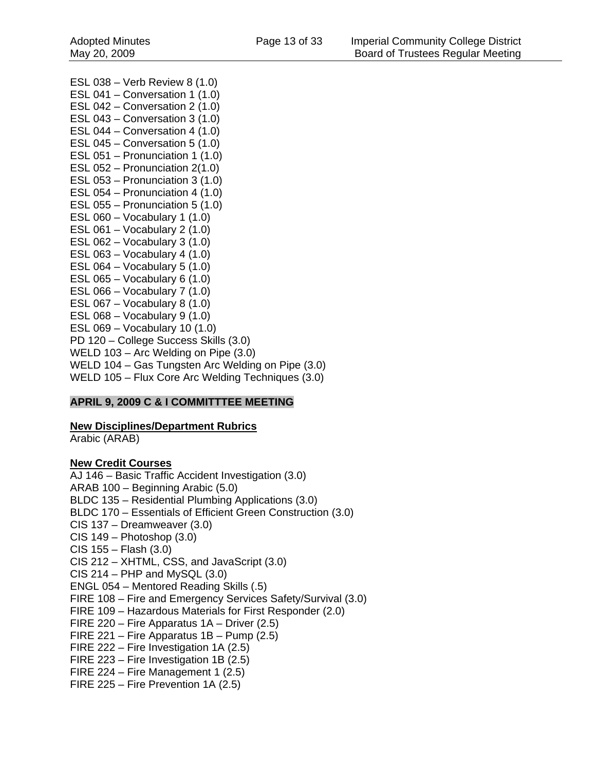ESL 038 – Verb Review 8 (1.0)
ESL 041 – Conversation 1 (1.0)
ESL 042 – Conversation 2 (1.0)
ESL 043 – Conversation 3 (1.0)
ESL 044 – Conversation 4 (1.0)
ESL 045 – Conversation 5 (1.0)
ESL 051 – Pronunciation 1 (1.0)
ESL 052 – Pronunciation 2(1.0)
ESL 053 – Pronunciation 3 (1.0)
ESL 054 – Pronunciation 4 (1.0)
ESL 055 – Pronunciation 5 (1.0)
ESL 060 – Vocabulary 1 (1.0)
ESL 061 – Vocabulary 2 (1.0)
ESL 062 – Vocabulary 3 (1.0)
ESL 063 – Vocabulary 4 (1.0)
ESL 064 – Vocabulary 5 (1.0)
ESL 065 – Vocabulary 6 (1.0)
ESL 066 – Vocabulary 7 (1.0)
ESL 067 – Vocabulary 8 (1.0)
ESL 068 – Vocabulary 9 (1.0)
ESL 069 – Vocabulary 10 (1.0)
PD 120 – College Success Skills (3.0)
WELD 103 – Arc Welding on Pipe (3.0)
WELD 104 – Gas Tungsten Arc Welding on Pipe (3.0)
WELD 105 – Flux Core Arc Welding Techniques (3.0)

**APRIL 9, 2009 C & I COMMITTTEE MEETING**

**New Disciplines/Department Rubrics**
Arabic (ARAB)

**New Credit Courses**
AJ 146 – Basic Traffic Accident Investigation (3.0)
ARAB 100 – Beginning Arabic (5.0)
BLDC 135 – Residential Plumbing Applications (3.0)
BLDC 170 – Essentials of Efficient Green Construction (3.0)
CIS 137 – Dreamweaver (3.0)
CIS 149 – Photoshop (3.0)
CIS 155 – Flash (3.0)
CIS 212 – XHTML, CSS, and JavaScript (3.0)
CIS 214 – PHP and MySQL (3.0)
ENGL 054 – Mentored Reading Skills (.5)
FIRE 108 – Fire and Emergency Services Safety/Survival (3.0)
FIRE 109 – Hazardous Materials for First Responder (2.0)
FIRE 220 – Fire Apparatus 1A – Driver (2.5)
FIRE 221 – Fire Apparatus 1B – Pump (2.5)
FIRE 222 – Fire Investigation 1A (2.5)
FIRE 223 – Fire Investigation 1B (2.5)
FIRE 224 – Fire Management 1 (2.5)
FIRE 225 – Fire Prevention 1A (2.5)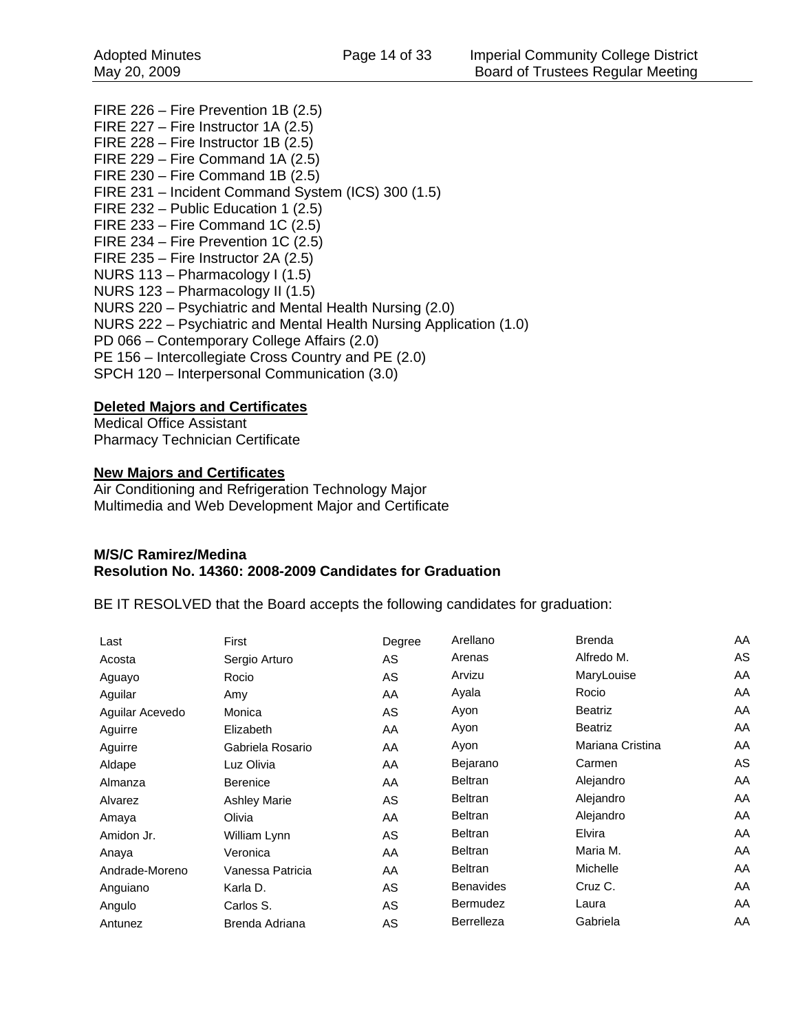FIRE 226 – Fire Prevention 1B (2.5)
FIRE 227 – Fire Instructor 1A (2.5)
FIRE 228 – Fire Instructor 1B (2.5)
FIRE 229 – Fire Command 1A (2.5)
FIRE 230 – Fire Command 1B (2.5)
FIRE 231 – Incident Command System (ICS) 300 (1.5)
FIRE 232 – Public Education 1 (2.5)
FIRE 233 – Fire Command 1C (2.5)
FIRE 234 – Fire Prevention 1C (2.5)
FIRE 235 – Fire Instructor 2A (2.5)
NURS 113 – Pharmacology I (1.5)
NURS 123 – Pharmacology II (1.5)
NURS 220 – Psychiatric and Mental Health Nursing (2.0)
NURS 222 – Psychiatric and Mental Health Nursing Application (1.0)
PD 066 – Contemporary College Affairs (2.0)
PE 156 – Intercollegiate Cross Country and PE (2.0)
SPCH 120 – Interpersonal Communication (3.0)

**Deleted Majors and Certificates**

Medical Office Assistant
Pharmacy Technician Certificate

**New Majors and Certificates**

Air Conditioning and Refrigeration Technology Major
Multimedia and Web Development Major and Certificate

**M/S/C Ramirez/Medina**
**Resolution No. 14360: 2008-2009 Candidates for Graduation**

BE IT RESOLVED that the Board accepts the following candidates for graduation:

| Last | First | Degree |
|---|---|---|
| Acosta | Sergio Arturo | AS |
| Aguayo | Rocio | AS |
| Aguilar | Amy | AA |
| Aguilar Acevedo | Monica | AS |
| Aguirre | Elizabeth | AA |
| Aguirre | Gabriela Rosario | AA |
| Aldape | Luz Olivia | AA |
| Almanza | Berenice | AA |
| Alvarez | Ashley Marie | AS |
| Amaya | Olivia | AA |
| Amidon Jr. | William Lynn | AS |
| Anaya | Veronica | AA |
| Andrade-Moreno | Vanessa Patricia | AA |
| Anguiano | Karla D. | AS |
| Angulo | Carlos S. | AS |
| Antunez | Brenda Adriana | AS |
| Arellano | Brenda | AA |
| Arenas | Alfredo M. | AS |
| Arvizu | MaryLouise | AA |
| Ayala | Rocio | AA |
| Ayon | Beatriz | AA |
| Ayon | Beatriz | AA |
| Ayon | Mariana Cristina | AA |
| Bejarano | Carmen | AS |
| Beltran | Alejandro | AA |
| Beltran | Alejandro | AA |
| Beltran | Alejandro | AA |
| Beltran | Elvira | AA |
| Beltran | Maria M. | AA |
| Beltran | Michelle | AA |
| Benavides | Cruz C. | AA |
| Bermudez | Laura | AA |
| Berrelleza | Gabriela | AA |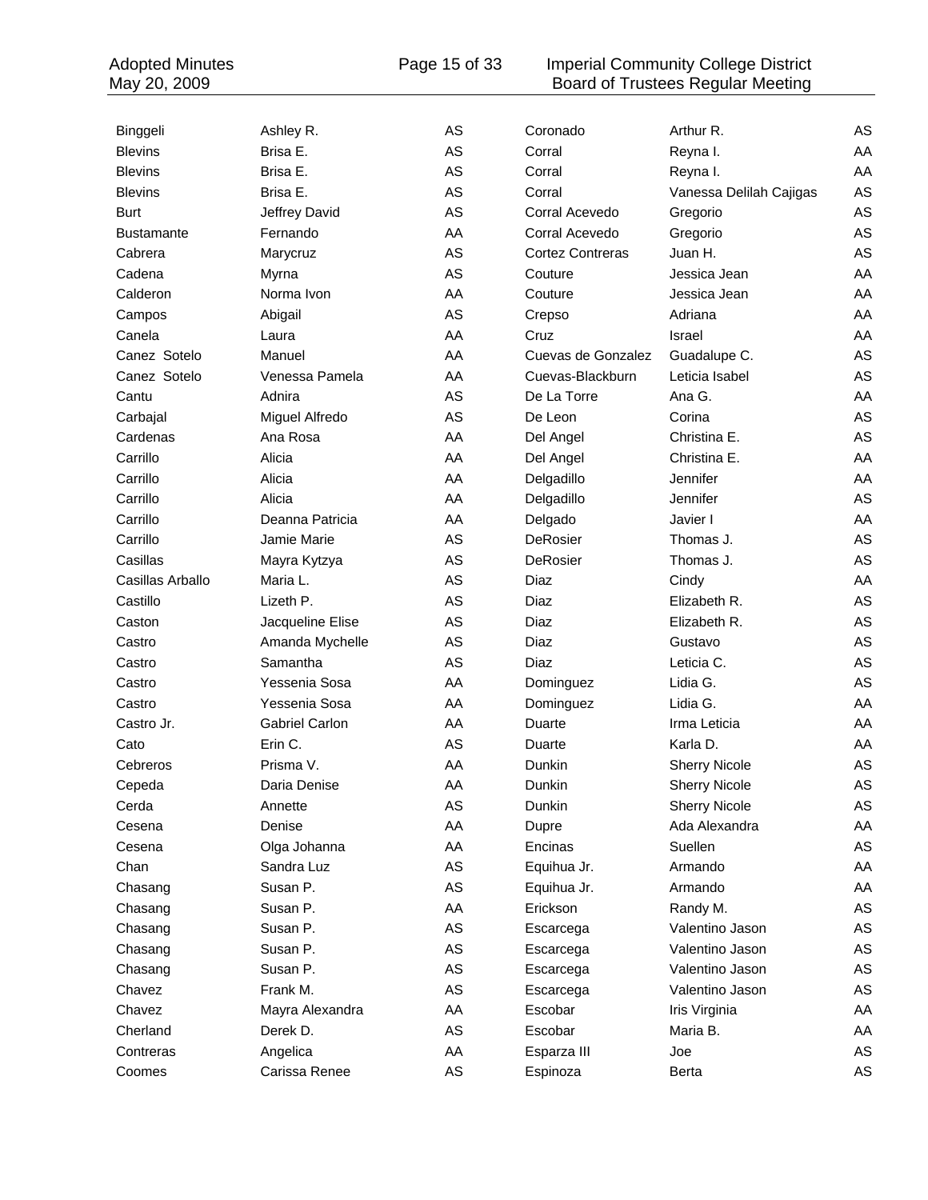| | | | | | |
|---|---|---|---|---|---|
| Binggeli | Ashley R. | AS | Coronado | Arthur R. | AS |
| Blevins | Brisa E. | AS | Corral | Reyna I. | AA |
| Blevins | Brisa E. | AS | Corral | Reyna I. | AA |
| Blevins | Brisa E. | AS | Corral | Vanessa Delilah Cajigas | AS |
| Burt | Jeffrey David | AS | Corral Acevedo | Gregorio | AS |
| Bustamante | Fernando | AA | Corral Acevedo | Gregorio | AS |
| Cabrera | Marycruz | AS | Cortez Contreras | Juan H. | AS |
| Cadena | Myrna | AS | Couture | Jessica Jean | AA |
| Calderon | Norma Ivon | AA | Couture | Jessica Jean | AA |
| Campos | Abigail | AS | Crepso | Adriana | AA |
| Canela | Laura | AA | Cruz | Israel | AA |
| Canez Sotelo | Manuel | AA | Cuevas de Gonzalez | Guadalupe C. | AS |
| Canez Sotelo | Venessa Pamela | AA | Cuevas-Blackburn | Leticia Isabel | AS |
| Cantu | Adnira | AS | De La Torre | Ana G. | AA |
| Carbajal | Miguel Alfredo | AS | De Leon | Corina | AS |
| Cardenas | Ana Rosa | AA | Del Angel | Christina E. | AS |
| Carrillo | Alicia | AA | Del Angel | Christina E. | AA |
| Carrillo | Alicia | AA | Delgadillo | Jennifer | AA |
| Carrillo | Alicia | AA | Delgadillo | Jennifer | AS |
| Carrillo | Deanna Patricia | AA | Delgado | Javier I | AA |
| Carrillo | Jamie Marie | AS | DeRosier | Thomas J. | AS |
| Casillas | Mayra Kytzya | AS | DeRosier | Thomas J. | AS |
| Casillas Arballo | Maria L. | AS | Diaz | Cindy | AA |
| Castillo | Lizeth P. | AS | Diaz | Elizabeth R. | AS |
| Caston | Jacqueline Elise | AS | Diaz | Elizabeth R. | AS |
| Castro | Amanda Mychelle | AS | Diaz | Gustavo | AS |
| Castro | Samantha | AS | Diaz | Leticia C. | AS |
| Castro | Yessenia Sosa | AA | Dominguez | Lidia G. | AS |
| Castro | Yessenia Sosa | AA | Dominguez | Lidia G. | AA |
| Castro Jr. | Gabriel Carlon | AA | Duarte | Irma Leticia | AA |
| Cato | Erin C. | AS | Duarte | Karla D. | AA |
| Cebreros | Prisma V. | AA | Dunkin | Sherry Nicole | AS |
| Cepeda | Daria Denise | AA | Dunkin | Sherry Nicole | AS |
| Cerda | Annette | AS | Dunkin | Sherry Nicole | AS |
| Cesena | Denise | AA | Dupre | Ada Alexandra | AA |
| Cesena | Olga Johanna | AA | Encinas | Suellen | AS |
| Chan | Sandra Luz | AS | Equihua Jr. | Armando | AA |
| Chasang | Susan P. | AS | Equihua Jr. | Armando | AA |
| Chasang | Susan P. | AA | Erickson | Randy M. | AS |
| Chasang | Susan P. | AS | Escarcega | Valentino Jason | AS |
| Chasang | Susan P. | AS | Escarcega | Valentino Jason | AS |
| Chasang | Susan P. | AS | Escarcega | Valentino Jason | AS |
| Chavez | Frank M. | AS | Escarcega | Valentino Jason | AS |
| Chavez | Mayra Alexandra | AA | Escobar | Iris Virginia | AA |
| Cherland | Derek D. | AS | Escobar | Maria B. | AA |
| Contreras | Angelica | AA | Esparza III | Joe | AS |
| Coomes | Carissa Renee | AS | Espinoza | Berta | AS |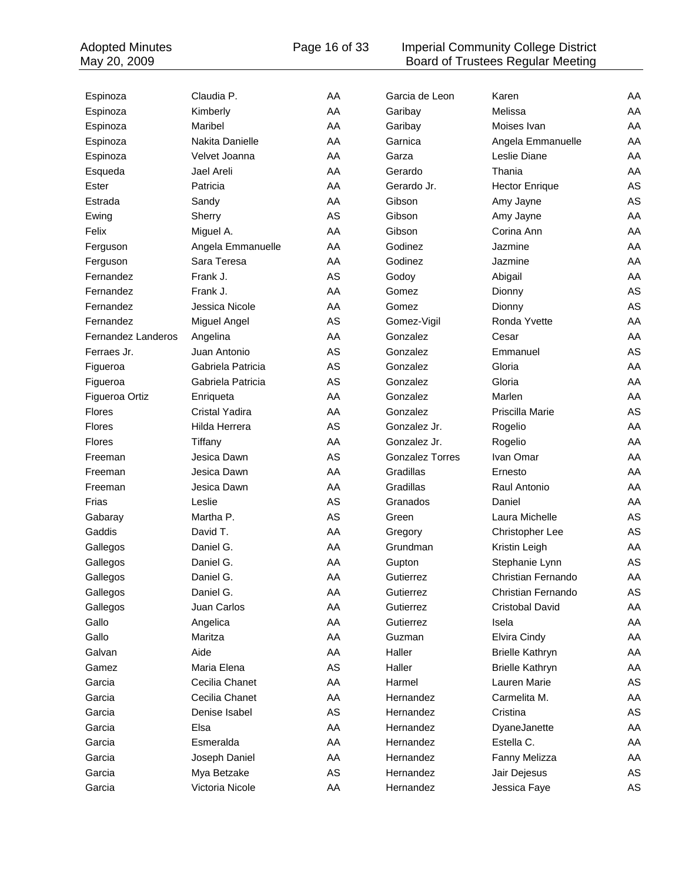| | | | | | |
|---|---|---|---|---|---|
| Espinoza | Claudia P. | AA | Garcia de Leon | Karen | AA |
| Espinoza | Kimberly | AA | Garibay | Melissa | AA |
| Espinoza | Maribel | AA | Garibay | Moises Ivan | AA |
| Espinoza | Nakita Danielle | AA | Garnica | Angela Emmanuelle | AA |
| Espinoza | Velvet Joanna | AA | Garza | Leslie Diane | AA |
| Esqueda | Jael Areli | AA | Gerardo | Thania | AA |
| Ester | Patricia | AA | Gerardo Jr. | Hector Enrique | AS |
| Estrada | Sandy | AA | Gibson | Amy Jayne | AS |
| Ewing | Sherry | AS | Gibson | Amy Jayne | AA |
| Felix | Miguel A. | AA | Gibson | Corina Ann | AA |
| Ferguson | Angela Emmanuelle | AA | Godinez | Jazmine | AA |
| Ferguson | Sara Teresa | AA | Godinez | Jazmine | AA |
| Fernandez | Frank J. | AS | Godoy | Abigail | AA |
| Fernandez | Frank J. | AA | Gomez | Dionny | AS |
| Fernandez | Jessica Nicole | AA | Gomez | Dionny | AS |
| Fernandez | Miguel Angel | AS | Gomez-Vigil | Ronda Yvette | AA |
| Fernandez Landeros | Angelina | AA | Gonzalez | Cesar | AA |
| Ferraes Jr. | Juan Antonio | AS | Gonzalez | Emmanuel | AS |
| Figueroa | Gabriela Patricia | AS | Gonzalez | Gloria | AA |
| Figueroa | Gabriela Patricia | AS | Gonzalez | Gloria | AA |
| Figueroa Ortiz | Enriqueta | AA | Gonzalez | Marlen | AA |
| Flores | Cristal Yadira | AA | Gonzalez | Priscilla Marie | AS |
| Flores | Hilda Herrera | AS | Gonzalez Jr. | Rogelio | AA |
| Flores | Tiffany | AA | Gonzalez Jr. | Rogelio | AA |
| Freeman | Jesica Dawn | AS | Gonzalez Torres | Ivan Omar | AA |
| Freeman | Jesica Dawn | AA | Gradillas | Ernesto | AA |
| Freeman | Jesica Dawn | AA | Gradillas | Raul Antonio | AA |
| Frias | Leslie | AS | Granados | Daniel | AA |
| Gabaray | Martha P. | AS | Green | Laura Michelle | AS |
| Gaddis | David T. | AA | Gregory | Christopher Lee | AS |
| Gallegos | Daniel G. | AA | Grundman | Kristin Leigh | AA |
| Gallegos | Daniel G. | AA | Gupton | Stephanie Lynn | AS |
| Gallegos | Daniel G. | AA | Gutierrez | Christian Fernando | AA |
| Gallegos | Daniel G. | AA | Gutierrez | Christian Fernando | AS |
| Gallegos | Juan Carlos | AA | Gutierrez | Cristobal David | AA |
| Gallo | Angelica | AA | Gutierrez | Isela | AA |
| Gallo | Maritza | AA | Guzman | Elvira Cindy | AA |
| Galvan | Aide | AA | Haller | Brielle Kathryn | AA |
| Gamez | Maria Elena | AS | Haller | Brielle Kathryn | AA |
| Garcia | Cecilia Chanet | AA | Harmel | Lauren Marie | AS |
| Garcia | Cecilia Chanet | AA | Hernandez | Carmelita M. | AA |
| Garcia | Denise Isabel | AS | Hernandez | Cristina | AS |
| Garcia | Elsa | AA | Hernandez | DyaneJanette | AA |
| Garcia | Esmeralda | AA | Hernandez | Estella C. | AA |
| Garcia | Joseph Daniel | AA | Hernandez | Fanny Melizza | AA |
| Garcia | Mya Betzake | AS | Hernandez | Jair Dejesus | AS |
| Garcia | Victoria Nicole | AA | Hernandez | Jessica Faye | AS |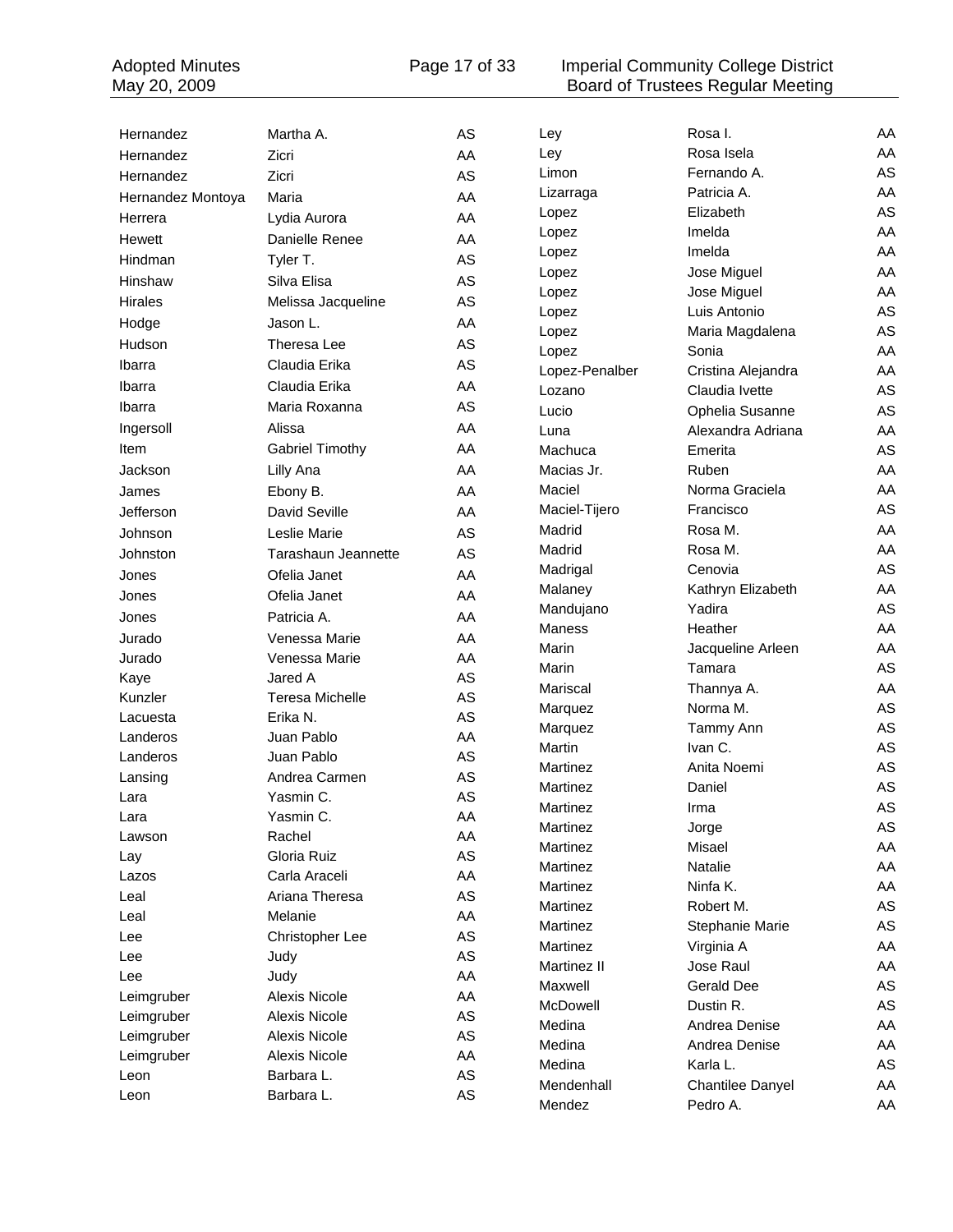| | | |
|---|---|---|
| Hernandez | Martha A. | AS |
| Hernandez | Zicri | AA |
| Hernandez | Zicri | AS |
| Hernandez Montoya | Maria | AA |
| Herrera | Lydia Aurora | AA |
| Hewett | Danielle Renee | AA |
| Hindman | Tyler T. | AS |
| Hinshaw | Silva Elisa | AS |
| Hirales | Melissa Jacqueline | AS |
| Hodge | Jason L. | AA |
| Hudson | Theresa Lee | AS |
| Ibarra | Claudia Erika | AS |
| Ibarra | Claudia Erika | AA |
| Ibarra | Maria Roxanna | AS |
| Ingersoll | Alissa | AA |
| Item | Gabriel Timothy | AA |
| Jackson | Lilly Ana | AA |
| James | Ebony B. | AA |
| Jefferson | David Seville | AA |
| Johnson | Leslie Marie | AS |
| Johnston | Tarashaun Jeannette | AS |
| Jones | Ofelia Janet | AA |
| Jones | Ofelia Janet | AA |
| Jones | Patricia A. | AA |
| Jurado | Venessa Marie | AA |
| Jurado | Venessa Marie | AA |
| Kaye | Jared A | AS |
| Kunzler | Teresa Michelle | AS |
| Lacuesta | Erika N. | AS |
| Landeros | Juan Pablo | AA |
| Landeros | Juan Pablo | AS |
| Lansing | Andrea Carmen | AS |
| Lara | Yasmin C. | AS |
| Lara | Yasmin C. | AA |
| Lawson | Rachel | AA |
| Lay | Gloria Ruiz | AS |
| Lazos | Carla Araceli | AA |
| Leal | Ariana Theresa | AS |
| Leal | Melanie | AA |
| Lee | Christopher Lee | AS |
| Lee | Judy | AS |
| Lee | Judy | AA |
| Leimgruber | Alexis Nicole | AA |
| Leimgruber | Alexis Nicole | AS |
| Leimgruber | Alexis Nicole | AS |
| Leimgruber | Alexis Nicole | AA |
| Leon | Barbara L. | AS |
| Leon | Barbara L. | AS |
| Ley | Rosa I. | AA |
| Ley | Rosa Isela | AA |
| Limon | Fernando A. | AS |
| Lizarraga | Patricia A. | AA |
| Lopez | Elizabeth | AS |
| Lopez | Imelda | AA |
| Lopez | Imelda | AA |
| Lopez | Jose Miguel | AA |
| Lopez | Jose Miguel | AA |
| Lopez | Luis Antonio | AS |
| Lopez | Maria Magdalena | AS |
| Lopez | Sonia | AA |
| Lopez-Penalber | Cristina Alejandra | AA |
| Lozano | Claudia Ivette | AS |
| Lucio | Ophelia Susanne | AS |
| Luna | Alexandra Adriana | AA |
| Machuca | Emerita | AS |
| Macias Jr. | Ruben | AA |
| Maciel | Norma Graciela | AA |
| Maciel-Tijero | Francisco | AS |
| Madrid | Rosa M. | AA |
| Madrid | Rosa M. | AA |
| Madrigal | Cenovia | AS |
| Malaney | Kathryn Elizabeth | AA |
| Mandujano | Yadira | AS |
| Maness | Heather | AA |
| Marin | Jacqueline Arleen | AA |
| Marin | Tamara | AS |
| Mariscal | Thannya A. | AA |
| Marquez | Norma M. | AS |
| Marquez | Tammy Ann | AS |
| Martin | Ivan C. | AS |
| Martinez | Anita Noemi | AS |
| Martinez | Daniel | AS |
| Martinez | Irma | AS |
| Martinez | Jorge | AS |
| Martinez | Misael | AA |
| Martinez | Natalie | AA |
| Martinez | Ninfa K. | AA |
| Martinez | Robert M. | AS |
| Martinez | Stephanie Marie | AS |
| Martinez | Virginia A | AA |
| Martinez II | Jose Raul | AA |
| Maxwell | Gerald Dee | AS |
| McDowell | Dustin R. | AS |
| Medina | Andrea Denise | AA |
| Medina | Andrea Denise | AA |
| Medina | Karla L. | AS |
| Mendenhall | Chantilee Danyel | AA |
| Mendez | Pedro A. | AA |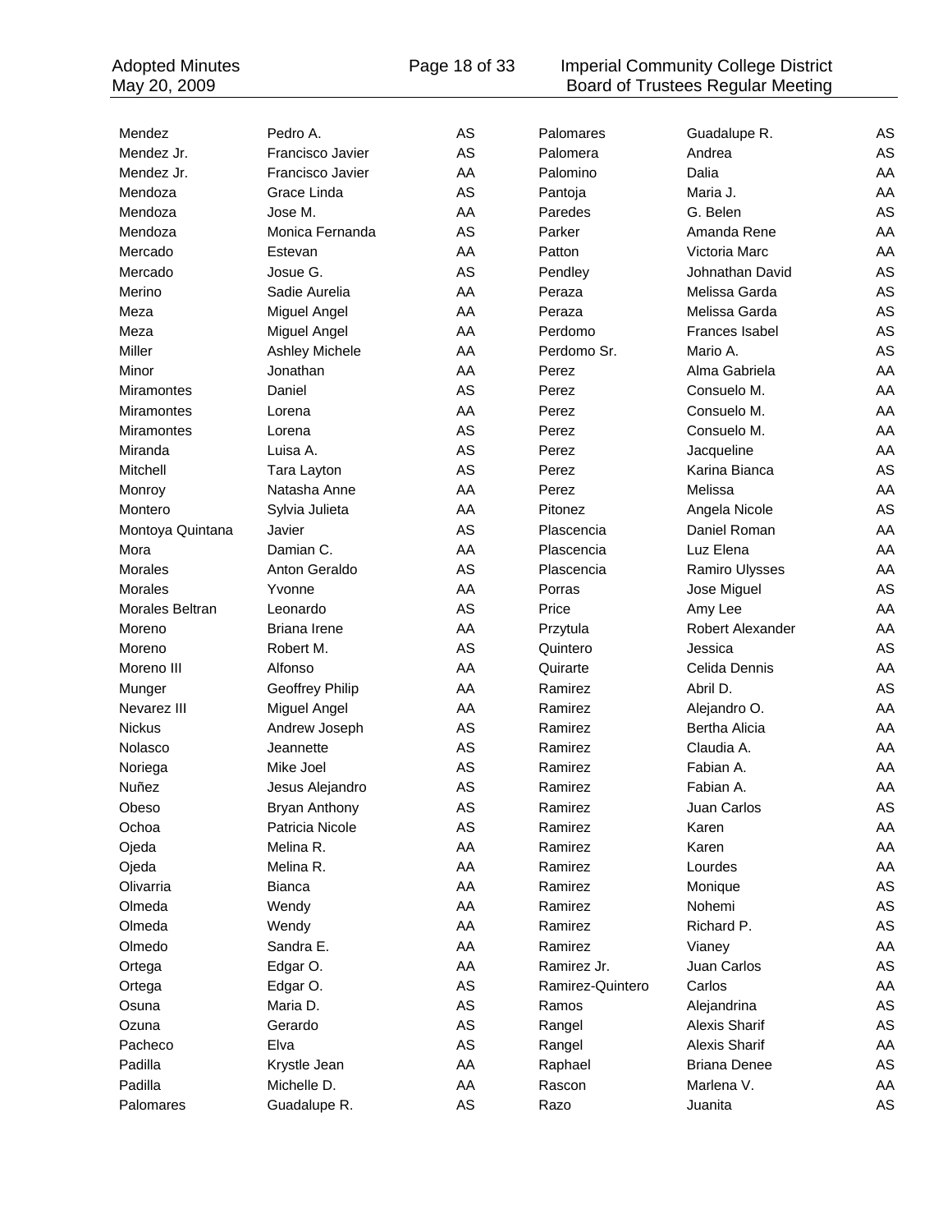| | | | | | |
|---|---|---|---|---|---|
| Mendez | Pedro A. | AS | Palomares | Guadalupe R. | AS |
| Mendez Jr. | Francisco Javier | AS | Palomera | Andrea | AS |
| Mendez Jr. | Francisco Javier | AA | Palomino | Dalia | AA |
| Mendoza | Grace Linda | AS | Pantoja | Maria J. | AA |
| Mendoza | Jose M. | AA | Paredes | G. Belen | AS |
| Mendoza | Monica Fernanda | AS | Parker | Amanda Rene | AA |
| Mercado | Estevan | AA | Patton | Victoria Marc | AA |
| Mercado | Josue G. | AS | Pendley | Johnathan David | AS |
| Merino | Sadie Aurelia | AA | Peraza | Melissa Garda | AS |
| Meza | Miguel Angel | AA | Peraza | Melissa Garda | AS |
| Meza | Miguel Angel | AA | Perdomo | Frances Isabel | AS |
| Miller | Ashley Michele | AA | Perdomo Sr. | Mario A. | AS |
| Minor | Jonathan | AA | Perez | Alma Gabriela | AA |
| Miramontes | Daniel | AS | Perez | Consuelo M. | AA |
| Miramontes | Lorena | AA | Perez | Consuelo M. | AA |
| Miramontes | Lorena | AS | Perez | Consuelo M. | AA |
| Miranda | Luisa A. | AS | Perez | Jacqueline | AA |
| Mitchell | Tara Layton | AS | Perez | Karina Bianca | AS |
| Monroy | Natasha Anne | AA | Perez | Melissa | AA |
| Montero | Sylvia Julieta | AA | Pitonez | Angela Nicole | AS |
| Montoya Quintana | Javier | AS | Plascencia | Daniel Roman | AA |
| Mora | Damian C. | AA | Plascencia | Luz Elena | AA |
| Morales | Anton Geraldo | AS | Plascencia | Ramiro Ulysses | AA |
| Morales | Yvonne | AA | Porras | Jose Miguel | AS |
| Morales Beltran | Leonardo | AS | Price | Amy Lee | AA |
| Moreno | Briana Irene | AA | Przytula | Robert Alexander | AA |
| Moreno | Robert M. | AS | Quintero | Jessica | AS |
| Moreno III | Alfonso | AA | Quirarte | Celida Dennis | AA |
| Munger | Geoffrey Philip | AA | Ramirez | Abril D. | AS |
| Nevarez III | Miguel Angel | AA | Ramirez | Alejandro O. | AA |
| Nickus | Andrew Joseph | AS | Ramirez | Bertha Alicia | AA |
| Nolasco | Jeannette | AS | Ramirez | Claudia A. | AA |
| Noriega | Mike Joel | AS | Ramirez | Fabian A. | AA |
| Nuñez | Jesus Alejandro | AS | Ramirez | Fabian A. | AA |
| Obeso | Bryan Anthony | AS | Ramirez | Juan Carlos | AS |
| Ochoa | Patricia Nicole | AS | Ramirez | Karen | AA |
| Ojeda | Melina R. | AA | Ramirez | Karen | AA |
| Ojeda | Melina R. | AA | Ramirez | Lourdes | AA |
| Olivarria | Bianca | AA | Ramirez | Monique | AS |
| Olmeda | Wendy | AA | Ramirez | Nohemi | AS |
| Olmeda | Wendy | AA | Ramirez | Richard P. | AS |
| Olmedo | Sandra E. | AA | Ramirez | Vianey | AA |
| Ortega | Edgar O. | AA | Ramirez Jr. | Juan Carlos | AS |
| Ortega | Edgar O. | AS | Ramirez-Quintero | Carlos | AA |
| Osuna | Maria D. | AS | Ramos | Alejandrina | AS |
| Ozuna | Gerardo | AS | Rangel | Alexis Sharif | AS |
| Pacheco | Elva | AS | Rangel | Alexis Sharif | AA |
| Padilla | Krystle Jean | AA | Raphael | Briana Denee | AS |
| Padilla | Michelle D. | AA | Rascon | Marlena V. | AA |
| Palomares | Guadalupe R. | AS | Razo | Juanita | AS |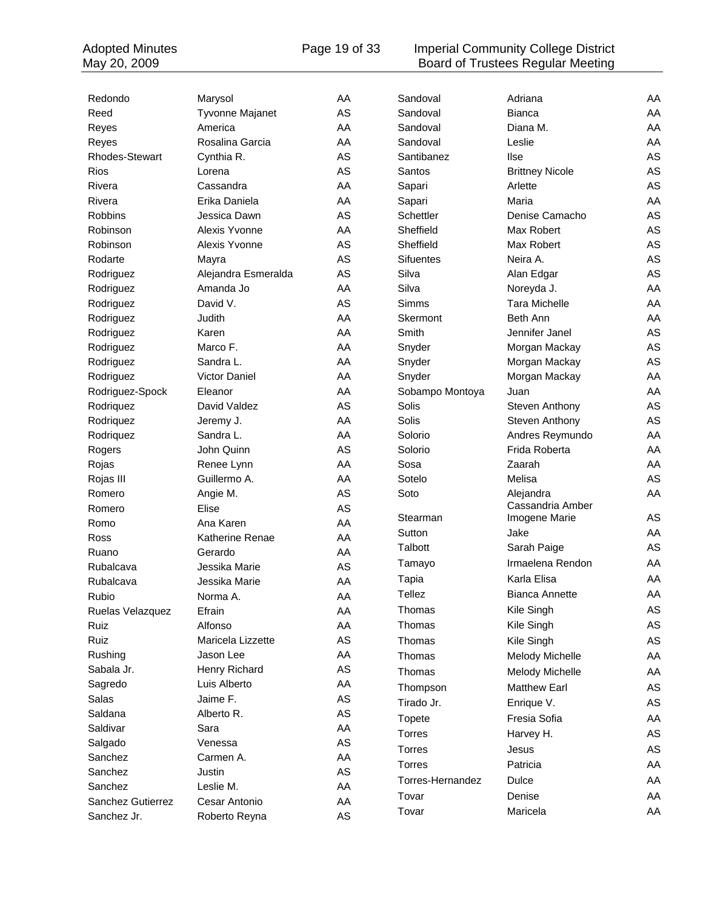| | | |
|---|---|---|
| Redondo | Marysol | AA |
| Reed | Tyvonne Majanet | AS |
| Reyes | America | AA |
| Reyes | Rosalina Garcia | AA |
| Rhodes-Stewart | Cynthia R. | AS |
| Rios | Lorena | AS |
| Rivera | Cassandra | AA |
| Rivera | Erika Daniela | AA |
| Robbins | Jessica Dawn | AS |
| Robinson | Alexis Yvonne | AA |
| Robinson | Alexis Yvonne | AS |
| Rodarte | Mayra | AS |
| Rodriguez | Alejandra Esmeralda | AS |
| Rodriguez | Amanda Jo | AA |
| Rodriguez | David V. | AS |
| Rodriguez | Judith | AA |
| Rodriguez | Karen | AA |
| Rodriguez | Marco F. | AA |
| Rodriguez | Sandra L. | AA |
| Rodriguez | Victor Daniel | AA |
| Rodriguez-Spock | Eleanor | AA |
| Rodriquez | David Valdez | AS |
| Rodriquez | Jeremy J. | AA |
| Rodriquez | Sandra L. | AA |
| Rogers | John Quinn | AS |
| Rojas | Renee Lynn | AA |
| Rojas III | Guillermo A. | AA |
| Romero | Angie M. | AS |
| Romero | Elise | AS |
| Romo | Ana Karen | AA |
| Ross | Katherine Renae | AA |
| Ruano | Gerardo | AA |
| Rubalcava | Jessika Marie | AS |
| Rubalcava | Jessika Marie | AA |
| Rubio | Norma A. | AA |
| Ruelas Velazquez | Efrain | AA |
| Ruiz | Alfonso | AA |
| Ruiz | Maricela Lizzette | AS |
| Rushing | Jason Lee | AA |
| Sabala Jr. | Henry Richard | AS |
| Sagredo | Luis Alberto | AA |
| Salas | Jaime F. | AS |
| Saldana | Alberto R. | AS |
| Saldivar | Sara | AA |
| Salgado | Venessa | AS |
| Sanchez | Carmen A. | AA |
| Sanchez | Justin | AS |
| Sanchez | Leslie M. | AA |
| Sanchez Gutierrez | Cesar Antonio | AA |
| Sanchez Jr. | Roberto Reyna | AS |
| Sandoval | Adriana | AA |
| Sandoval | Bianca | AA |
| Sandoval | Diana M. | AA |
| Sandoval | Leslie | AA |
| Santibanez | Ilse | AS |
| Santos | Brittney Nicole | AS |
| Sapari | Arlette | AS |
| Sapari | Maria | AA |
| Schettler | Denise Camacho | AS |
| Sheffield | Max Robert | AS |
| Sheffield | Max Robert | AS |
| Sifuentes | Neira A. | AS |
| Silva | Alan Edgar | AS |
| Silva | Noreyda J. | AA |
| Simms | Tara Michelle | AA |
| Skermont | Beth Ann | AA |
| Smith | Jennifer Janel | AS |
| Snyder | Morgan Mackay | AS |
| Snyder | Morgan Mackay | AS |
| Snyder | Morgan Mackay | AA |
| Sobampo Montoya | Juan | AA |
| Solis | Steven Anthony | AS |
| Solis | Steven Anthony | AS |
| Solorio | Andres Reymundo | AA |
| Solorio | Frida Roberta | AA |
| Sosa | Zaarah | AA |
| Sotelo | Melisa | AS |
| Soto | Alejandra | AA |
| Stearman | Cassandria Amber Imogene Marie | AS |
| Sutton | Jake | AA |
| Talbott | Sarah Paige | AS |
| Tamayo | Irmaelena Rendon | AA |
| Tapia | Karla Elisa | AA |
| Tellez | Bianca Annette | AA |
| Thomas | Kile Singh | AS |
| Thomas | Kile Singh | AS |
| Thomas | Kile Singh | AS |
| Thomas | Melody Michelle | AA |
| Thomas | Melody Michelle | AA |
| Thompson | Matthew Earl | AS |
| Tirado Jr. | Enrique V. | AS |
| Topete | Fresia Sofia | AA |
| Torres | Harvey H. | AS |
| Torres | Jesus | AS |
| Torres | Patricia | AA |
| Torres-Hernandez | Dulce | AA |
| Tovar | Denise | AA |
| Tovar | Maricela | AA |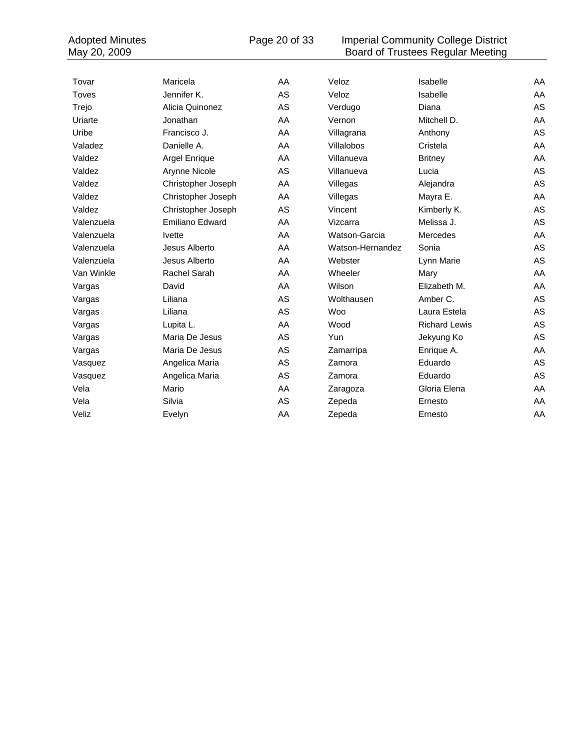| | | | | | |
|---|---|---|---|---|---|
| Tovar | Maricela | AA | Veloz | Isabelle | AA |
| Toves | Jennifer K. | AS | Veloz | Isabelle | AA |
| Trejo | Alicia Quinonez | AS | Verdugo | Diana | AS |
| Uriarte | Jonathan | AA | Vernon | Mitchell D. | AA |
| Uribe | Francisco J. | AA | Villagrana | Anthony | AS |
| Valadez | Danielle A. | AA | Villalobos | Cristela | AA |
| Valdez | Argel Enrique | AA | Villanueva | Britney | AA |
| Valdez | Arynne Nicole | AS | Villanueva | Lucia | AS |
| Valdez | Christopher Joseph | AA | Villegas | Alejandra | AS |
| Valdez | Christopher Joseph | AA | Villegas | Mayra E. | AA |
| Valdez | Christopher Joseph | AS | Vincent | Kimberly K. | AS |
| Valenzuela | Emiliano Edward | AA | Vizcarra | Melissa J. | AS |
| Valenzuela | Ivette | AA | Watson-Garcia | Mercedes | AA |
| Valenzuela | Jesus Alberto | AA | Watson-Hernandez | Sonia | AS |
| Valenzuela | Jesus Alberto | AA | Webster | Lynn Marie | AS |
| Van Winkle | Rachel Sarah | AA | Wheeler | Mary | AA |
| Vargas | David | AA | Wilson | Elizabeth M. | AA |
| Vargas | Liliana | AS | Wolthausen | Amber C. | AS |
| Vargas | Liliana | AS | Woo | Laura Estela | AS |
| Vargas | Lupita L. | AA | Wood | Richard Lewis | AS |
| Vargas | Maria De Jesus | AS | Yun | Jekyung Ko | AS |
| Vargas | Maria De Jesus | AS | Zamarripa | Enrique A. | AA |
| Vasquez | Angelica Maria | AS | Zamora | Eduardo | AS |
| Vasquez | Angelica Maria | AS | Zamora | Eduardo | AS |
| Vela | Mario | AA | Zaragoza | Gloria Elena | AA |
| Vela | Silvia | AS | Zepeda | Ernesto | AA |
| Veliz | Evelyn | AA | Zepeda | Ernesto | AA |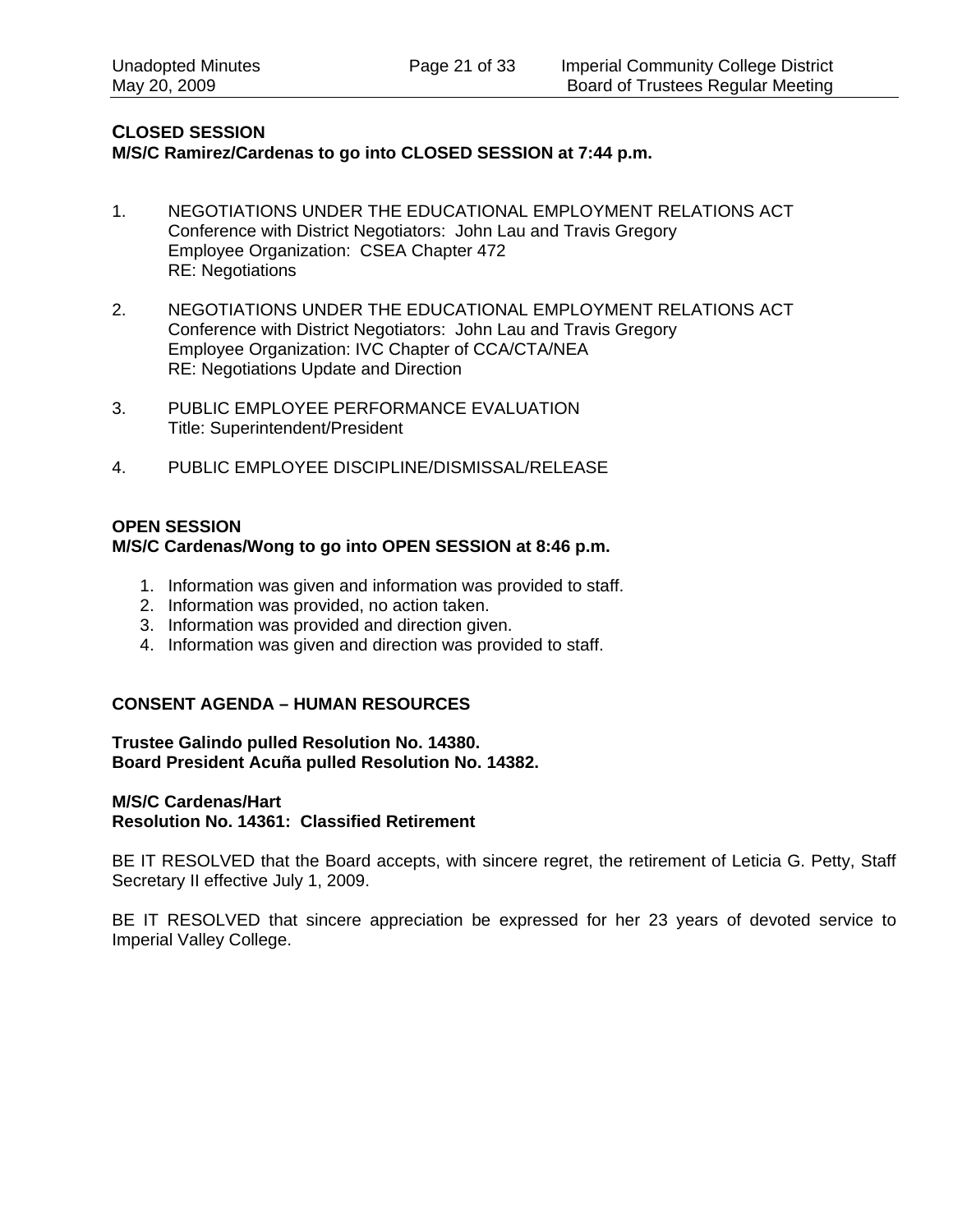## CLOSED SESSION

**M/S/C Ramirez/Cardenas to go into CLOSED SESSION at 7:44 p.m.**

1. NEGOTIATIONS UNDER THE EDUCATIONAL EMPLOYMENT RELATIONS ACT
   Conference with District Negotiators: John Lau and Travis Gregory
   Employee Organization: CSEA Chapter 472
   RE: Negotiations

2. NEGOTIATIONS UNDER THE EDUCATIONAL EMPLOYMENT RELATIONS ACT
   Conference with District Negotiators: John Lau and Travis Gregory
   Employee Organization: IVC Chapter of CCA/CTA/NEA
   RE: Negotiations Update and Direction

3. PUBLIC EMPLOYEE PERFORMANCE EVALUATION
   Title: Superintendent/President

4. PUBLIC EMPLOYEE DISCIPLINE/DISMISSAL/RELEASE

## OPEN SESSION

**M/S/C Cardenas/Wong to go into OPEN SESSION at 8:46 p.m.**

1. Information was given and information was provided to staff.
2. Information was provided, no action taken.
3. Information was provided and direction given.
4. Information was given and direction was provided to staff.

## CONSENT AGENDA – HUMAN RESOURCES

**Trustee Galindo pulled Resolution No. 14380.**
**Board President Acuña pulled Resolution No. 14382.**

**M/S/C Cardenas/Hart**
**Resolution No. 14361: Classified Retirement**

BE IT RESOLVED that the Board accepts, with sincere regret, the retirement of Leticia G. Petty, Staff Secretary II effective July 1, 2009.

BE IT RESOLVED that sincere appreciation be expressed for her 23 years of devoted service to Imperial Valley College.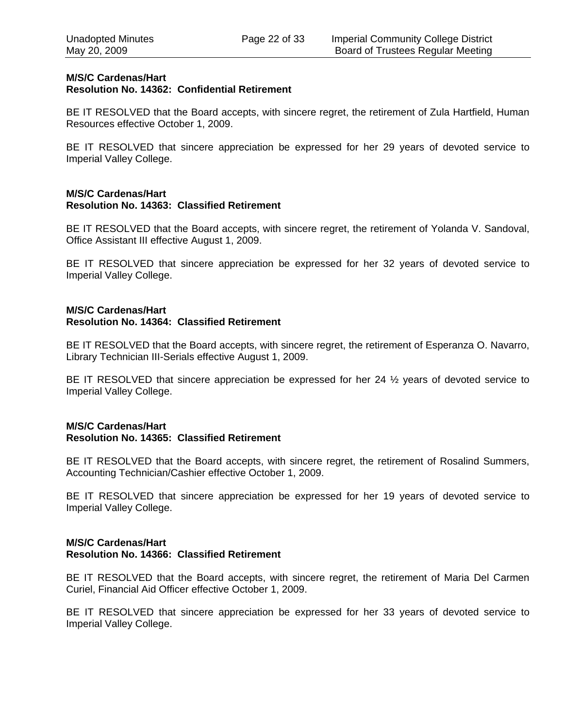**M/S/C Cardenas/Hart**
**Resolution No. 14362: Confidential Retirement**

BE IT RESOLVED that the Board accepts, with sincere regret, the retirement of Zula Hartfield, Human Resources effective October 1, 2009.

BE IT RESOLVED that sincere appreciation be expressed for her 29 years of devoted service to Imperial Valley College.

**M/S/C Cardenas/Hart**
**Resolution No. 14363: Classified Retirement**

BE IT RESOLVED that the Board accepts, with sincere regret, the retirement of Yolanda V. Sandoval, Office Assistant III effective August 1, 2009.

BE IT RESOLVED that sincere appreciation be expressed for her 32 years of devoted service to Imperial Valley College.

**M/S/C Cardenas/Hart**
**Resolution No. 14364: Classified Retirement**

BE IT RESOLVED that the Board accepts, with sincere regret, the retirement of Esperanza O. Navarro, Library Technician III-Serials effective August 1, 2009.

BE IT RESOLVED that sincere appreciation be expressed for her 24 ½ years of devoted service to Imperial Valley College.

**M/S/C Cardenas/Hart**
**Resolution No. 14365: Classified Retirement**

BE IT RESOLVED that the Board accepts, with sincere regret, the retirement of Rosalind Summers, Accounting Technician/Cashier effective October 1, 2009.

BE IT RESOLVED that sincere appreciation be expressed for her 19 years of devoted service to Imperial Valley College.

**M/S/C Cardenas/Hart**
**Resolution No. 14366: Classified Retirement**

BE IT RESOLVED that the Board accepts, with sincere regret, the retirement of Maria Del Carmen Curiel, Financial Aid Officer effective October 1, 2009.

BE IT RESOLVED that sincere appreciation be expressed for her 33 years of devoted service to Imperial Valley College.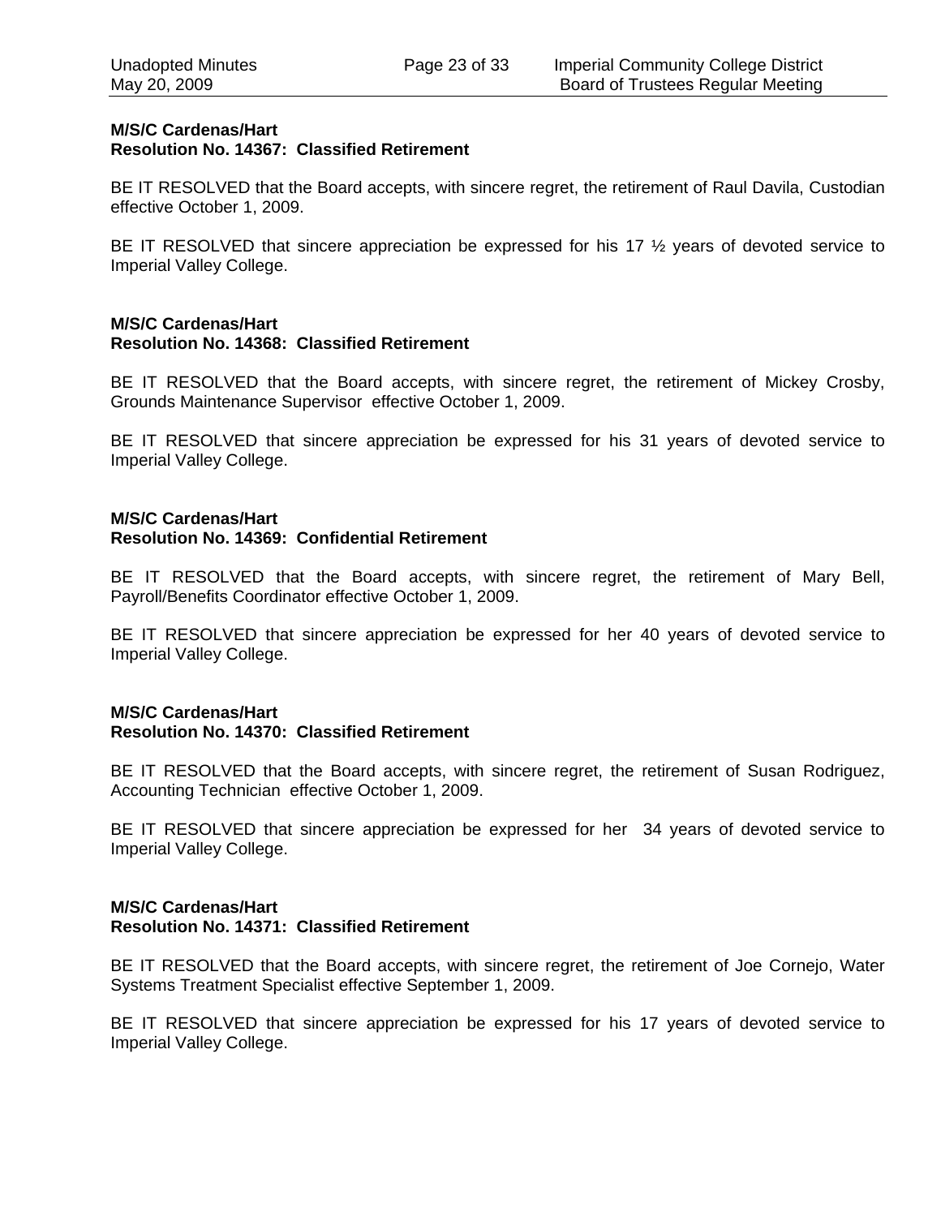**M/S/C Cardenas/Hart**
**Resolution No. 14367: Classified Retirement**

BE IT RESOLVED that the Board accepts, with sincere regret, the retirement of Raul Davila, Custodian effective October 1, 2009.

BE IT RESOLVED that sincere appreciation be expressed for his 17 ½ years of devoted service to Imperial Valley College.

**M/S/C Cardenas/Hart**
**Resolution No. 14368: Classified Retirement**

BE IT RESOLVED that the Board accepts, with sincere regret, the retirement of Mickey Crosby, Grounds Maintenance Supervisor effective October 1, 2009.

BE IT RESOLVED that sincere appreciation be expressed for his 31 years of devoted service to Imperial Valley College.

**M/S/C Cardenas/Hart**
**Resolution No. 14369: Confidential Retirement**

BE IT RESOLVED that the Board accepts, with sincere regret, the retirement of Mary Bell, Payroll/Benefits Coordinator effective October 1, 2009.

BE IT RESOLVED that sincere appreciation be expressed for her 40 years of devoted service to Imperial Valley College.

**M/S/C Cardenas/Hart**
**Resolution No. 14370: Classified Retirement**

BE IT RESOLVED that the Board accepts, with sincere regret, the retirement of Susan Rodriguez, Accounting Technician effective October 1, 2009.

BE IT RESOLVED that sincere appreciation be expressed for her 34 years of devoted service to Imperial Valley College.

**M/S/C Cardenas/Hart**
**Resolution No. 14371: Classified Retirement**

BE IT RESOLVED that the Board accepts, with sincere regret, the retirement of Joe Cornejo, Water Systems Treatment Specialist effective September 1, 2009.

BE IT RESOLVED that sincere appreciation be expressed for his 17 years of devoted service to Imperial Valley College.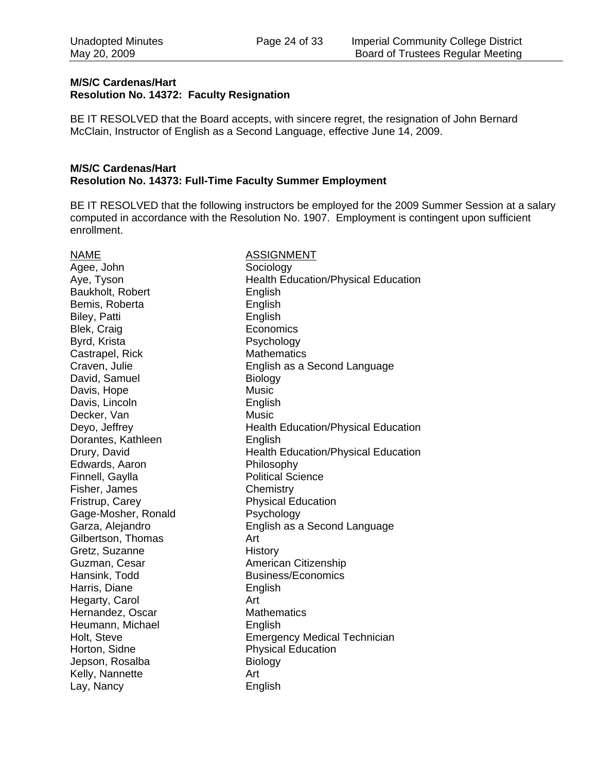**M/S/C Cardenas/Hart**
**Resolution No. 14372: Faculty Resignation**

BE IT RESOLVED that the Board accepts, with sincere regret, the resignation of John Bernard McClain, Instructor of English as a Second Language, effective June 14, 2009.

**M/S/C Cardenas/Hart**
**Resolution No. 14373: Full-Time Faculty Summer Employment**

BE IT RESOLVED that the following instructors be employed for the 2009 Summer Session at a salary computed in accordance with the Resolution No. 1907. Employment is contingent upon sufficient enrollment.

| NAME | ASSIGNMENT |
|---|---|
| Agee, John | Sociology |
| Aye, Tyson | Health Education/Physical Education |
| Baukholt, Robert | English |
| Bemis, Roberta | English |
| Biley, Patti | English |
| Blek, Craig | Economics |
| Byrd, Krista | Psychology |
| Castrapel, Rick | Mathematics |
| Craven, Julie | English as a Second Language |
| David, Samuel | Biology |
| Davis, Hope | Music |
| Davis, Lincoln | English |
| Decker, Van | Music |
| Deyo, Jeffrey | Health Education/Physical Education |
| Dorantes, Kathleen | English |
| Drury, David | Health Education/Physical Education |
| Edwards, Aaron | Philosophy |
| Finnell, Gaylla | Political Science |
| Fisher, James | Chemistry |
| Fristrup, Carey | Physical Education |
| Gage-Mosher, Ronald | Psychology |
| Garza, Alejandro | English as a Second Language |
| Gilbertson, Thomas | Art |
| Gretz, Suzanne | History |
| Guzman, Cesar | American Citizenship |
| Hansink, Todd | Business/Economics |
| Harris, Diane | English |
| Hegarty, Carol | Art |
| Hernandez, Oscar | Mathematics |
| Heumann, Michael | English |
| Holt, Steve | Emergency Medical Technician |
| Horton, Sidne | Physical Education |
| Jepson, Rosalba | Biology |
| Kelly, Nannette | Art |
| Lay, Nancy | English |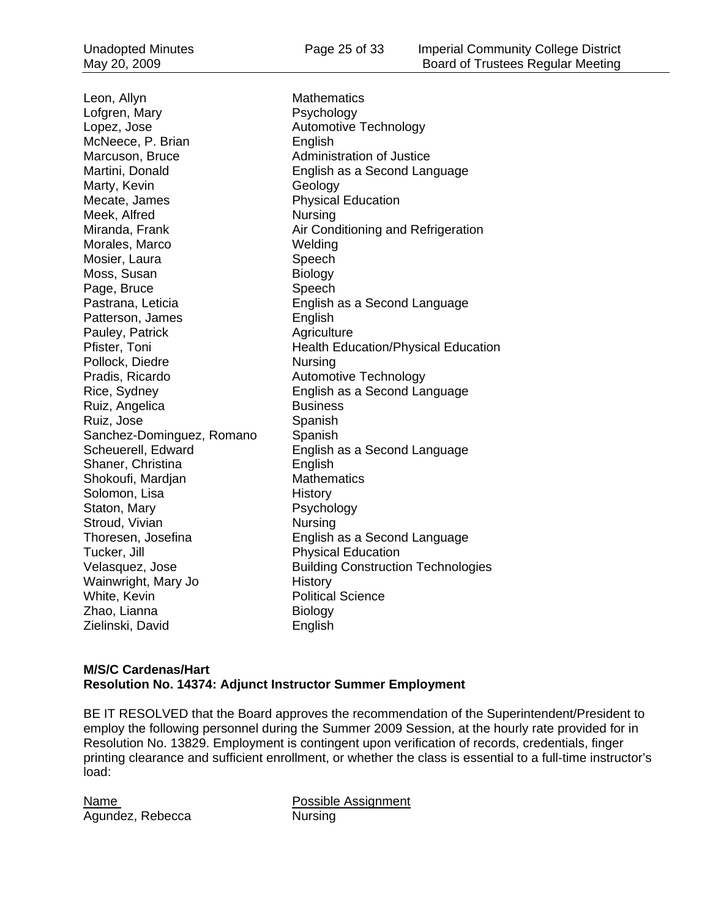| | |
|---|---|
| Leon, Allyn | Mathematics |
| Lofgren, Mary | Psychology |
| Lopez, Jose | Automotive Technology |
| McNeece, P. Brian | English |
| Marcuson, Bruce | Administration of Justice |
| Martini, Donald | English as a Second Language |
| Marty, Kevin | Geology |
| Mecate, James | Physical Education |
| Meek, Alfred | Nursing |
| Miranda, Frank | Air Conditioning and Refrigeration |
| Morales, Marco | Welding |
| Mosier, Laura | Speech |
| Moss, Susan | Biology |
| Page, Bruce | Speech |
| Pastrana, Leticia | English as a Second Language |
| Patterson, James | English |
| Pauley, Patrick | Agriculture |
| Pfister, Toni | Health Education/Physical Education |
| Pollock, Diedre | Nursing |
| Pradis, Ricardo | Automotive Technology |
| Rice, Sydney | English as a Second Language |
| Ruiz, Angelica | Business |
| Ruiz, Jose | Spanish |
| Sanchez-Dominguez, Romano | Spanish |
| Scheuerell, Edward | English as a Second Language |
| Shaner, Christina | English |
| Shokoufi, Mardjan | Mathematics |
| Solomon, Lisa | History |
| Staton, Mary | Psychology |
| Stroud, Vivian | Nursing |
| Thoresen, Josefina | English as a Second Language |
| Tucker, Jill | Physical Education |
| Velasquez, Jose | Building Construction Technologies |
| Wainwright, Mary Jo | History |
| White, Kevin | Political Science |
| Zhao, Lianna | Biology |
| Zielinski, David | English |

**M/S/C Cardenas/Hart**
**Resolution No. 14374: Adjunct Instructor Summer Employment**

BE IT RESOLVED that the Board approves the recommendation of the Superintendent/President to employ the following personnel during the Summer 2009 Session, at the hourly rate provided for in Resolution No. 13829. Employment is contingent upon verification of records, credentials, finger printing clearance and sufficient enrollment, or whether the class is essential to a full-time instructor's load:

| Name | Possible Assignment |
|---|---|
| Agundez, Rebecca | Nursing |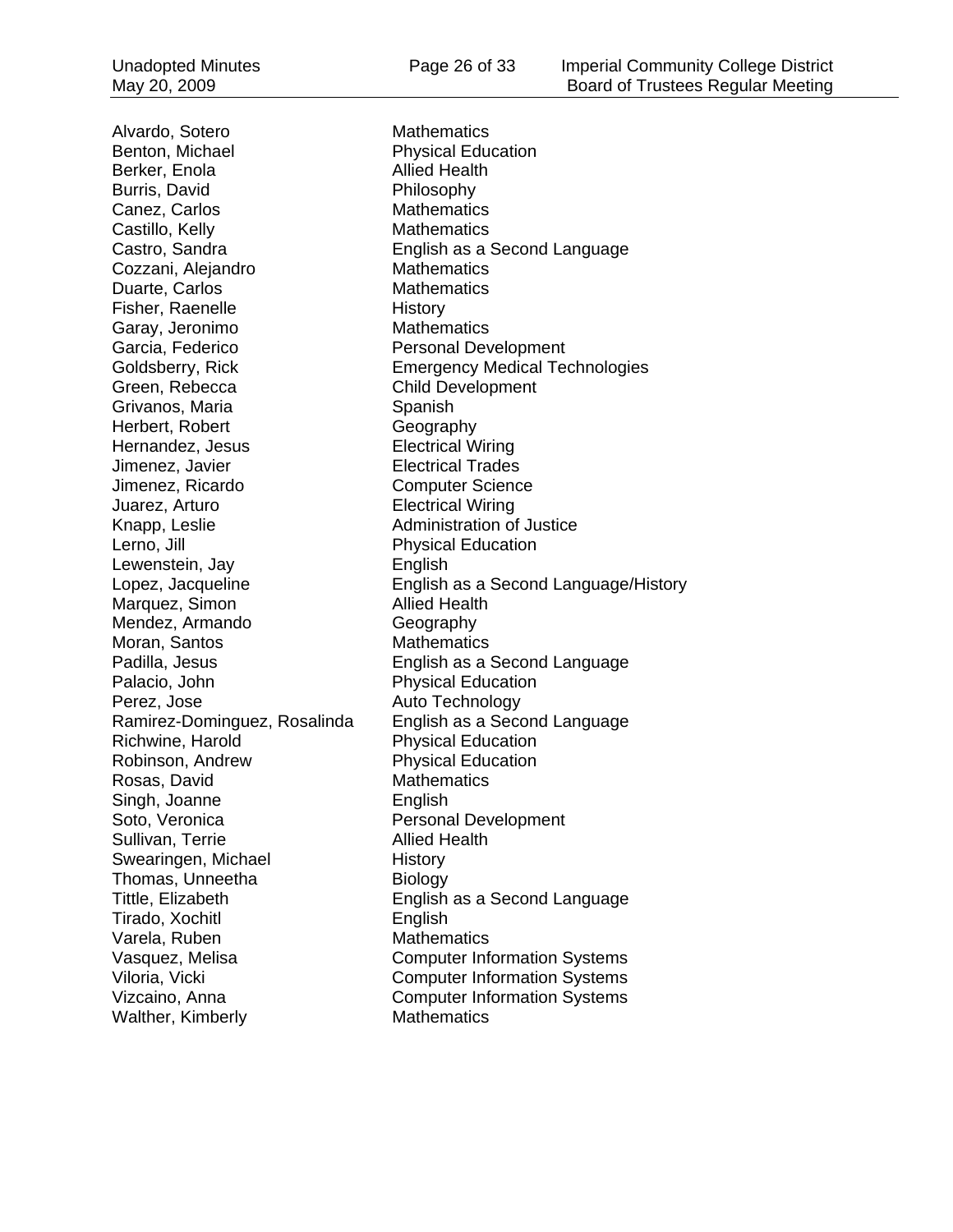| | |
|---|---|
| Alvardo, Sotero | Mathematics |
| Benton, Michael | Physical Education |
| Berker, Enola | Allied Health |
| Burris, David | Philosophy |
| Canez, Carlos | Mathematics |
| Castillo, Kelly | Mathematics |
| Castro, Sandra | English as a Second Language |
| Cozzani, Alejandro | Mathematics |
| Duarte, Carlos | Mathematics |
| Fisher, Raenelle | History |
| Garay, Jeronimo | Mathematics |
| Garcia, Federico | Personal Development |
| Goldsberry, Rick | Emergency Medical Technologies |
| Green, Rebecca | Child Development |
| Grivanos, Maria | Spanish |
| Herbert, Robert | Geography |
| Hernandez, Jesus | Electrical Wiring |
| Jimenez, Javier | Electrical Trades |
| Jimenez, Ricardo | Computer Science |
| Juarez, Arturo | Electrical Wiring |
| Knapp, Leslie | Administration of Justice |
| Lerno, Jill | Physical Education |
| Lewenstein, Jay | English |
| Lopez, Jacqueline | English as a Second Language/History |
| Marquez, Simon | Allied Health |
| Mendez, Armando | Geography |
| Moran, Santos | Mathematics |
| Padilla, Jesus | English as a Second Language |
| Palacio, John | Physical Education |
| Perez, Jose | Auto Technology |
| Ramirez-Dominguez, Rosalinda | English as a Second Language |
| Richwine, Harold | Physical Education |
| Robinson, Andrew | Physical Education |
| Rosas, David | Mathematics |
| Singh, Joanne | English |
| Soto, Veronica | Personal Development |
| Sullivan, Terrie | Allied Health |
| Swearingen, Michael | History |
| Thomas, Unneetha | Biology |
| Tittle, Elizabeth | English as a Second Language |
| Tirado, Xochitl | English |
| Varela, Ruben | Mathematics |
| Vasquez, Melisa | Computer Information Systems |
| Viloria, Vicki | Computer Information Systems |
| Vizcaino, Anna | Computer Information Systems |
| Walther, Kimberly | Mathematics |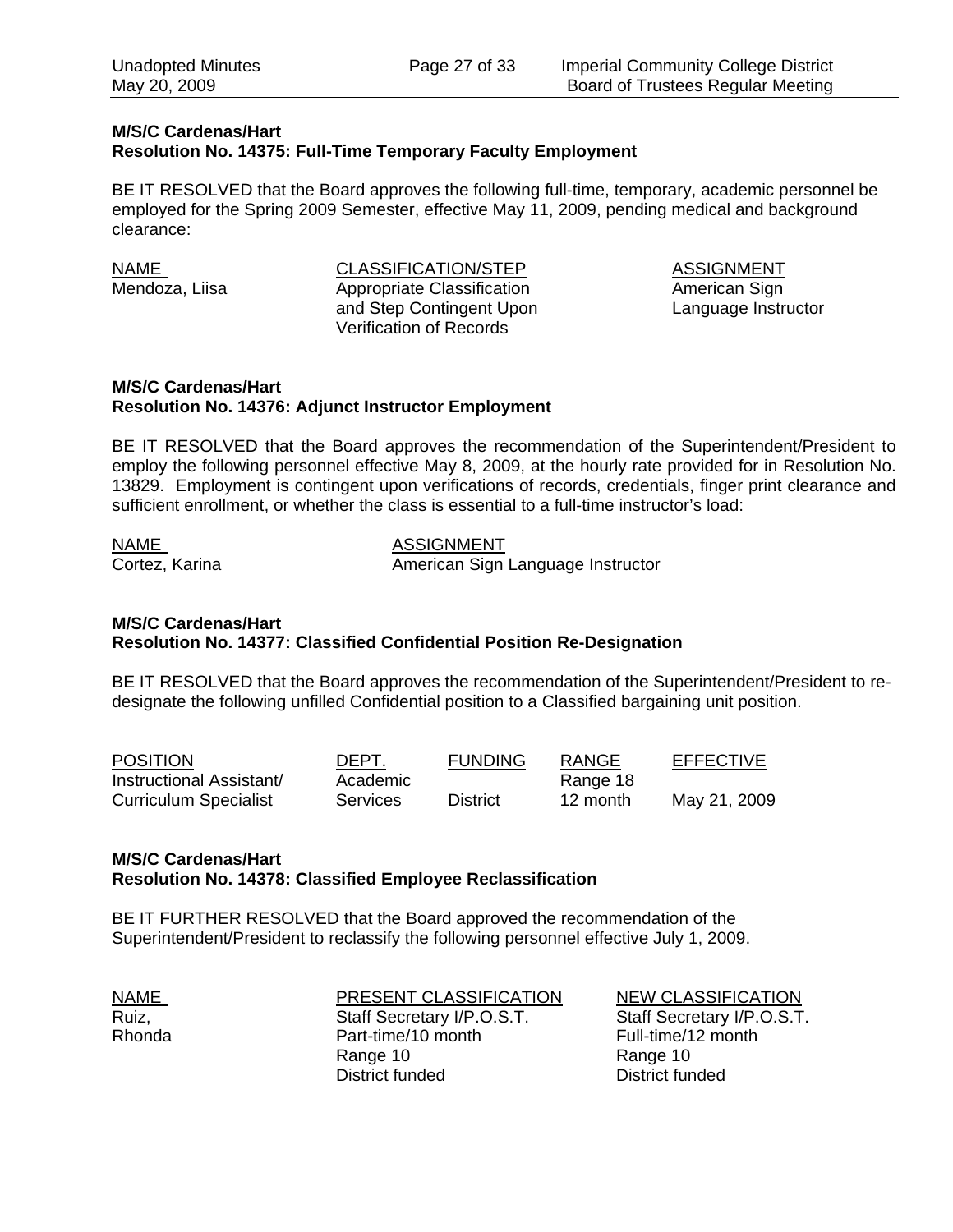**M/S/C Cardenas/Hart**
**Resolution No. 14375: Full-Time Temporary Faculty Employment**

BE IT RESOLVED that the Board approves the following full-time, temporary, academic personnel be employed for the Spring 2009 Semester, effective May 11, 2009, pending medical and background clearance:

| NAME | CLASSIFICATION/STEP | ASSIGNMENT |
|---|---|---|
| Mendoza, Liisa | Appropriate Classification and Step Contingent Upon Verification of Records | American Sign Language Instructor |

**M/S/C Cardenas/Hart**
**Resolution No. 14376: Adjunct Instructor Employment**

BE IT RESOLVED that the Board approves the recommendation of the Superintendent/President to employ the following personnel effective May 8, 2009, at the hourly rate provided for in Resolution No. 13829. Employment is contingent upon verifications of records, credentials, finger print clearance and sufficient enrollment, or whether the class is essential to a full-time instructor's load:

| NAME | ASSIGNMENT |
|---|---|
| Cortez, Karina | American Sign Language Instructor |

**M/S/C Cardenas/Hart**
**Resolution No. 14377: Classified Confidential Position Re-Designation**

BE IT RESOLVED that the Board approves the recommendation of the Superintendent/President to re-designate the following unfilled Confidential position to a Classified bargaining unit position.

| POSITION | DEPT. | FUNDING | RANGE | EFFECTIVE |
|---|---|---|---|---|
| Instructional Assistant/ Curriculum Specialist | Academic Services | District | Range 18 12 month | May 21, 2009 |

**M/S/C Cardenas/Hart**
**Resolution No. 14378: Classified Employee Reclassification**

BE IT FURTHER RESOLVED that the Board approved the recommendation of the Superintendent/President to reclassify the following personnel effective July 1, 2009.

| NAME | PRESENT CLASSIFICATION | NEW CLASSIFICATION |
|---|---|---|
| Ruiz, Rhonda | Staff Secretary I/P.O.S.T. Part-time/10 month Range 10 District funded | Staff Secretary I/P.O.S.T. Full-time/12 month Range 10 District funded |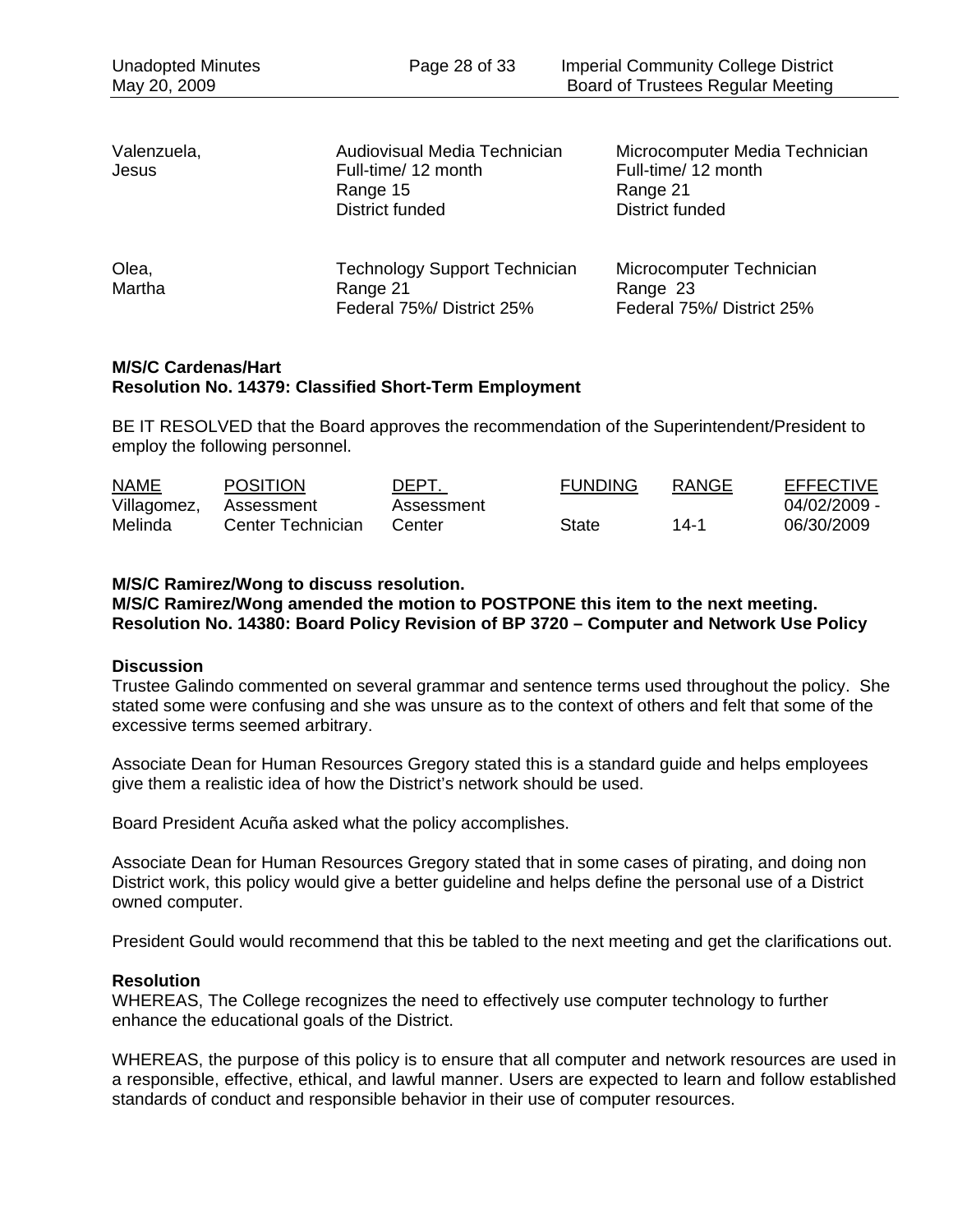| | | |
|---|---|---|
| Valenzuela, Jesus | Audiovisual Media Technician<br>Full-time/ 12 month<br>Range 15<br>District funded | Microcomputer Media Technician<br>Full-time/ 12 month<br>Range 21<br>District funded |
| Olea, Martha | Technology Support Technician<br>Range 21<br>Federal 75%/ District 25% | Microcomputer Technician<br>Range 23<br>Federal 75%/ District 25% |

**M/S/C Cardenas/Hart**
**Resolution No. 14379: Classified Short-Term Employment**

BE IT RESOLVED that the Board approves the recommendation of the Superintendent/President to employ the following personnel.

| NAME | POSITION | DEPT. | FUNDING | RANGE | EFFECTIVE |
|---|---|---|---|---|---|
| Villagomez, Melinda | Assessment Center Technician | Assessment Center | State | 14-1 | 04/02/2009 - 06/30/2009 |

**M/S/C Ramirez/Wong to discuss resolution.**
**M/S/C Ramirez/Wong amended the motion to POSTPONE this item to the next meeting.**
**Resolution No. 14380: Board Policy Revision of BP 3720 – Computer and Network Use Policy**

**Discussion**
Trustee Galindo commented on several grammar and sentence terms used throughout the policy. She stated some were confusing and she was unsure as to the context of others and felt that some of the excessive terms seemed arbitrary.

Associate Dean for Human Resources Gregory stated this is a standard guide and helps employees give them a realistic idea of how the District's network should be used.

Board President Acuña asked what the policy accomplishes.

Associate Dean for Human Resources Gregory stated that in some cases of pirating, and doing non District work, this policy would give a better guideline and helps define the personal use of a District owned computer.

President Gould would recommend that this be tabled to the next meeting and get the clarifications out.

**Resolution**
WHEREAS, The College recognizes the need to effectively use computer technology to further enhance the educational goals of the District.

WHEREAS, the purpose of this policy is to ensure that all computer and network resources are used in a responsible, effective, ethical, and lawful manner. Users are expected to learn and follow established standards of conduct and responsible behavior in their use of computer resources.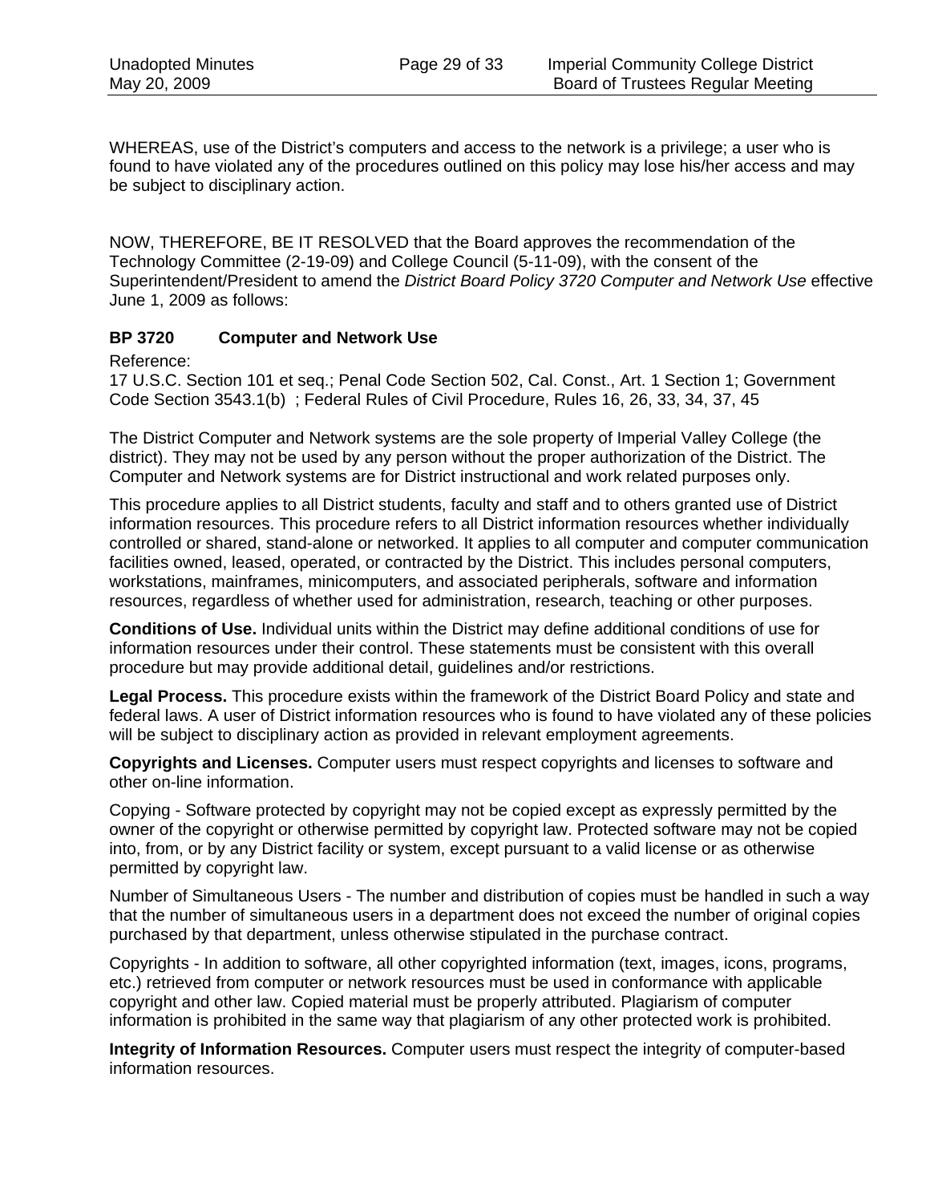WHEREAS, use of the District's computers and access to the network is a privilege; a user who is found to have violated any of the procedures outlined on this policy may lose his/her access and may be subject to disciplinary action.

NOW, THEREFORE, BE IT RESOLVED that the Board approves the recommendation of the Technology Committee (2-19-09) and College Council (5-11-09), with the consent of the Superintendent/President to amend the *District Board Policy 3720 Computer and Network Use* effective June 1, 2009 as follows:

**BP 3720 Computer and Network Use**

Reference:
17 U.S.C. Section 101 et seq.; Penal Code Section 502, Cal. Const., Art. 1 Section 1; Government Code Section 3543.1(b) ; Federal Rules of Civil Procedure, Rules 16, 26, 33, 34, 37, 45

The District Computer and Network systems are the sole property of Imperial Valley College (the district). They may not be used by any person without the proper authorization of the District. The Computer and Network systems are for District instructional and work related purposes only.

This procedure applies to all District students, faculty and staff and to others granted use of District information resources. This procedure refers to all District information resources whether individually controlled or shared, stand-alone or networked. It applies to all computer and computer communication facilities owned, leased, operated, or contracted by the District. This includes personal computers, workstations, mainframes, minicomputers, and associated peripherals, software and information resources, regardless of whether used for administration, research, teaching or other purposes.

**Conditions of Use.** Individual units within the District may define additional conditions of use for information resources under their control. These statements must be consistent with this overall procedure but may provide additional detail, guidelines and/or restrictions.

**Legal Process.** This procedure exists within the framework of the District Board Policy and state and federal laws. A user of District information resources who is found to have violated any of these policies will be subject to disciplinary action as provided in relevant employment agreements.

**Copyrights and Licenses.** Computer users must respect copyrights and licenses to software and other on-line information.

Copying - Software protected by copyright may not be copied except as expressly permitted by the owner of the copyright or otherwise permitted by copyright law. Protected software may not be copied into, from, or by any District facility or system, except pursuant to a valid license or as otherwise permitted by copyright law.

Number of Simultaneous Users - The number and distribution of copies must be handled in such a way that the number of simultaneous users in a department does not exceed the number of original copies purchased by that department, unless otherwise stipulated in the purchase contract.

Copyrights - In addition to software, all other copyrighted information (text, images, icons, programs, etc.) retrieved from computer or network resources must be used in conformance with applicable copyright and other law. Copied material must be properly attributed. Plagiarism of computer information is prohibited in the same way that plagiarism of any other protected work is prohibited.

**Integrity of Information Resources.** Computer users must respect the integrity of computer-based information resources.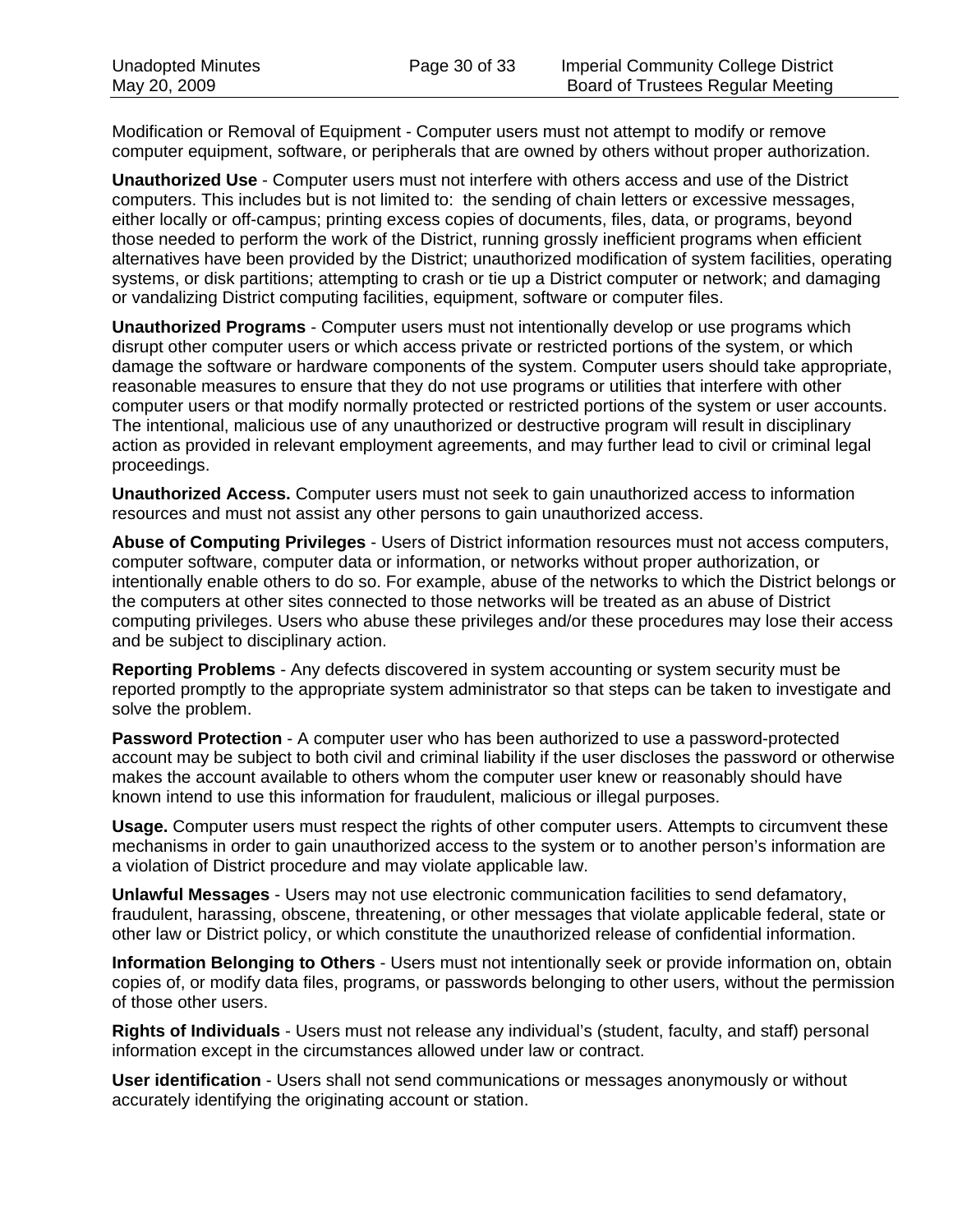Modification or Removal of Equipment - Computer users must not attempt to modify or remove computer equipment, software, or peripherals that are owned by others without proper authorization.

**Unauthorized Use** - Computer users must not interfere with others access and use of the District computers. This includes but is not limited to: the sending of chain letters or excessive messages, either locally or off-campus; printing excess copies of documents, files, data, or programs, beyond those needed to perform the work of the District, running grossly inefficient programs when efficient alternatives have been provided by the District; unauthorized modification of system facilities, operating systems, or disk partitions; attempting to crash or tie up a District computer or network; and damaging or vandalizing District computing facilities, equipment, software or computer files.

**Unauthorized Programs** - Computer users must not intentionally develop or use programs which disrupt other computer users or which access private or restricted portions of the system, or which damage the software or hardware components of the system. Computer users should take appropriate, reasonable measures to ensure that they do not use programs or utilities that interfere with other computer users or that modify normally protected or restricted portions of the system or user accounts. The intentional, malicious use of any unauthorized or destructive program will result in disciplinary action as provided in relevant employment agreements, and may further lead to civil or criminal legal proceedings.

**Unauthorized Access.** Computer users must not seek to gain unauthorized access to information resources and must not assist any other persons to gain unauthorized access.

**Abuse of Computing Privileges** - Users of District information resources must not access computers, computer software, computer data or information, or networks without proper authorization, or intentionally enable others to do so. For example, abuse of the networks to which the District belongs or the computers at other sites connected to those networks will be treated as an abuse of District computing privileges. Users who abuse these privileges and/or these procedures may lose their access and be subject to disciplinary action.

**Reporting Problems** - Any defects discovered in system accounting or system security must be reported promptly to the appropriate system administrator so that steps can be taken to investigate and solve the problem.

**Password Protection** - A computer user who has been authorized to use a password-protected account may be subject to both civil and criminal liability if the user discloses the password or otherwise makes the account available to others whom the computer user knew or reasonably should have known intend to use this information for fraudulent, malicious or illegal purposes.

**Usage.** Computer users must respect the rights of other computer users. Attempts to circumvent these mechanisms in order to gain unauthorized access to the system or to another person's information are a violation of District procedure and may violate applicable law.

**Unlawful Messages** - Users may not use electronic communication facilities to send defamatory, fraudulent, harassing, obscene, threatening, or other messages that violate applicable federal, state or other law or District policy, or which constitute the unauthorized release of confidential information.

**Information Belonging to Others** - Users must not intentionally seek or provide information on, obtain copies of, or modify data files, programs, or passwords belonging to other users, without the permission of those other users.

**Rights of Individuals** - Users must not release any individual's (student, faculty, and staff) personal information except in the circumstances allowed under law or contract.

**User identification** - Users shall not send communications or messages anonymously or without accurately identifying the originating account or station.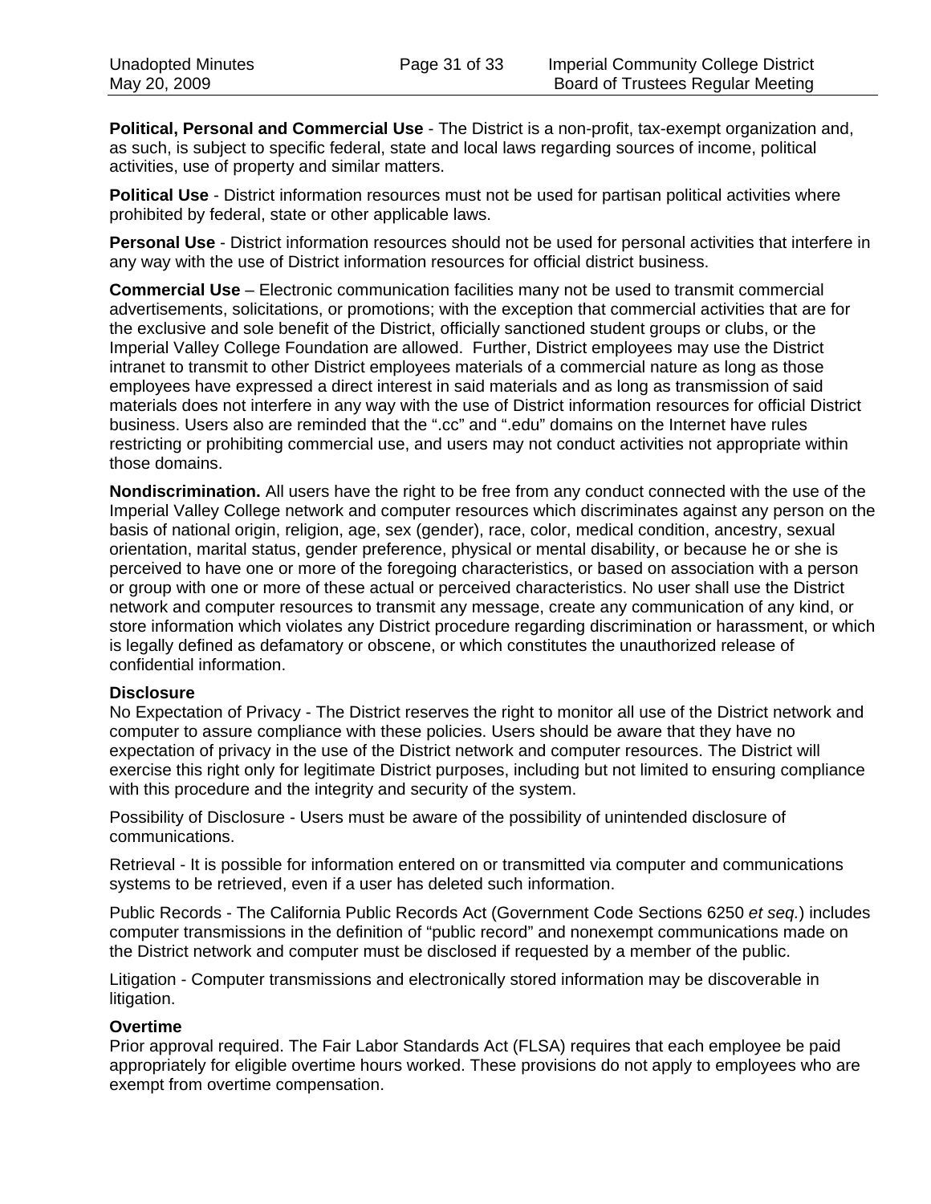**Political, Personal and Commercial Use** - The District is a non-profit, tax-exempt organization and, as such, is subject to specific federal, state and local laws regarding sources of income, political activities, use of property and similar matters.

**Political Use** - District information resources must not be used for partisan political activities where prohibited by federal, state or other applicable laws.

**Personal Use** - District information resources should not be used for personal activities that interfere in any way with the use of District information resources for official district business.

**Commercial Use** – Electronic communication facilities many not be used to transmit commercial advertisements, solicitations, or promotions; with the exception that commercial activities that are for the exclusive and sole benefit of the District, officially sanctioned student groups or clubs, or the Imperial Valley College Foundation are allowed. Further, District employees may use the District intranet to transmit to other District employees materials of a commercial nature as long as those employees have expressed a direct interest in said materials and as long as transmission of said materials does not interfere in any way with the use of District information resources for official District business. Users also are reminded that the ".cc" and ".edu" domains on the Internet have rules restricting or prohibiting commercial use, and users may not conduct activities not appropriate within those domains.

**Nondiscrimination.** All users have the right to be free from any conduct connected with the use of the Imperial Valley College network and computer resources which discriminates against any person on the basis of national origin, religion, age, sex (gender), race, color, medical condition, ancestry, sexual orientation, marital status, gender preference, physical or mental disability, or because he or she is perceived to have one or more of the foregoing characteristics, or based on association with a person or group with one or more of these actual or perceived characteristics. No user shall use the District network and computer resources to transmit any message, create any communication of any kind, or store information which violates any District procedure regarding discrimination or harassment, or which is legally defined as defamatory or obscene, or which constitutes the unauthorized release of confidential information.

**Disclosure**

No Expectation of Privacy - The District reserves the right to monitor all use of the District network and computer to assure compliance with these policies. Users should be aware that they have no expectation of privacy in the use of the District network and computer resources. The District will exercise this right only for legitimate District purposes, including but not limited to ensuring compliance with this procedure and the integrity and security of the system.

Possibility of Disclosure - Users must be aware of the possibility of unintended disclosure of communications.

Retrieval - It is possible for information entered on or transmitted via computer and communications systems to be retrieved, even if a user has deleted such information.

Public Records - The California Public Records Act (Government Code Sections 6250 *et seq.*) includes computer transmissions in the definition of "public record" and nonexempt communications made on the District network and computer must be disclosed if requested by a member of the public.

Litigation - Computer transmissions and electronically stored information may be discoverable in litigation.

**Overtime**

Prior approval required. The Fair Labor Standards Act (FLSA) requires that each employee be paid appropriately for eligible overtime hours worked. These provisions do not apply to employees who are exempt from overtime compensation.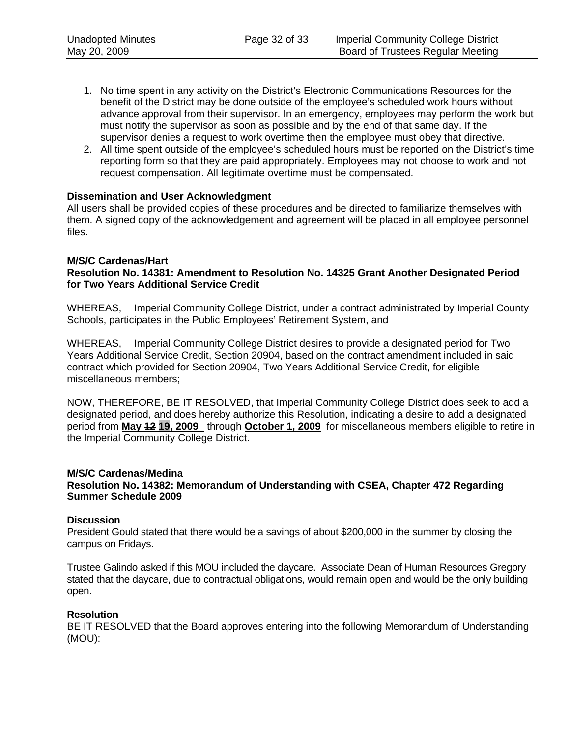1. No time spent in any activity on the District's Electronic Communications Resources for the benefit of the District may be done outside of the employee's scheduled work hours without advance approval from their supervisor. In an emergency, employees may perform the work but must notify the supervisor as soon as possible and by the end of that same day. If the supervisor denies a request to work overtime then the employee must obey that directive.
2. All time spent outside of the employee's scheduled hours must be reported on the District's time reporting form so that they are paid appropriately. Employees may not choose to work and not request compensation. All legitimate overtime must be compensated.

**Dissemination and User Acknowledgment**
All users shall be provided copies of these procedures and be directed to familiarize themselves with them. A signed copy of the acknowledgement and agreement will be placed in all employee personnel files.

**M/S/C Cardenas/Hart**
**Resolution No. 14381: Amendment to Resolution No. 14325 Grant Another Designated Period for Two Years Additional Service Credit**

WHEREAS, Imperial Community College District, under a contract administrated by Imperial County Schools, participates in the Public Employees' Retirement System, and

WHEREAS, Imperial Community College District desires to provide a designated period for Two Years Additional Service Credit, Section 20904, based on the contract amendment included in said contract which provided for Section 20904, Two Years Additional Service Credit, for eligible miscellaneous members;

NOW, THEREFORE, BE IT RESOLVED, that Imperial Community College District does seek to add a designated period, and does hereby authorize this Resolution, indicating a desire to add a designated period from **May ~~12~~ 19, 2009** through **October 1, 2009** for miscellaneous members eligible to retire in the Imperial Community College District.

**M/S/C Cardenas/Medina**
**Resolution No. 14382: Memorandum of Understanding with CSEA, Chapter 472 Regarding Summer Schedule 2009**

**Discussion**
President Gould stated that there would be a savings of about $200,000 in the summer by closing the campus on Fridays.

Trustee Galindo asked if this MOU included the daycare. Associate Dean of Human Resources Gregory stated that the daycare, due to contractual obligations, would remain open and would be the only building open.

**Resolution**
BE IT RESOLVED that the Board approves entering into the following Memorandum of Understanding (MOU):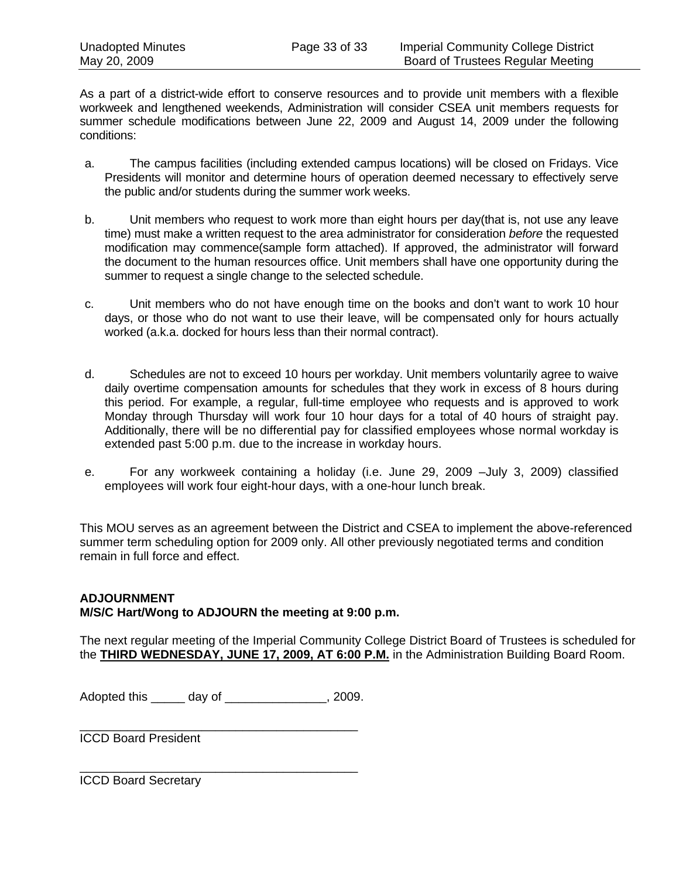As a part of a district-wide effort to conserve resources and to provide unit members with a flexible workweek and lengthened weekends, Administration will consider CSEA unit members requests for summer schedule modifications between June 22, 2009 and August 14, 2009 under the following conditions:

a. The campus facilities (including extended campus locations) will be closed on Fridays. Vice Presidents will monitor and determine hours of operation deemed necessary to effectively serve the public and/or students during the summer work weeks.

b. Unit members who request to work more than eight hours per day(that is, not use any leave time) must make a written request to the area administrator for consideration *before* the requested modification may commence(sample form attached). If approved, the administrator will forward the document to the human resources office. Unit members shall have one opportunity during the summer to request a single change to the selected schedule.

c. Unit members who do not have enough time on the books and don't want to work 10 hour days, or those who do not want to use their leave, will be compensated only for hours actually worked (a.k.a. docked for hours less than their normal contract).

d. Schedules are not to exceed 10 hours per workday. Unit members voluntarily agree to waive daily overtime compensation amounts for schedules that they work in excess of 8 hours during this period. For example, a regular, full-time employee who requests and is approved to work Monday through Thursday will work four 10 hour days for a total of 40 hours of straight pay. Additionally, there will be no differential pay for classified employees whose normal workday is extended past 5:00 p.m. due to the increase in workday hours.

e. For any workweek containing a holiday (i.e. June 29, 2009 –July 3, 2009) classified employees will work four eight-hour days, with a one-hour lunch break.

This MOU serves as an agreement between the District and CSEA to implement the above-referenced summer term scheduling option for 2009 only. All other previously negotiated terms and condition remain in full force and effect.

**ADJOURNMENT**
**M/S/C Hart/Wong to ADJOURN the meeting at 9:00 p.m.**

The next regular meeting of the Imperial Community College District Board of Trustees is scheduled for the **THIRD WEDNESDAY, JUNE 17, 2009, AT 6:00 P.M.** in the Administration Building Board Room.

Adopted this _____ day of _______________, 2009.

___________________________________________
ICCD Board President

___________________________________________
ICCD Board Secretary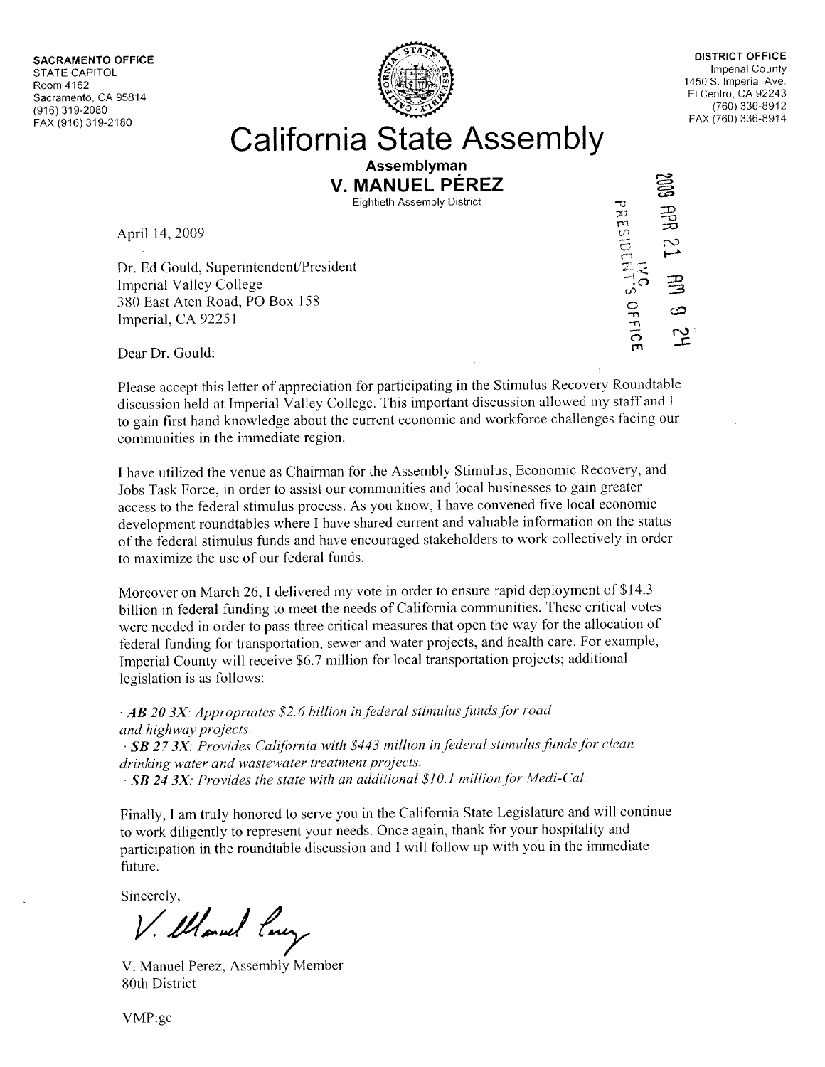**SACRAMENTO OFFICE**
STATE CAPITOL
Room 4162
Sacramento, CA 95814
(916) 319-2080
FAX (916) 319-2180

**DISTRICT OFFICE**
Imperial County
1450 S. Imperial Ave.
El Centro, CA 92243
(760) 336-8912
FAX (760) 336-8914

# California State Assembly

**Assemblyman**
**V. MANUEL PÉREZ**
Eightieth Assembly District

2009 APR 21 AM 9 24
IVC PRESIDENT'S OFFICE

April 14, 2009

Dr. Ed Gould, Superintendent/President
Imperial Valley College
380 East Aten Road, PO Box 158
Imperial, CA 92251

Dear Dr. Gould:

Please accept this letter of appreciation for participating in the Stimulus Recovery Roundtable discussion held at Imperial Valley College. This important discussion allowed my staff and I to gain first hand knowledge about the current economic and workforce challenges facing our communities in the immediate region.

I have utilized the venue as Chairman for the Assembly Stimulus, Economic Recovery, and Jobs Task Force, in order to assist our communities and local businesses to gain greater access to the federal stimulus process. As you know, I have convened five local economic development roundtables where I have shared current and valuable information on the status of the federal stimulus funds and have encouraged stakeholders to work collectively in order to maximize the use of our federal funds.

Moreover on March 26, I delivered my vote in order to ensure rapid deployment of $14.3 billion in federal funding to meet the needs of California communities. These critical votes were needed in order to pass three critical measures that open the way for the allocation of federal funding for transportation, sewer and water projects, and health care. For example, Imperial County will receive $6.7 million for local transportation projects; additional legislation is as follows:

· ***AB 20 3X**: Appropriates $2.6 billion in federal stimulus funds for road and highway projects.*
· ***SB 27 3X**: Provides California with $443 million in federal stimulus funds for clean drinking water and wastewater treatment projects.*
· ***SB 24 3X**: Provides the state with an additional $10.1 million for Medi-Cal.*

Finally, I am truly honored to serve you in the California State Legislature and will continue to work diligently to represent your needs. Once again, thank for your hospitality and participation in the roundtable discussion and I will follow up with you in the immediate future.

Sincerely,

V. Manuel Perez

V. Manuel Perez, Assembly Member
80th District

VMP:gc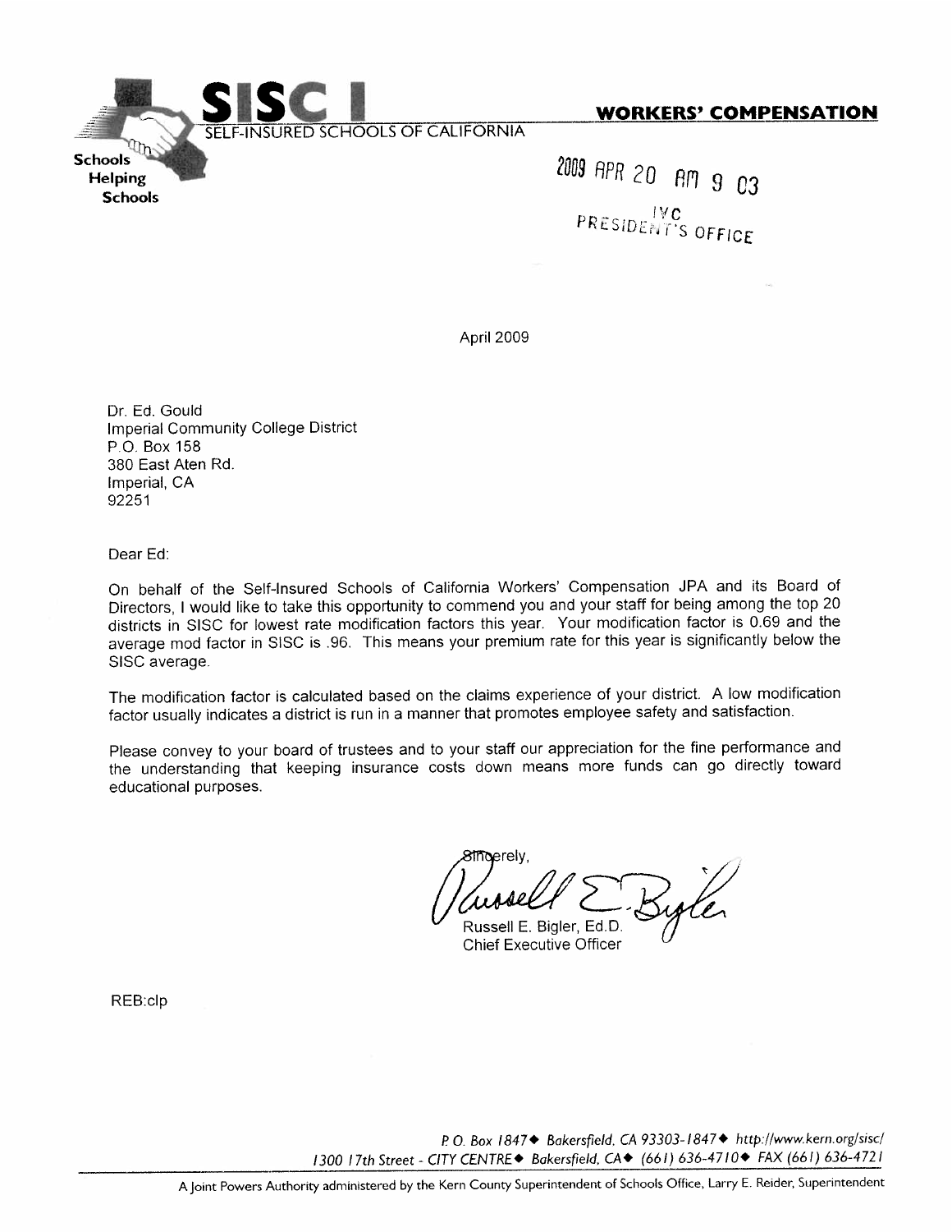**SISC I**

SELF-INSURED SCHOOLS OF CALIFORNIA

Schools Helping Schools

**WORKERS' COMPENSATION**

2009 APR 20 AM 9 03

IVC PRESIDENT'S OFFICE

April 2009

Dr. Ed. Gould
Imperial Community College District
P.O. Box 158
380 East Aten Rd.
Imperial, CA
92251

Dear Ed:

On behalf of the Self-Insured Schools of California Workers' Compensation JPA and its Board of Directors, I would like to take this opportunity to commend you and your staff for being among the top 20 districts in SISC for lowest rate modification factors this year. Your modification factor is 0.69 and the average mod factor in SISC is .96. This means your premium rate for this year is significantly below the SISC average.

The modification factor is calculated based on the claims experience of your district. A low modification factor usually indicates a district is run in a manner that promotes employee safety and satisfaction.

Please convey to your board of trustees and to your staff our appreciation for the fine performance and the understanding that keeping insurance costs down means more funds can go directly toward educational purposes.

Sincerely,

Russell E. Bigler, Ed.D.
Chief Executive Officer

REB:clp

*P.O. Box 1847 ◆ Bakersfield, CA 93303-1847 ◆ http://www.kern.org/sisc/*
*1300 17th Street - CITY CENTRE ◆ Bakersfield, CA ◆ (661) 636-4710 ◆ FAX (661) 636-4721*

A Joint Powers Authority administered by the Kern County Superintendent of Schools Office, Larry E. Reider, Superintendent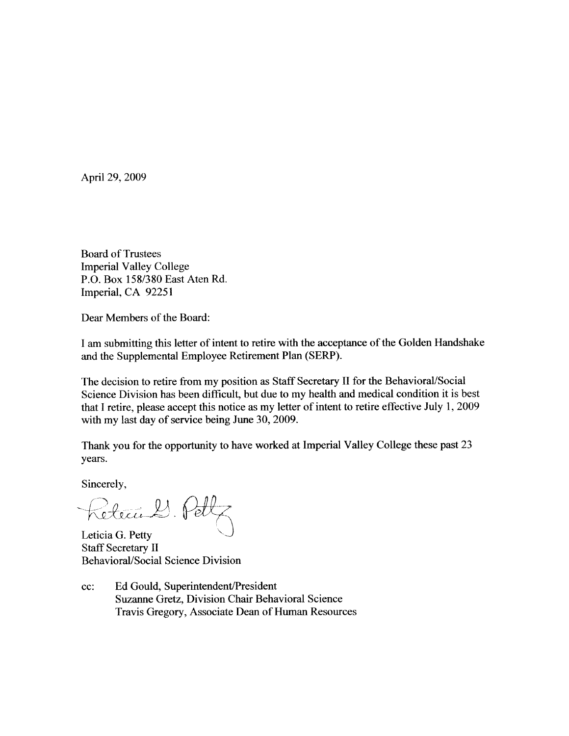April 29, 2009

Board of Trustees
Imperial Valley College
P.O. Box 158/380 East Aten Rd.
Imperial, CA 92251

Dear Members of the Board:

I am submitting this letter of intent to retire with the acceptance of the Golden Handshake and the Supplemental Employee Retirement Plan (SERP).

The decision to retire from my position as Staff Secretary II for the Behavioral/Social Science Division has been difficult, but due to my health and medical condition it is best that I retire, please accept this notice as my letter of intent to retire effective July 1, 2009 with my last day of service being June 30, 2009.

Thank you for the opportunity to have worked at Imperial Valley College these past 23 years.

Sincerely,

Leticia G. Petty
Staff Secretary II
Behavioral/Social Science Division

cc: Ed Gould, Superintendent/President
Suzanne Gretz, Division Chair Behavioral Science
Travis Gregory, Associate Dean of Human Resources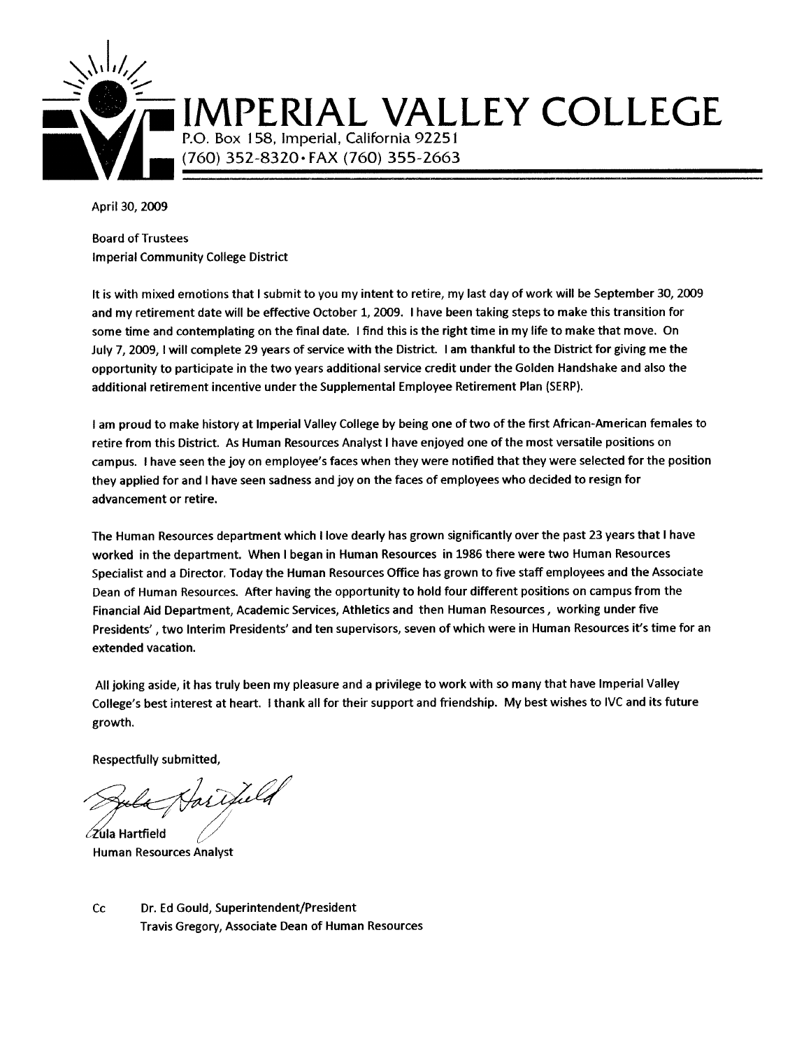# IMPERIAL VALLEY COLLEGE

P.O. Box 158, Imperial, California 92251
(760) 352-8320 • FAX (760) 355-2663

April 30, 2009

Board of Trustees
Imperial Community College District

It is with mixed emotions that I submit to you my intent to retire, my last day of work will be September 30, 2009 and my retirement date will be effective October 1, 2009. I have been taking steps to make this transition for some time and contemplating on the final date. I find this is the right time in my life to make that move. On July 7, 2009, I will complete 29 years of service with the District. I am thankful to the District for giving me the opportunity to participate in the two years additional service credit under the Golden Handshake and also the additional retirement incentive under the Supplemental Employee Retirement Plan (SERP).

I am proud to make history at Imperial Valley College by being one of two of the first African-American females to retire from this District. As Human Resources Analyst I have enjoyed one of the most versatile positions on campus. I have seen the joy on employee's faces when they were notified that they were selected for the position they applied for and I have seen sadness and joy on the faces of employees who decided to resign for advancement or retire.

The Human Resources department which I love dearly has grown significantly over the past 23 years that I have worked in the department. When I began in Human Resources in 1986 there were two Human Resources Specialist and a Director. Today the Human Resources Office has grown to five staff employees and the Associate Dean of Human Resources. After having the opportunity to hold four different positions on campus from the Financial Aid Department, Academic Services, Athletics and then Human Resources, working under five Presidents', two Interim Presidents' and ten supervisors, seven of which were in Human Resources it's time for an extended vacation.

All joking aside, it has truly been my pleasure and a privilege to work with so many that have Imperial Valley College's best interest at heart. I thank all for their support and friendship. My best wishes to IVC and its future growth.

Respectfully submitted,

Zula Hartfield
Human Resources Analyst

Cc Dr. Ed Gould, Superintendent/President
Travis Gregory, Associate Dean of Human Resources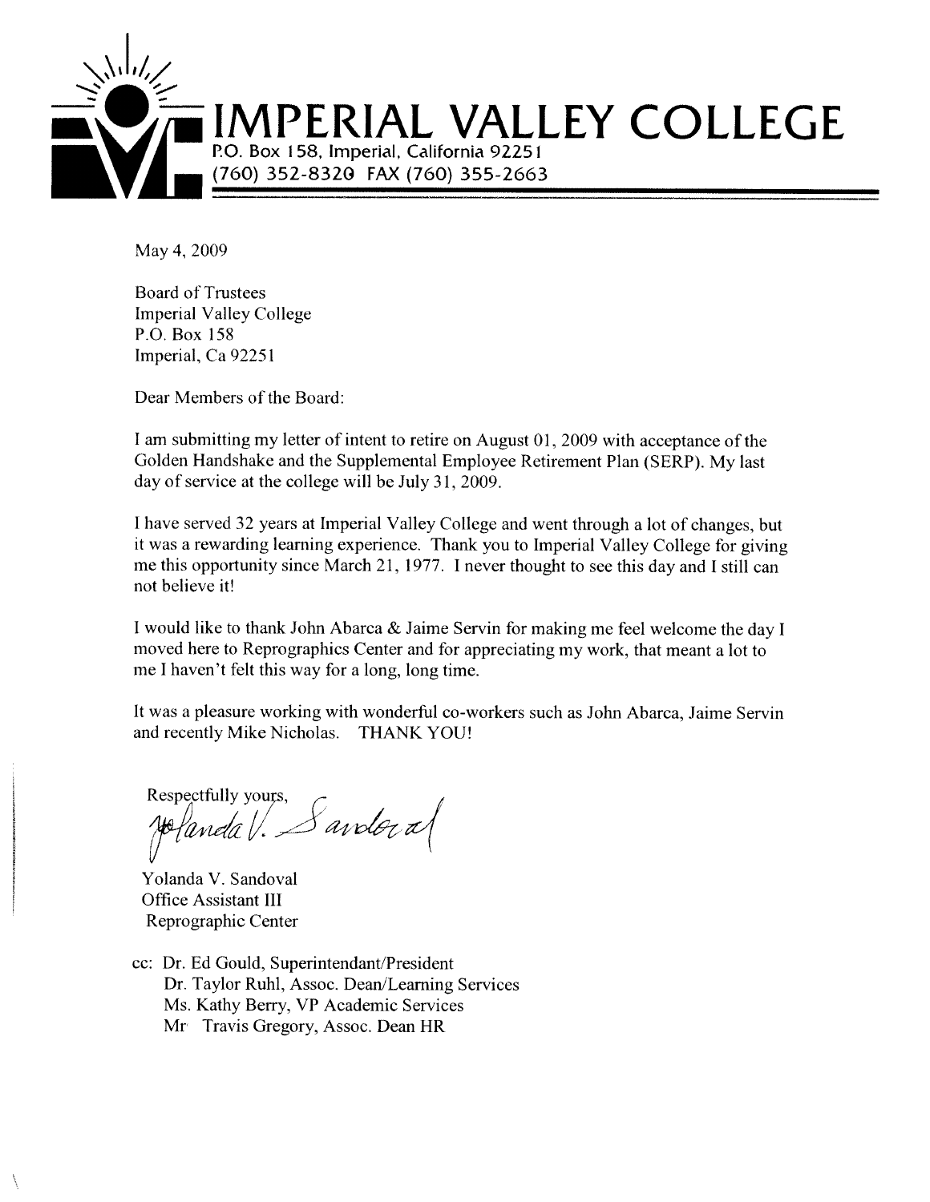# IMPERIAL VALLEY COLLEGE

P.O. Box 158, Imperial, California 92251
(760) 352-8320 FAX (760) 355-2663

May 4, 2009

Board of Trustees
Imperial Valley College
P.O. Box 158
Imperial, Ca 92251

Dear Members of the Board:

I am submitting my letter of intent to retire on August 01, 2009 with acceptance of the Golden Handshake and the Supplemental Employee Retirement Plan (SERP). My last day of service at the college will be July 31, 2009.

I have served 32 years at Imperial Valley College and went through a lot of changes, but it was a rewarding learning experience. Thank you to Imperial Valley College for giving me this opportunity since March 21, 1977. I never thought to see this day and I still can not believe it!

I would like to thank John Abarca & Jaime Servin for making me feel welcome the day I moved here to Reprographics Center and for appreciating my work, that meant a lot to me I haven't felt this way for a long, long time.

It was a pleasure working with wonderful co-workers such as John Abarca, Jaime Servin and recently Mike Nicholas. THANK YOU!

Respectfully yours,

Yolanda V. Sandoval

Yolanda V. Sandoval
Office Assistant III
Reprographic Center

cc: Dr. Ed Gould, Superintendant/President
Dr. Taylor Ruhl, Assoc. Dean/Learning Services
Ms. Kathy Berry, VP Academic Services
Mr Travis Gregory, Assoc. Dean HR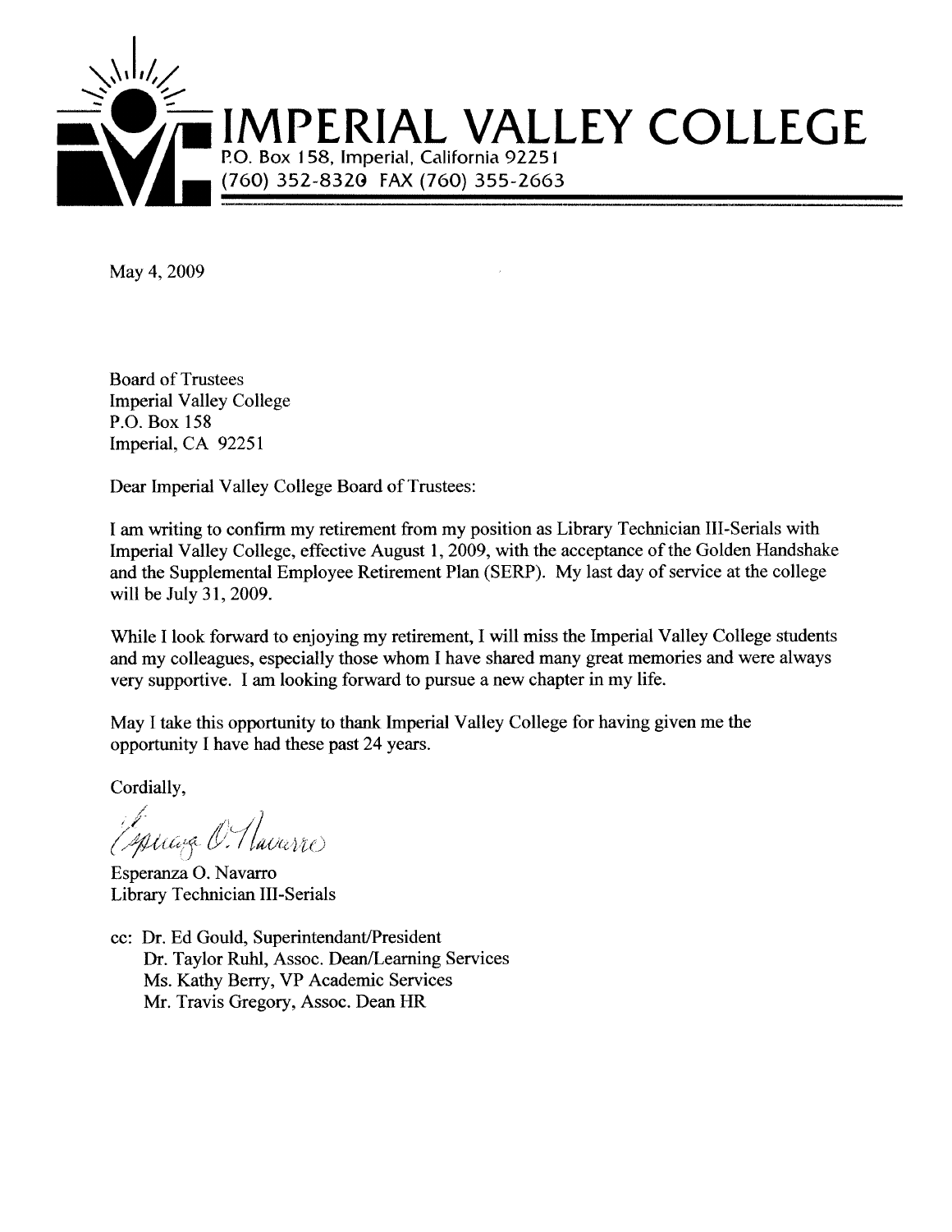# IMPERIAL VALLEY COLLEGE

P.O. Box 158, Imperial, California 92251
(760) 352-8320 FAX (760) 355-2663

May 4, 2009

Board of Trustees
Imperial Valley College
P.O. Box 158
Imperial, CA 92251

Dear Imperial Valley College Board of Trustees:

I am writing to confirm my retirement from my position as Library Technician III-Serials with Imperial Valley College, effective August 1, 2009, with the acceptance of the Golden Handshake and the Supplemental Employee Retirement Plan (SERP). My last day of service at the college will be July 31, 2009.

While I look forward to enjoying my retirement, I will miss the Imperial Valley College students and my colleagues, especially those whom I have shared many great memories and were always very supportive. I am looking forward to pursue a new chapter in my life.

May I take this opportunity to thank Imperial Valley College for having given me the opportunity I have had these past 24 years.

Cordially,

Esperanza O. Navarro

Esperanza O. Navarro
Library Technician III-Serials

cc: Dr. Ed Gould, Superintendant/President
Dr. Taylor Ruhl, Assoc. Dean/Learning Services
Ms. Kathy Berry, VP Academic Services
Mr. Travis Gregory, Assoc. Dean HR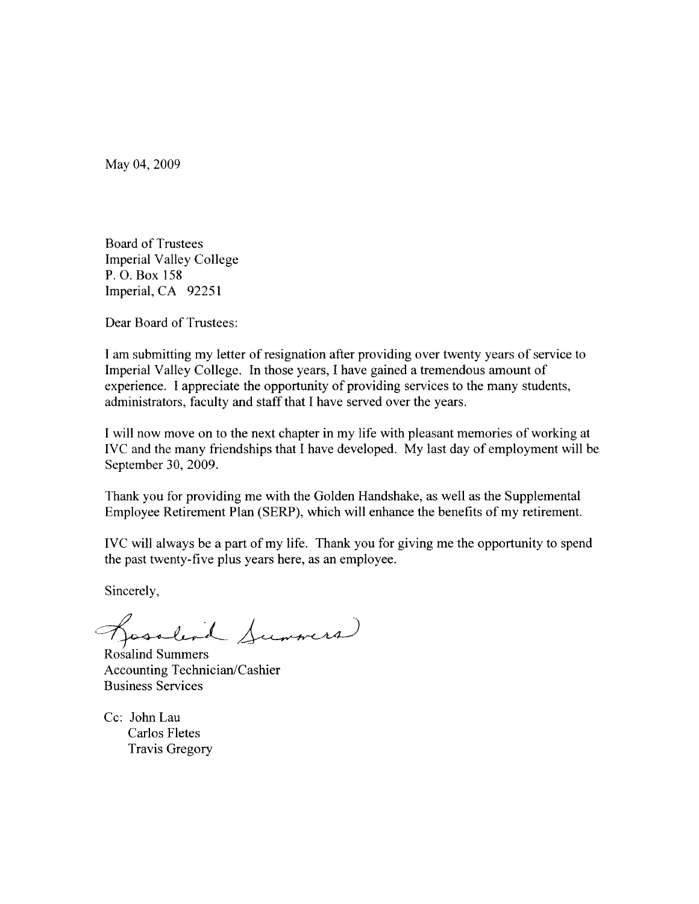May 04, 2009

Board of Trustees
Imperial Valley College
P. O. Box 158
Imperial, CA 92251

Dear Board of Trustees:

I am submitting my letter of resignation after providing over twenty years of service to Imperial Valley College. In those years, I have gained a tremendous amount of experience. I appreciate the opportunity of providing services to the many students, administrators, faculty and staff that I have served over the years.

I will now move on to the next chapter in my life with pleasant memories of working at IVC and the many friendships that I have developed. My last day of employment will be September 30, 2009.

Thank you for providing me with the Golden Handshake, as well as the Supplemental Employee Retirement Plan (SERP), which will enhance the benefits of my retirement.

IVC will always be a part of my life. Thank you for giving me the opportunity to spend the past twenty-five plus years here, as an employee.

Sincerely,

Rosalind Summers

Rosalind Summers
Accounting Technician/Cashier
Business Services

Cc: John Lau
Carlos Fletes
Travis Gregory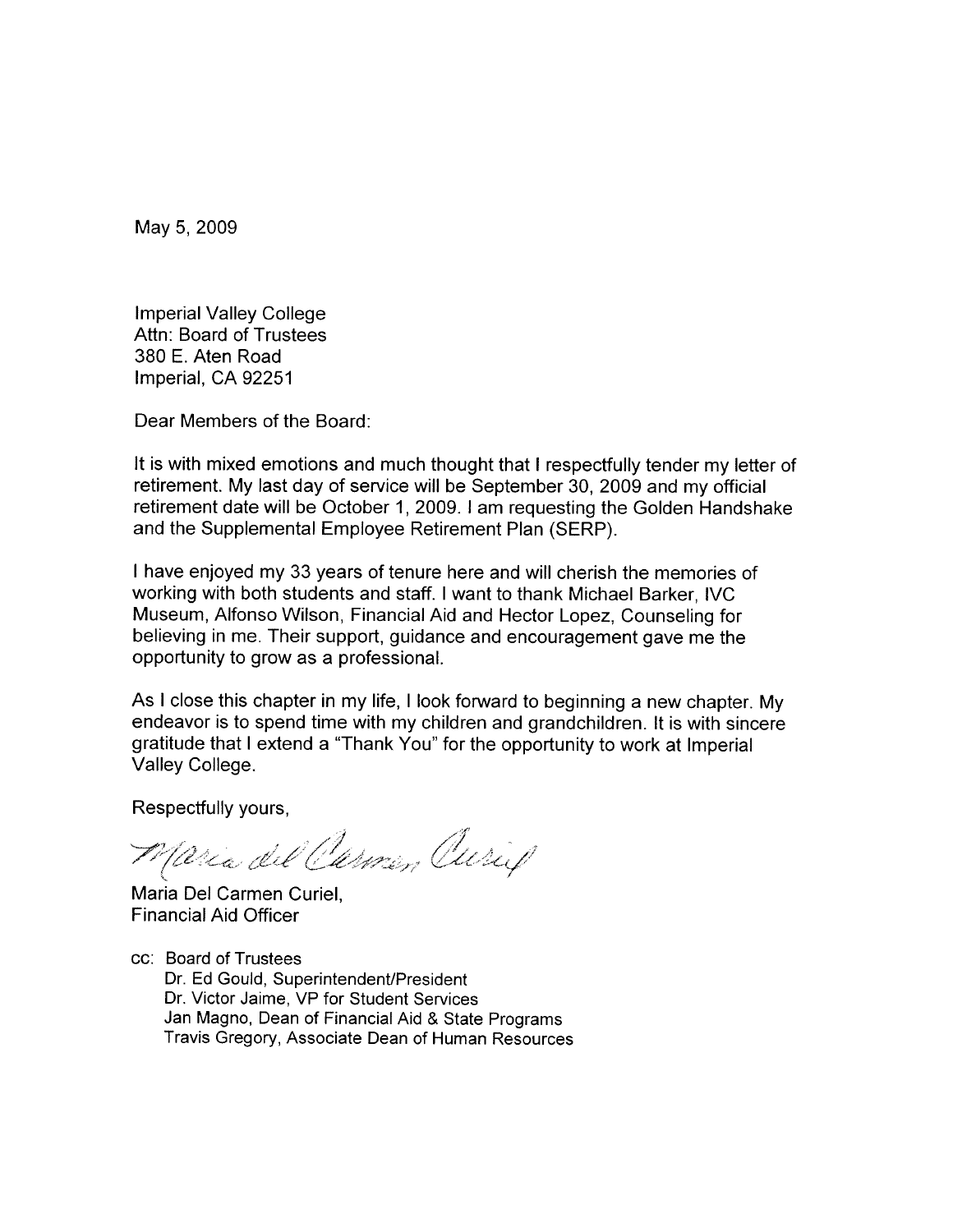May 5, 2009

Imperial Valley College
Attn: Board of Trustees
380 E. Aten Road
Imperial, CA 92251

Dear Members of the Board:

It is with mixed emotions and much thought that I respectfully tender my letter of retirement. My last day of service will be September 30, 2009 and my official retirement date will be October 1, 2009. I am requesting the Golden Handshake and the Supplemental Employee Retirement Plan (SERP).

I have enjoyed my 33 years of tenure here and will cherish the memories of working with both students and staff. I want to thank Michael Barker, IVC Museum, Alfonso Wilson, Financial Aid and Hector Lopez, Counseling for believing in me. Their support, guidance and encouragement gave me the opportunity to grow as a professional.

As I close this chapter in my life, I look forward to beginning a new chapter. My endeavor is to spend time with my children and grandchildren. It is with sincere gratitude that I extend a "Thank You" for the opportunity to work at Imperial Valley College.

Respectfully yours,

Maria del Carmen Curiel

Maria Del Carmen Curiel,
Financial Aid Officer

cc: Board of Trustees
Dr. Ed Gould, Superintendent/President
Dr. Victor Jaime, VP for Student Services
Jan Magno, Dean of Financial Aid & State Programs
Travis Gregory, Associate Dean of Human Resources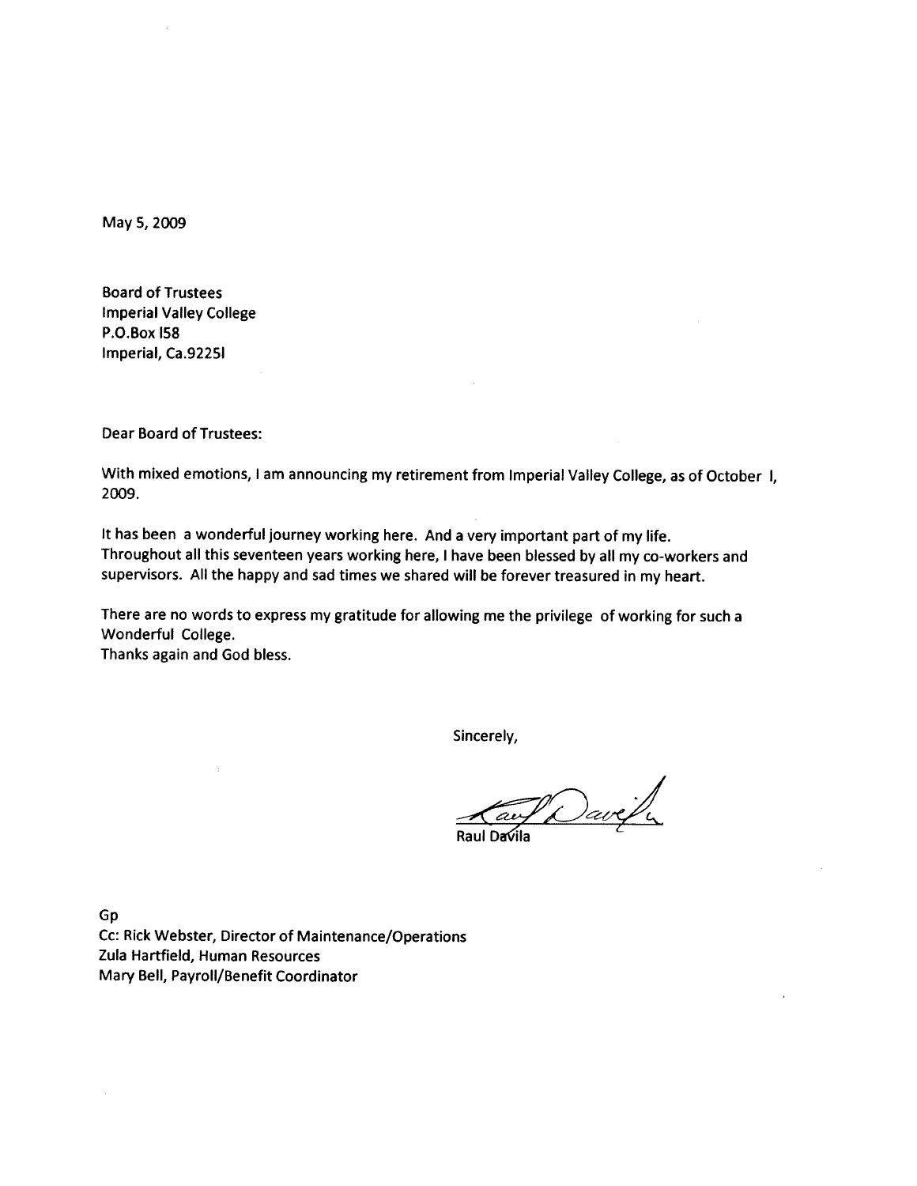May 5, 2009

Board of Trustees
Imperial Valley College
P.O.Box l58
Imperial, Ca.9225l

Dear Board of Trustees:

With mixed emotions, I am announcing my retirement from Imperial Valley College, as of October l, 2009.

It has been a wonderful journey working here. And a very important part of my life. Throughout all this seventeen years working here, I have been blessed by all my co-workers and supervisors. All the happy and sad times we shared will be forever treasured in my heart.

There are no words to express my gratitude for allowing me the privilege of working for such a Wonderful College.
Thanks again and God bless.

Sincerely,

Raul Davila

Gp
Cc: Rick Webster, Director of Maintenance/Operations
Zula Hartfield, Human Resources
Mary Bell, Payroll/Benefit Coordinator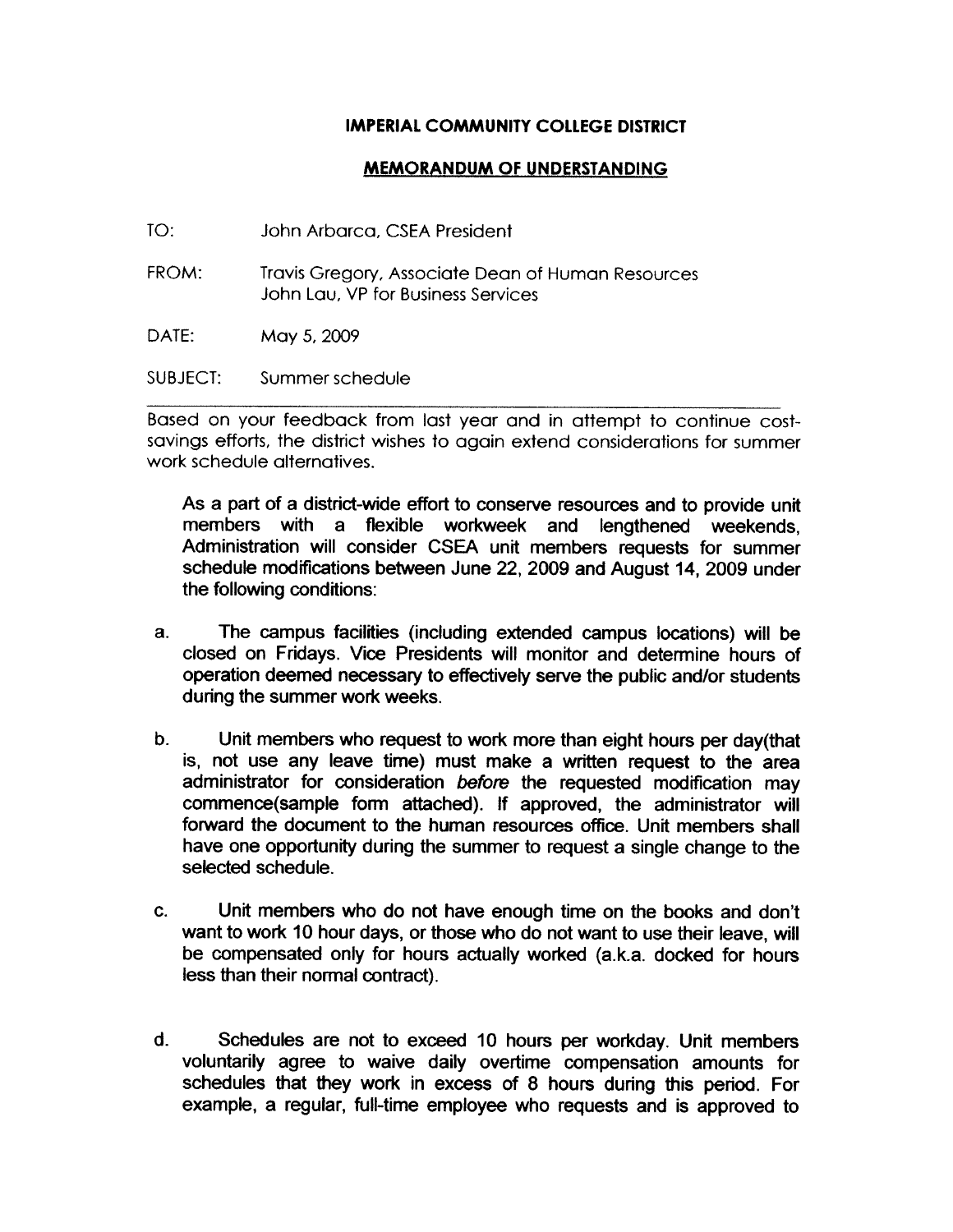**IMPERIAL COMMUNITY COLLEGE DISTRICT**

**MEMORANDUM OF UNDERSTANDING**

TO: John Arbarca, CSEA President

FROM: Travis Gregory, Associate Dean of Human Resources
John Lau, VP for Business Services

DATE: May 5, 2009

SUBJECT: Summer schedule

---

Based on your feedback from last year and in attempt to continue cost-savings efforts, the district wishes to again extend considerations for summer work schedule alternatives.

As a part of a district-wide effort to conserve resources and to provide unit members with a flexible workweek and lengthened weekends, Administration will consider CSEA unit members requests for summer schedule modifications between June 22, 2009 and August 14, 2009 under the following conditions:

a. The campus facilities (including extended campus locations) will be closed on Fridays. Vice Presidents will monitor and determine hours of operation deemed necessary to effectively serve the public and/or students during the summer work weeks.

b. Unit members who request to work more than eight hours per day(that is, not use any leave time) must make a written request to the area administrator for consideration *before* the requested modification may commence(sample form attached). If approved, the administrator will forward the document to the human resources office. Unit members shall have one opportunity during the summer to request a single change to the selected schedule.

c. Unit members who do not have enough time on the books and don't want to work 10 hour days, or those who do not want to use their leave, will be compensated only for hours actually worked (a.k.a. docked for hours less than their normal contract).

d. Schedules are not to exceed 10 hours per workday. Unit members voluntarily agree to waive daily overtime compensation amounts for schedules that they work in excess of 8 hours during this period. For example, a regular, full-time employee who requests and is approved to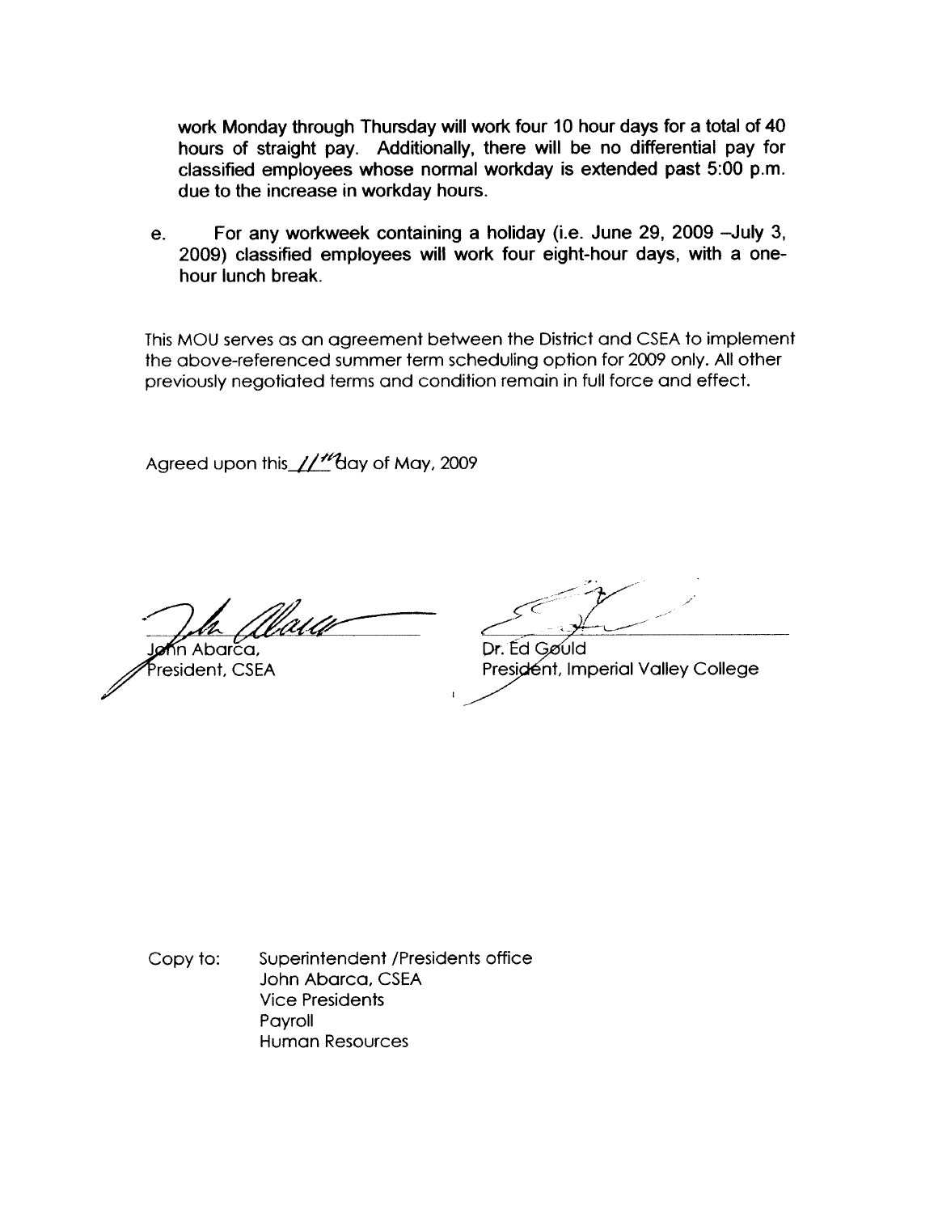work Monday through Thursday will work four 10 hour days for a total of 40 hours of straight pay. Additionally, there will be no differential pay for classified employees whose normal workday is extended past 5:00 p.m. due to the increase in workday hours.

e. For any workweek containing a holiday (i.e. June 29, 2009 –July 3, 2009) classified employees will work four eight-hour days, with a one-hour lunch break.

This MOU serves as an agreement between the District and CSEA to implement the above-referenced summer term scheduling option for 2009 only. All other previously negotiated terms and condition remain in full force and effect.

Agreed upon this 11th day of May, 2009

John Abarca,
President, CSEA

Dr. Ed Gould
President, Imperial Valley College

Copy to: Superintendent /Presidents office
John Abarca, CSEA
Vice Presidents
Payroll
Human Resources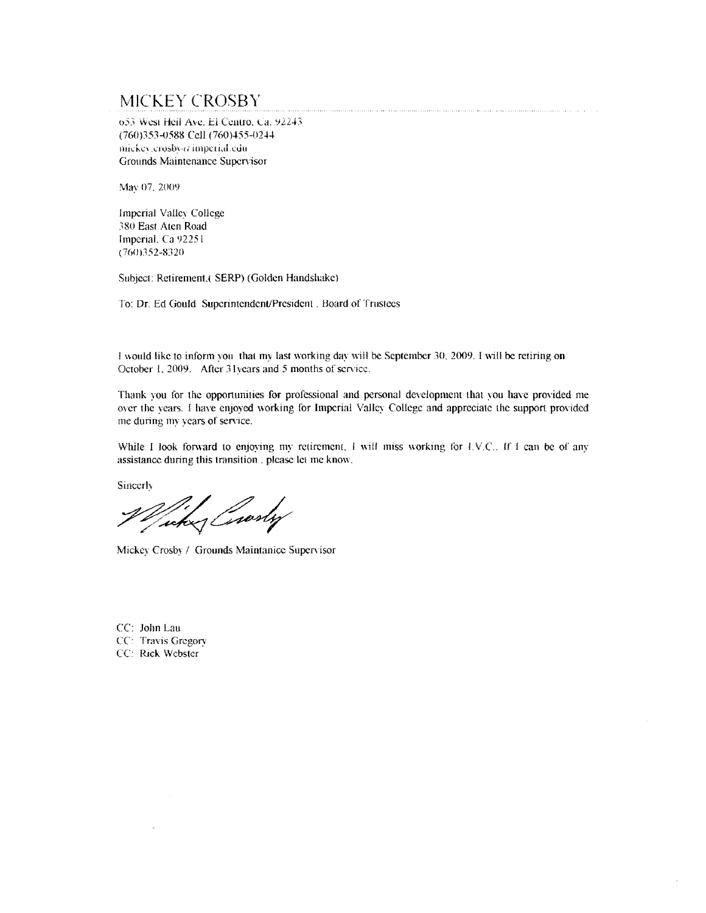# MICKEY CROSBY

653 West Heil Ave. El Centro, Ca. 92243
(760)353-0588 Cell (760)455-0244
mickey.crosby@imperial.edu
Grounds Maintenance Supervisor

May 07, 2009

Imperial Valley College
380 East Aten Road
Imperial, Ca 92251
(760)352-8320

Subject: Retirement,( SERP) (Golden Handshake)

To: Dr. Ed Gould Superintendent/President . Board of Trustees

I would like to inform you that my last working day will be September 30, 2009. I will be retiring on October 1, 2009. After 31years and 5 months of service.

Thank you for the opportunities for professional and personal development that you have provided me over the years. I have enjoyed working for Imperial Valley College and appreciate the support provided me during my years of service.

While I look forward to enjoying my retirement, I will miss working for I.V.C.. If I can be of any assistance during this transition , please let me know.

Sincerly

Mickey Crosby

Mickey Crosby / Grounds Maintanice Supervisor

CC: John Lau
CC: Travis Gregory
CC: Rick Webster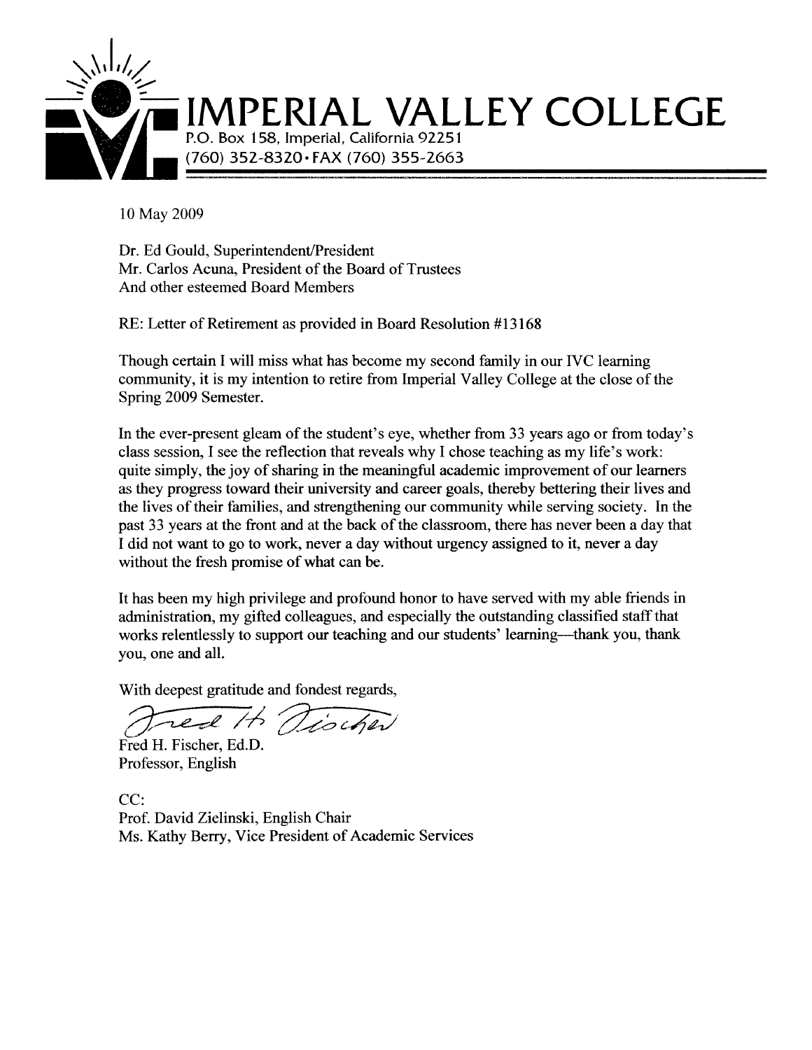# IMPERIAL VALLEY COLLEGE

P.O. Box 158, Imperial, California 92251
(760) 352-8320 • FAX (760) 355-2663

10 May 2009

Dr. Ed Gould, Superintendent/President
Mr. Carlos Acuna, President of the Board of Trustees
And other esteemed Board Members

RE: Letter of Retirement as provided in Board Resolution #13168

Though certain I will miss what has become my second family in our IVC learning community, it is my intention to retire from Imperial Valley College at the close of the Spring 2009 Semester.

In the ever-present gleam of the student's eye, whether from 33 years ago or from today's class session, I see the reflection that reveals why I chose teaching as my life's work: quite simply, the joy of sharing in the meaningful academic improvement of our learners as they progress toward their university and career goals, thereby bettering their lives and the lives of their families, and strengthening our community while serving society. In the past 33 years at the front and at the back of the classroom, there has never been a day that I did not want to go to work, never a day without urgency assigned to it, never a day without the fresh promise of what can be.

It has been my high privilege and profound honor to have served with my able friends in administration, my gifted colleagues, and especially the outstanding classified staff that works relentlessly to support our teaching and our students' learning—thank you, thank you, one and all.

With deepest gratitude and fondest regards,

Fred H. Fischer

Fred H. Fischer, Ed.D.
Professor, English

CC:
Prof. David Zielinski, English Chair
Ms. Kathy Berry, Vice President of Academic Services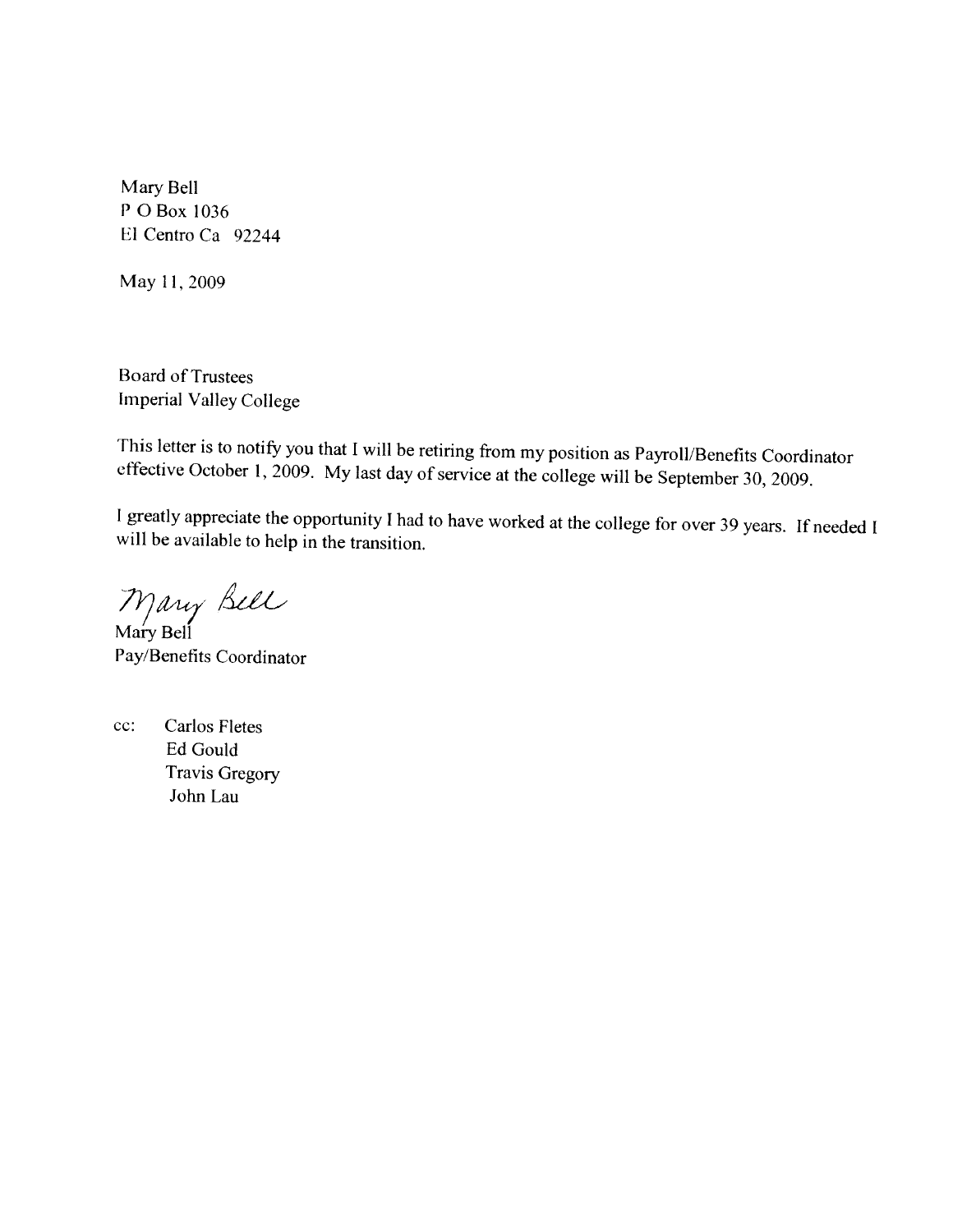Mary Bell
P O Box 1036
El Centro Ca 92244

May 11, 2009

Board of Trustees
Imperial Valley College

This letter is to notify you that I will be retiring from my position as Payroll/Benefits Coordinator effective October 1, 2009. My last day of service at the college will be September 30, 2009.

I greatly appreciate the opportunity I had to have worked at the college for over 39 years. If needed I will be available to help in the transition.

Mary Bell

Mary Bell
Pay/Benefits Coordinator

cc: Carlos Fletes
Ed Gould
Travis Gregory
John Lau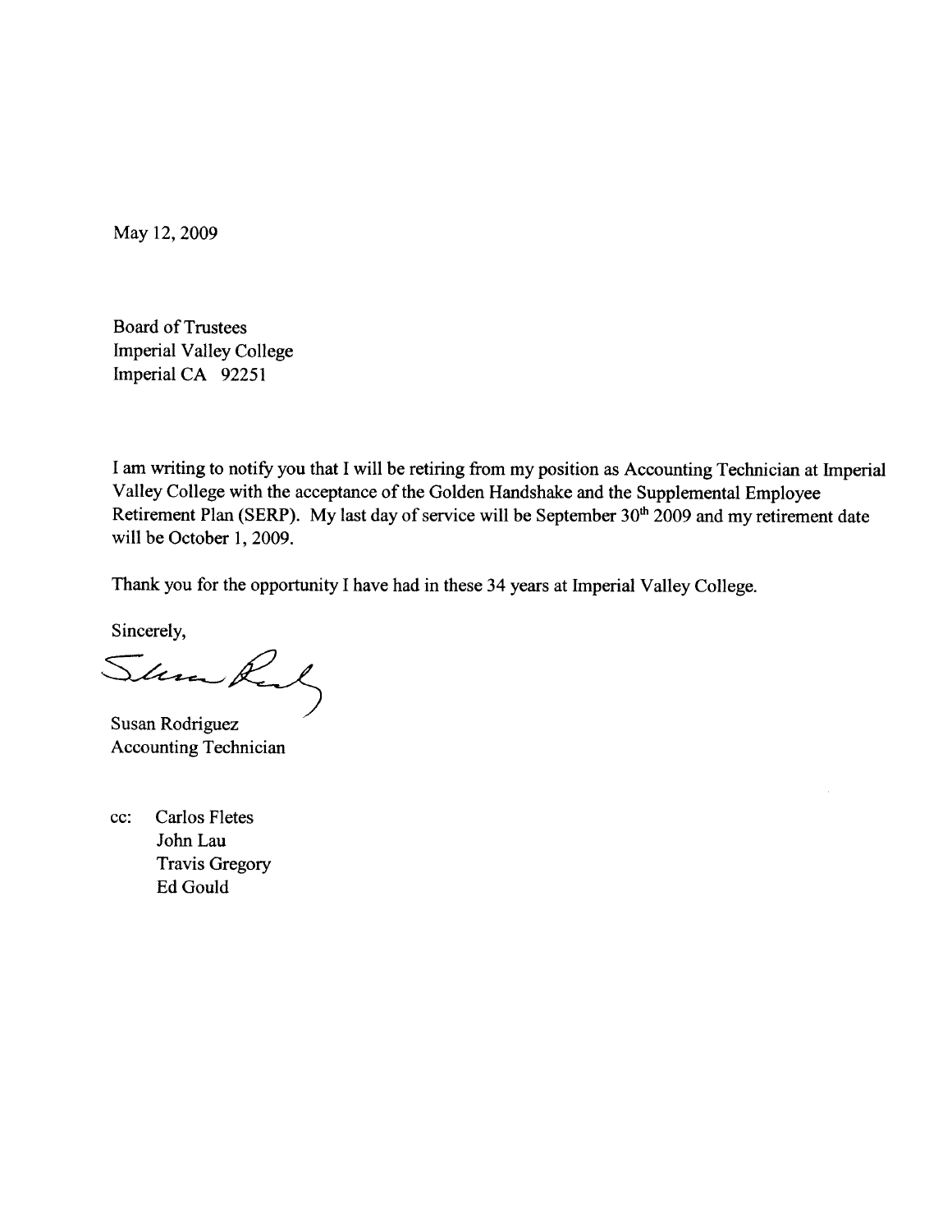May 12, 2009

Board of Trustees
Imperial Valley College
Imperial CA 92251

I am writing to notify you that I will be retiring from my position as Accounting Technician at Imperial Valley College with the acceptance of the Golden Handshake and the Supplemental Employee Retirement Plan (SERP). My last day of service will be September 30th 2009 and my retirement date will be October 1, 2009.

Thank you for the opportunity I have had in these 34 years at Imperial Valley College.

Sincerely,

Susan Rodriguez
Accounting Technician

cc: Carlos Fletes
John Lau
Travis Gregory
Ed Gould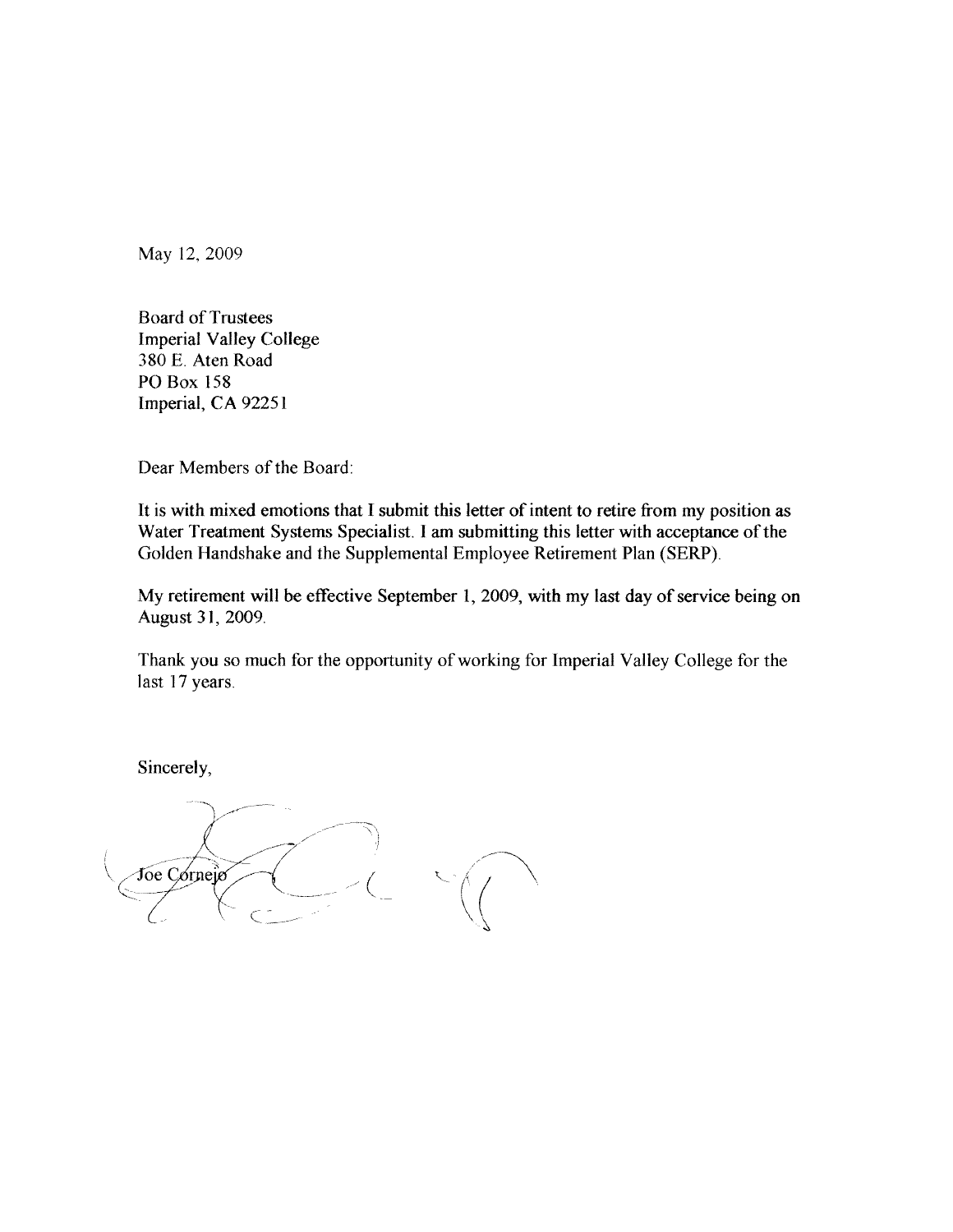May 12, 2009

Board of Trustees
Imperial Valley College
380 E. Aten Road
PO Box 158
Imperial, CA 92251

Dear Members of the Board:

It is with mixed emotions that I submit this letter of intent to retire from my position as Water Treatment Systems Specialist. I am submitting this letter with acceptance of the Golden Handshake and the Supplemental Employee Retirement Plan (SERP).

My retirement will be effective September 1, 2009, with my last day of service being on August 31, 2009.

Thank you so much for the opportunity of working for Imperial Valley College for the last 17 years.

Sincerely,

Joe Cornejo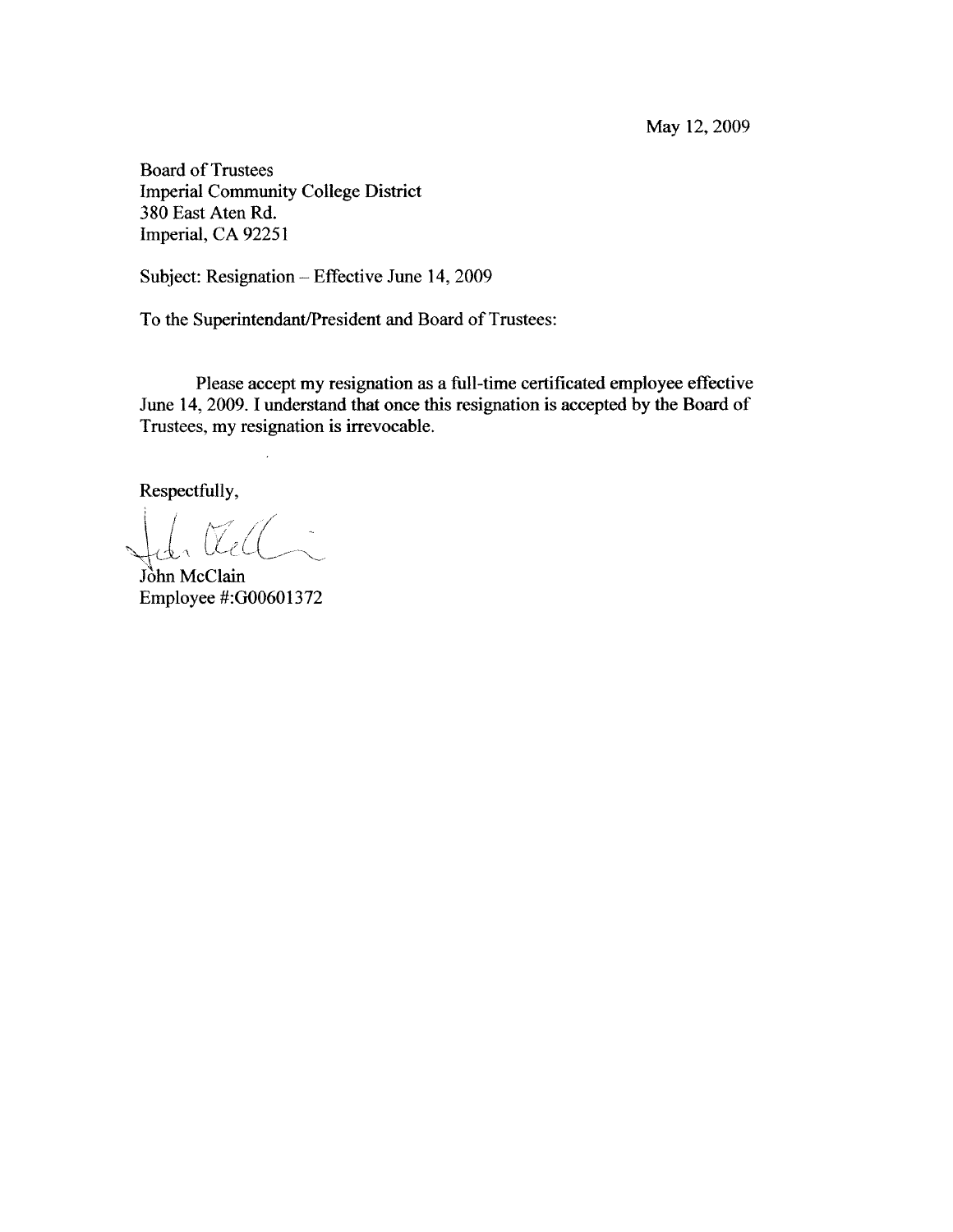May 12, 2009

Board of Trustees
Imperial Community College District
380 East Aten Rd.
Imperial, CA 92251

Subject: Resignation – Effective June 14, 2009

To the Superintendant/President and Board of Trustees:

Please accept my resignation as a full-time certificated employee effective June 14, 2009. I understand that once this resignation is accepted by the Board of Trustees, my resignation is irrevocable.

Respectfully,

John McClain
Employee #:G00601372